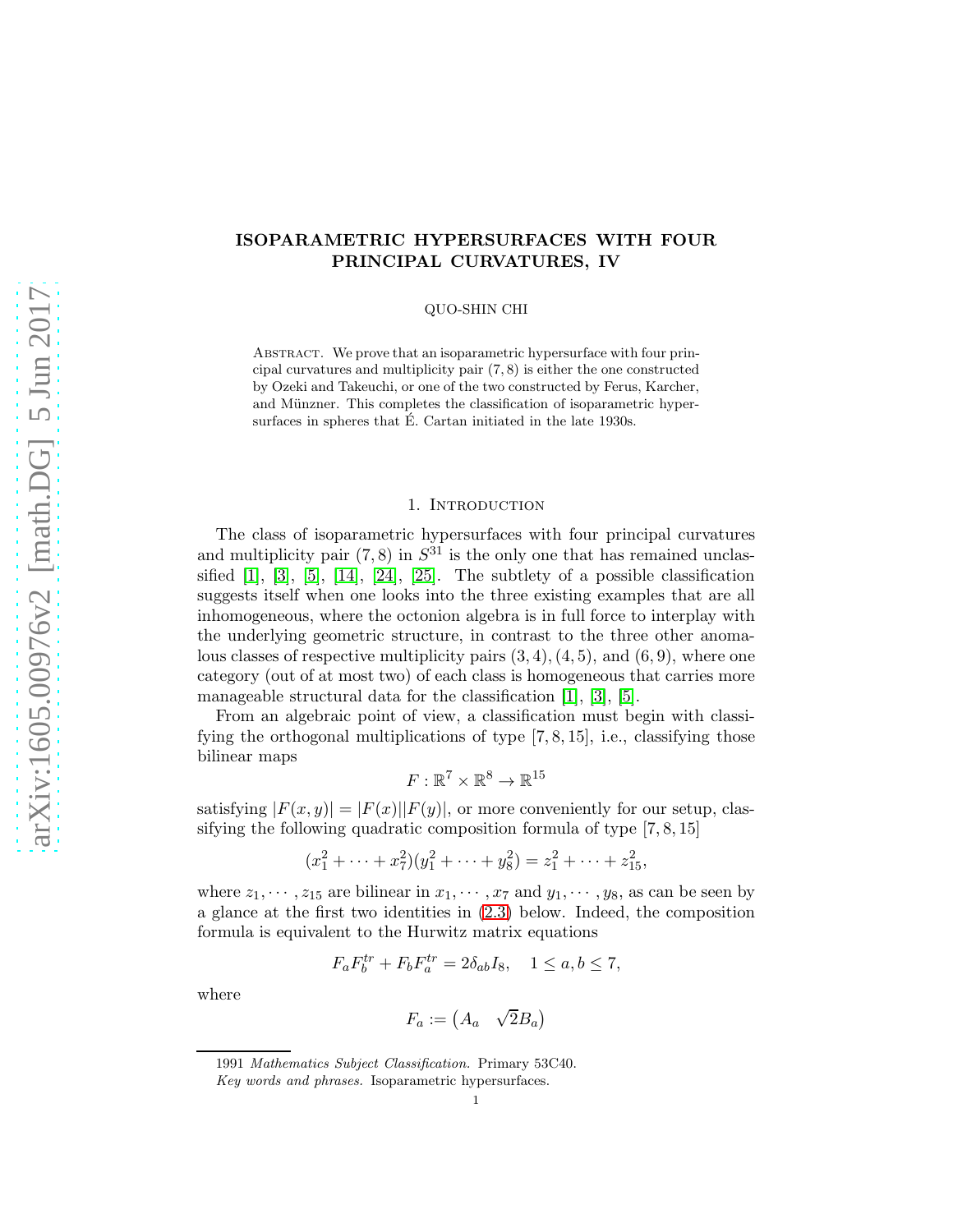# ISOPARAMETRIC HYPERSURFACES WITH FOUR PRINCIPAL CURVATURES, IV

QUO-SHIN CHI

ABSTRACT. We prove that an isoparametric hypersurface with four principal curvatures and multiplicity pair $(7, 8)$ is either the one constructed by Ozeki and Takeuchi, or one of the two constructed by Ferus, Karcher, and Münzner. This completes the classification of isoparametric hypersurfaces in spheres that É. Cartan initiated in the late 1930s.

## 1. Introduction

The class of isoparametric hypersurfaces with four principal curvatures and multiplicity pair $(7, 8)$ in $S^{31}$ is the only one that has remained unclassified [1], [3], [5], [14], [24], [25]. The subtlety of a possible classification suggests itself when one looks into the three existing examples that are all inhomogeneous, where the octonion algebra is in full force to interplay with the underlying geometric structure, in contrast to the three other anomalous classes of respective multiplicity pairs $(3, 4)$, $(4, 5)$, and $(6, 9)$, where one category (out of at most two) of each class is homogeneous that carries more manageable structural data for the classification [1], [3], [5].

From an algebraic point of view, a classification must begin with classifying the orthogonal multiplications of type $[7, 8, 15]$, i.e., classifying those bilinear maps

$$F : \mathbb{R}^7 \times \mathbb{R}^8 \to \mathbb{R}^{15}$$

satisfying $|F(x, y)| = |F(x)||F(y)|$, or more conveniently for our setup, classifying the following quadratic composition formula of type $[7, 8, 15]$

$$(x_1^2 + \cdots + x_7^2)(y_1^2 + \cdots + y_8^2) = z_1^2 + \cdots + z_{15}^2,$$

where $z_1, \cdots, z_{15}$ are bilinear in $x_1, \cdots, x_7$ and $y_1, \cdots, y_8$, as can be seen by a glance at the first two identities in (2.3) below. Indeed, the composition formula is equivalent to the Hurwitz matrix equations

$$F_a F_b^{tr} + F_b F_a^{tr} = 2\delta_{ab} I_8, \quad 1 \leq a, b \leq 7,$$

where

$$F_a := \begin{pmatrix} A_a & \sqrt{2} B_a \end{pmatrix}$$

1991 *Mathematics Subject Classification.* Primary 53C40.

*Key words and phrases.* Isoparametric hypersurfaces.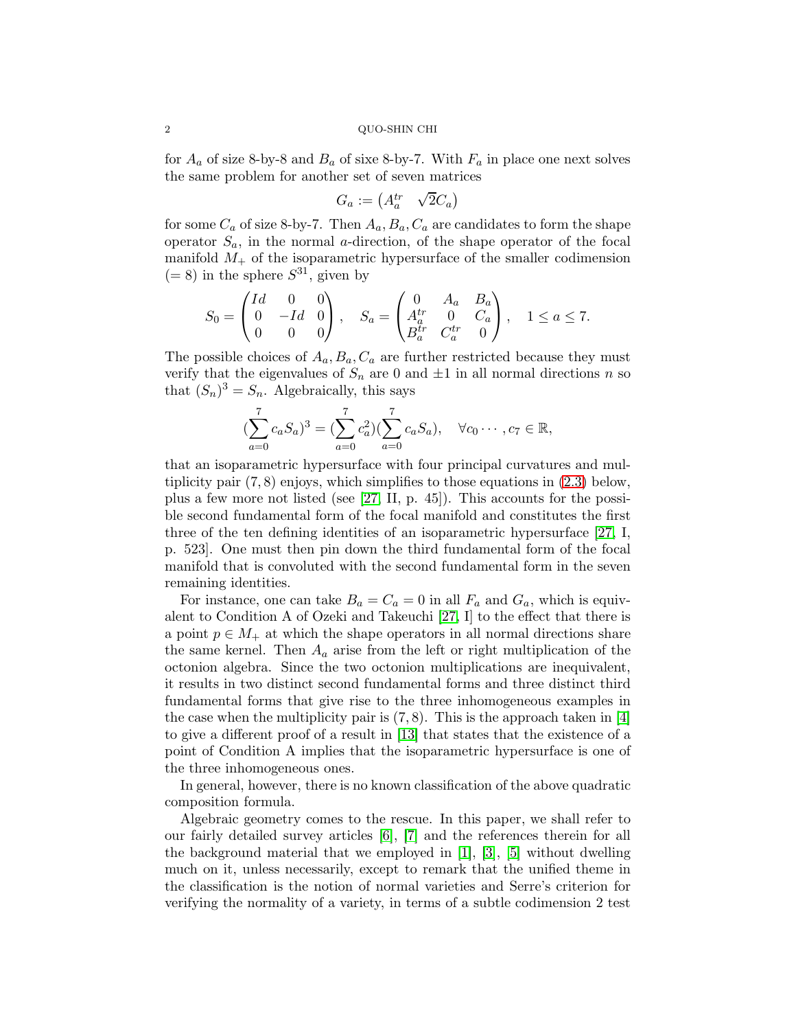for $A_a$ of size 8-by-8 and $B_a$ of sixe 8-by-7. With $F_a$ in place one next solves the same problem for another set of seven matrices

$$G_a := \begin{pmatrix} A_a^{tr} & \sqrt{2}C_a \end{pmatrix}$$

for some $C_a$ of size 8-by-7. Then $A_a, B_a, C_a$ are candidates to form the shape operator $S_a$, in the normal $a$-direction, of the shape operator of the focal manifold $M_+$ of the isoparametric hypersurface of the smaller codimension $(= 8)$ in the sphere $S^{31}$, given by

$$S_0 = \begin{pmatrix} Id & 0 & 0 \\ 0 & -Id & 0 \\ 0 & 0 & 0 \end{pmatrix}, \quad S_a = \begin{pmatrix} 0 & A_a & B_a \\ A_a^{tr} & 0 & C_a \\ B_a^{tr} & C_a^{tr} & 0 \end{pmatrix}, \quad 1 \leq a \leq 7.$$

The possible choices of $A_a, B_a, C_a$ are further restricted because they must verify that the eigenvalues of $S_n$ are 0 and $\pm 1$ in all normal directions $n$ so that $(S_n)^3 = S_n$. Algebraically, this says

$$(\sum_{a=0}^{7} c_a S_a)^3 = (\sum_{a=0}^{7} c_a^2)(\sum_{a=0}^{7} c_a S_a), \quad \forall c_0 \cdots, c_7 \in \mathbb{R},$$

that an isoparametric hypersurface with four principal curvatures and multiplicity pair $(7, 8)$ enjoys, which simplifies to those equations in (2.3) below, plus a few more not listed (see [27, II, p. 45]). This accounts for the possible second fundamental form of the focal manifold and constitutes the first three of the ten defining identities of an isoparametric hypersurface [27, I, p. 523]. One must then pin down the third fundamental form of the focal manifold that is convoluted with the second fundamental form in the seven remaining identities.

For instance, one can take $B_a = C_a = 0$ in all $F_a$ and $G_a$, which is equivalent to Condition A of Ozeki and Takeuchi [27, I] to the effect that there is a point $p \in M_+$ at which the shape operators in all normal directions share the same kernel. Then $A_a$ arise from the left or right multiplication of the octonion algebra. Since the two octonion multiplications are inequivalent, it results in two distinct second fundamental forms and three distinct third fundamental forms that give rise to the three inhomogeneous examples in the case when the multiplicity pair is $(7, 8)$. This is the approach taken in [4] to give a different proof of a result in [13] that states that the existence of a point of Condition A implies that the isoparametric hypersurface is one of the three inhomogeneous ones.

In general, however, there is no known classification of the above quadratic composition formula.

Algebraic geometry comes to the rescue. In this paper, we shall refer to our fairly detailed survey articles [6], [7] and the references therein for all the background material that we employed in [1], [3], [5] without dwelling much on it, unless necessarily, except to remark that the unified theme in the classification is the notion of normal varieties and Serre's criterion for verifying the normality of a variety, in terms of a subtle codimension 2 test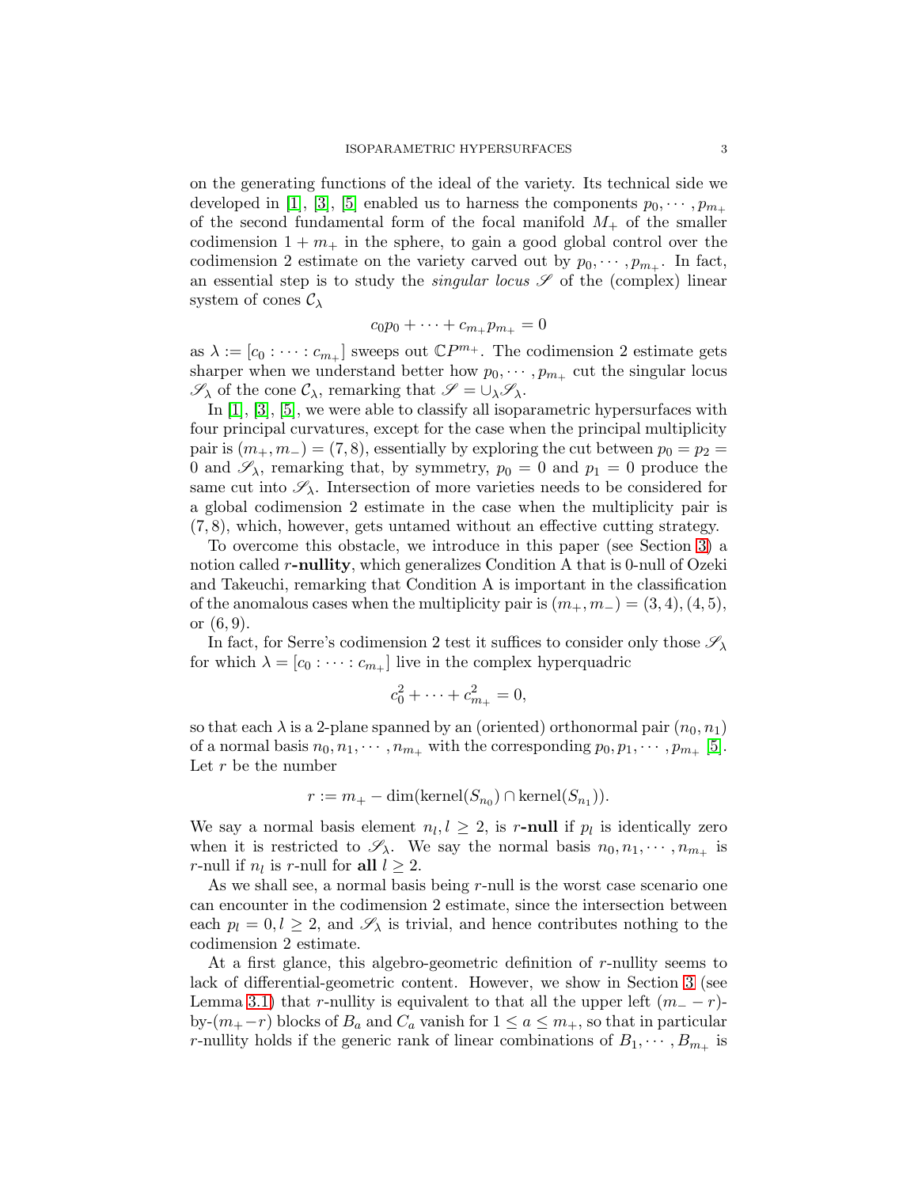on the generating functions of the ideal of the variety. Its technical side we developed in [1], [3], [5] enabled us to harness the components $p_0, \cdots, p_{m_+}$ of the second fundamental form of the focal manifold $M_+$ of the smaller codimension $1 + m_+$ in the sphere, to gain a good global control over the codimension 2 estimate on the variety carved out by $p_0, \cdots, p_{m_+}$. In fact, an essential step is to study the *singular locus* $\mathscr{S}$ of the (complex) linear system of cones $\mathcal{C}_\lambda$

$$c_0 p_0 + \cdots + c_{m_+} p_{m_+} = 0$$

as $\lambda := [c_0 : \cdots : c_{m_+}]$ sweeps out $\mathbb{C}P^{m_+}$. The codimension 2 estimate gets sharper when we understand better how $p_0, \cdots, p_{m_+}$ cut the singular locus $\mathscr{S}_\lambda$ of the cone $\mathcal{C}_\lambda$, remarking that $\mathscr{S} = \cup_\lambda \mathscr{S}_\lambda$.

In [1], [3], [5], we were able to classify all isoparametric hypersurfaces with four principal curvatures, except for the case when the principal multiplicity pair is $(m_+, m_-) = (7, 8)$, essentially by exploring the cut between $p_0 = p_2 = 0$ and $\mathscr{S}_\lambda$, remarking that, by symmetry, $p_0 = 0$ and $p_1 = 0$ produce the same cut into $\mathscr{S}_\lambda$. Intersection of more varieties needs to be considered for a global codimension 2 estimate in the case when the multiplicity pair is $(7, 8)$, which, however, gets untamed without an effective cutting strategy.

To overcome this obstacle, we introduce in this paper (see Section 3) a notion called $r$**-nullity**, which generalizes Condition A that is 0-null of Ozeki and Takeuchi, remarking that Condition A is important in the classification of the anomalous cases when the multiplicity pair is $(m_+, m_-) = (3, 4), (4, 5)$, or $(6, 9)$.

In fact, for Serre's codimension 2 test it suffices to consider only those $\mathscr{S}_\lambda$ for which $\lambda = [c_0 : \cdots : c_{m_+}]$ live in the complex hyperquadric

$$c_0^2 + \cdots + c_{m_+}^2 = 0,$$

so that each $\lambda$ is a 2-plane spanned by an (oriented) orthonormal pair $(n_0, n_1)$ of a normal basis $n_0, n_1, \cdots, n_{m_+}$ with the corresponding $p_0, p_1, \cdots, p_{m_+}$ [5]. Let $r$ be the number

$$r := m_+ - \dim(\text{kernel}(S_{n_0}) \cap \text{kernel}(S_{n_1})).$$

We say a normal basis element $n_l, l \geq 2$, is $r$**-null** if $p_l$ is identically zero when it is restricted to $\mathscr{S}_\lambda$. We say the normal basis $n_0, n_1, \cdots, n_{m_+}$ is $r$-null if $n_l$ is $r$-null for **all** $l \geq 2$.

As we shall see, a normal basis being $r$-null is the worst case scenario one can encounter in the codimension 2 estimate, since the intersection between each $p_l = 0, l \geq 2$, and $\mathscr{S}_\lambda$ is trivial, and hence contributes nothing to the codimension 2 estimate.

At a first glance, this algebro-geometric definition of $r$-nullity seems to lack of differential-geometric content. However, we show in Section 3 (see Lemma 3.1) that $r$-nullity is equivalent to that all the upper left $(m_- - r)$-by-$(m_+ - r)$ blocks of $B_a$ and $C_a$ vanish for $1 \leq a \leq m_+$, so that in particular $r$-nullity holds if the generic rank of linear combinations of $B_1, \cdots, B_{m_+}$ is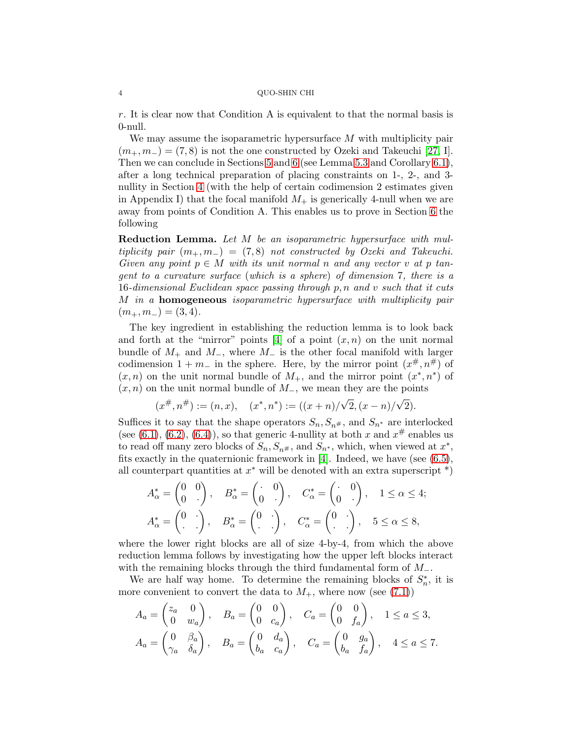$r$. It is clear now that Condition A is equivalent to that the normal basis is 0-null.

We may assume the isoparametric hypersurface $M$ with multiplicity pair $(m_+, m_-) = (7, 8)$ is not the one constructed by Ozeki and Takeuchi [27, I]. Then we can conclude in Sections 5 and 6 (see Lemma 5.3 and Corollary 6.1), after a long technical preparation of placing constraints on 1-, 2-, and 3-nullity in Section 4 (with the help of certain codimension 2 estimates given in Appendix I) that the focal manifold $M_+$ is generically 4-null when we are away from points of Condition A. This enables us to prove in Section 6 the following

**Reduction Lemma.** *Let $M$ be an isoparametric hypersurface with multiplicity pair $(m_+, m_-) = (7, 8)$ not constructed by Ozeki and Takeuchi. Given any point $p \in M$ with its unit normal $n$ and any vector $v$ at $p$ tangent to a curvature surface (which is a sphere) of dimension 7, there is a 16-dimensional Euclidean space passing through $p, n$ and $v$ such that it cuts $M$ in a* **homogeneous** *isoparametric hypersurface with multiplicity pair $(m_+, m_-) = (3, 4)$.*

The key ingredient in establishing the reduction lemma is to look back and forth at the "mirror" points [4] of a point $(x, n)$ on the unit normal bundle of $M_+$ and $M_-$, where $M_-$ is the other focal manifold with larger codimension $1 + m_-$ in the sphere. Here, by the mirror point $(x^\#, n^\#)$ of $(x, n)$ on the unit normal bundle of $M_+$, and the mirror point $(x^*, n^*)$ of $(x, n)$ on the unit normal bundle of $M_-$, we mean they are the points

$$(x^\#, n^\#) := (n, x), \quad (x^*, n^*) := ((x + n)/\sqrt{2}, (x - n)/\sqrt{2}).$$

Suffices it to say that the shape operators $S_n, S_{n^\#}$, and $S_{n^*}$ are interlocked (see (6.1), (6.2), (6.4)), so that generic 4-nullity at both $x$ and $x^\#$ enables us to read off many zero blocks of $S_n, S_{n^\#}$, and $S_{n^*}$, which, when viewed at $x^*$, fits exactly in the quaternionic framework in [4]. Indeed, we have (see (6.5), all counterpart quantities at $x^*$ will be denoted with an extra superscript $^*$)

$$A^*_\alpha = \begin{pmatrix} 0 & 0 \\ 0 & \cdot \end{pmatrix}, \quad B^*_\alpha = \begin{pmatrix} \cdot & 0 \\ 0 & \cdot \end{pmatrix}, \quad C^*_\alpha = \begin{pmatrix} \cdot & 0 \\ 0 & \cdot \end{pmatrix}, \quad 1 \leq \alpha \leq 4;$$

$$A^*_\alpha = \begin{pmatrix} 0 & \cdot \\ \cdot & \cdot \end{pmatrix}, \quad B^*_\alpha = \begin{pmatrix} 0 & \cdot \\ \cdot & \cdot \end{pmatrix}, \quad C^*_\alpha = \begin{pmatrix} 0 & \cdot \\ \cdot & \cdot \end{pmatrix}, \quad 5 \leq \alpha \leq 8,$$

where the lower right blocks are all of size 4-by-4, from which the above reduction lemma follows by investigating how the upper left blocks interact with the remaining blocks through the third fundamental form of $M_-$.

We are half way home. To determine the remaining blocks of $S^*_n$, it is more convenient to convert the data to $M_+$, where now (see (7.1))

$$A_a = \begin{pmatrix} z_a & 0 \\ 0 & w_a \end{pmatrix}, \quad B_a = \begin{pmatrix} 0 & 0 \\ 0 & c_a \end{pmatrix}, \quad C_a = \begin{pmatrix} 0 & 0 \\ 0 & f_a \end{pmatrix}, \quad 1 \leq a \leq 3,$$

$$A_a = \begin{pmatrix} 0 & \beta_a \\ \gamma_a & \delta_a \end{pmatrix}, \quad B_a = \begin{pmatrix} 0 & d_a \\ b_a & c_a \end{pmatrix}, \quad C_a = \begin{pmatrix} 0 & g_a \\ b_a & f_a \end{pmatrix}, \quad 4 \leq a \leq 7.$$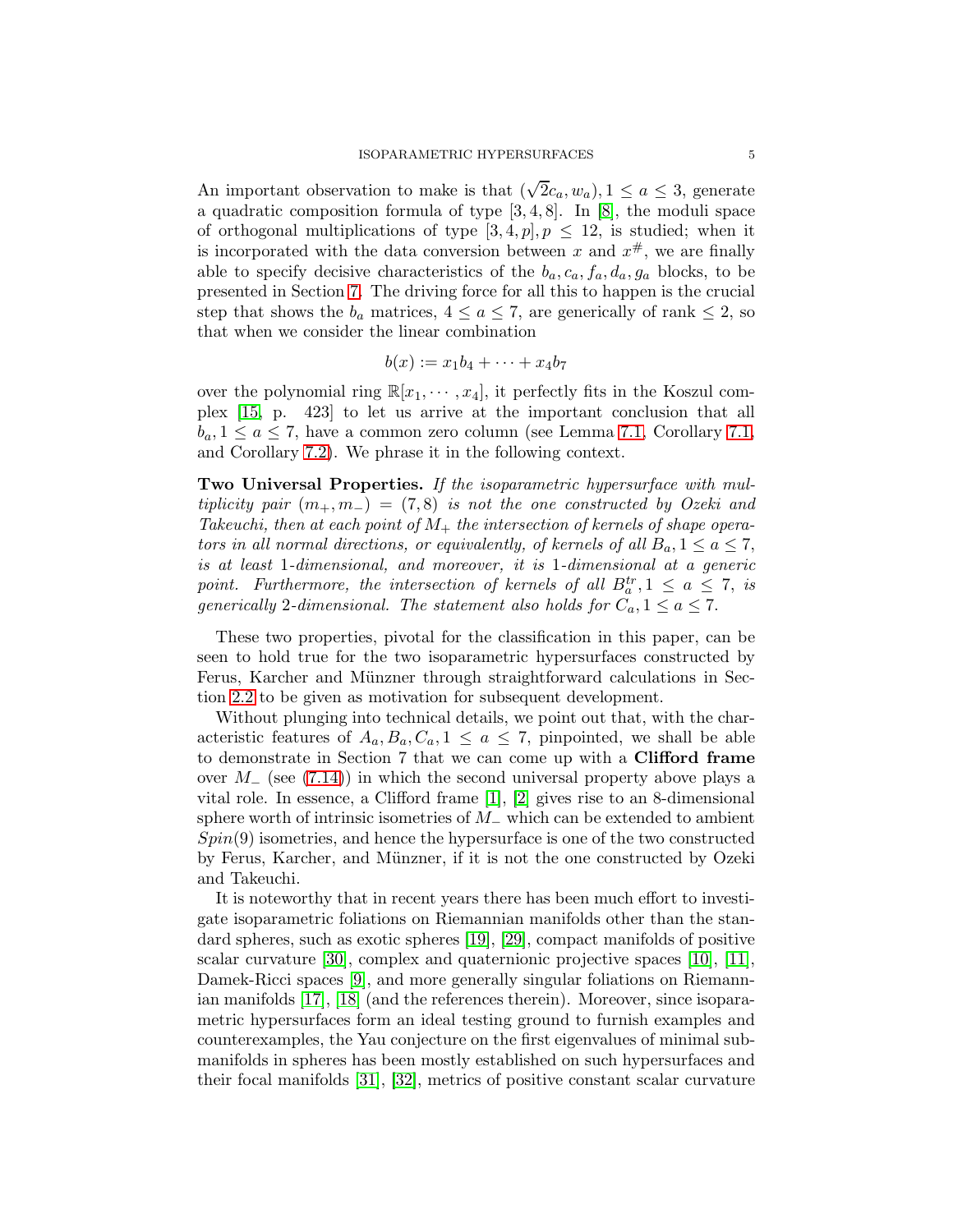An important observation to make is that $(\sqrt{2}c_a, w_a), 1 \leq a \leq 3$, generate a quadratic composition formula of type $[3, 4, 8]$. In [8], the moduli space of orthogonal multiplications of type $[3, 4, p], p \leq 12$, is studied; when it is incorporated with the data conversion between $x$ and $x^{\#}$, we are finally able to specify decisive characteristics of the $b_a, c_a, f_a, d_a, g_a$ blocks, to be presented in Section 7. The driving force for all this to happen is the crucial step that shows the $b_a$ matrices, $4 \leq a \leq 7$, are generically of rank $\leq 2$, so that when we consider the linear combination

$$b(x) := x_1 b_4 + \cdots + x_4 b_7$$

over the polynomial ring $\mathbb{R}[x_1, \cdots, x_4]$, it perfectly fits in the Koszul complex [15, p. 423] to let us arrive at the important conclusion that all $b_a, 1 \leq a \leq 7$, have a common zero column (see Lemma 7.1, Corollary 7.1, and Corollary 7.2). We phrase it in the following context.

**Two Universal Properties.** *If the isoparametric hypersurface with multiplicity pair $(m_+, m_-) = (7, 8)$ is not the one constructed by Ozeki and Takeuchi, then at each point of $M_+$ the intersection of kernels of shape operators in all normal directions, or equivalently, of kernels of all $B_a, 1 \leq a \leq 7$, is at least 1-dimensional, and moreover, it is 1-dimensional at a generic point. Furthermore, the intersection of kernels of all $B_a^{tr}, 1 \leq a \leq 7$, is generically 2-dimensional. The statement also holds for $C_a, 1 \leq a \leq 7$.*

These two properties, pivotal for the classification in this paper, can be seen to hold true for the two isoparametric hypersurfaces constructed by Ferus, Karcher and Münzner through straightforward calculations in Section 2.2 to be given as motivation for subsequent development.

Without plunging into technical details, we point out that, with the characteristic features of $A_a, B_a, C_a, 1 \leq a \leq 7$, pinpointed, we shall be able to demonstrate in Section 7 that we can come up with a **Clifford frame** over $M_-$ (see (7.14)) in which the second universal property above plays a vital role. In essence, a Clifford frame [1], [2] gives rise to an 8-dimensional sphere worth of intrinsic isometries of $M_-$ which can be extended to ambient $Spin(9)$ isometries, and hence the hypersurface is one of the two constructed by Ferus, Karcher, and Münzner, if it is not the one constructed by Ozeki and Takeuchi.

It is noteworthy that in recent years there has been much effort to investigate isoparametric foliations on Riemannian manifolds other than the standard spheres, such as exotic spheres [19], [29], compact manifolds of positive scalar curvature [30], complex and quaternionic projective spaces [10], [11], Damek-Ricci spaces [9], and more generally singular foliations on Riemannian manifolds [17], [18] (and the references therein). Moreover, since isoparametric hypersurfaces form an ideal testing ground to furnish examples and counterexamples, the Yau conjecture on the first eigenvalues of minimal submanifolds in spheres has been mostly established on such hypersurfaces and their focal manifolds [31], [32], metrics of positive constant scalar curvature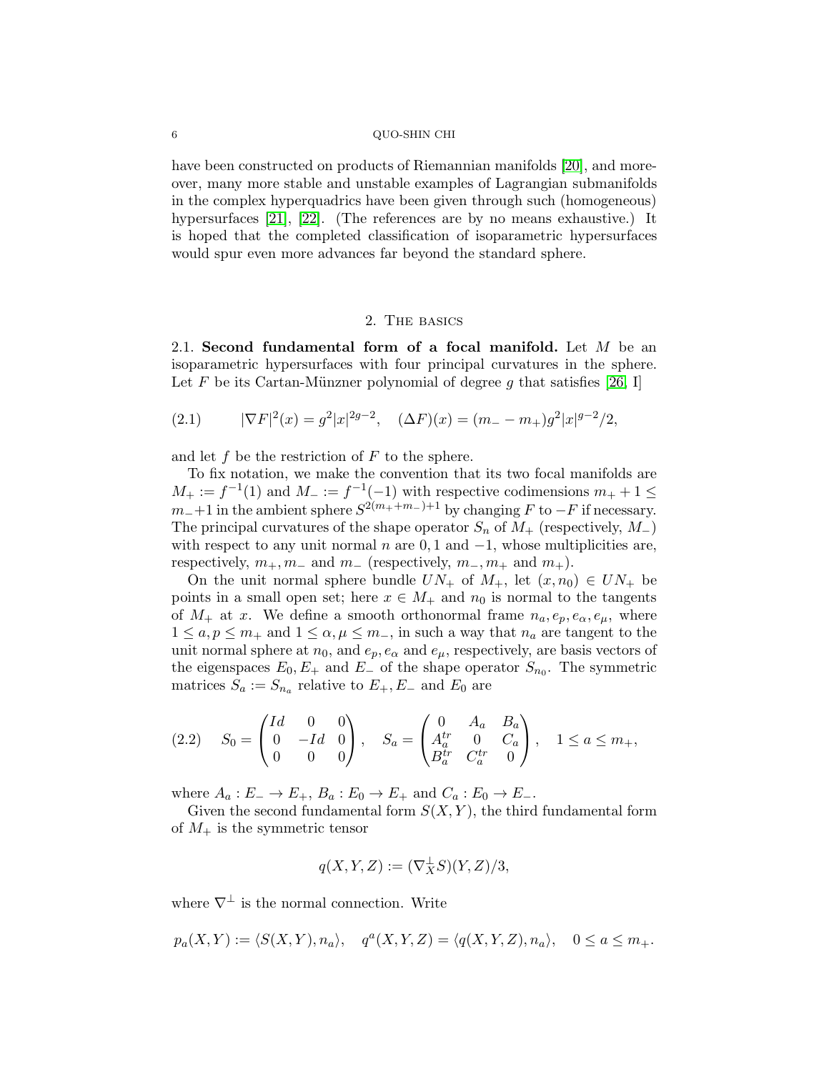have been constructed on products of Riemannian manifolds [20], and moreover, many more stable and unstable examples of Lagrangian submanifolds in the complex hyperquadrics have been given through such (homogeneous) hypersurfaces [21], [22]. (The references are by no means exhaustive.) It is hoped that the completed classification of isoparametric hypersurfaces would spur even more advances far beyond the standard sphere.

## 2. The basics

**2.1. Second fundamental form of a focal manifold.** Let $M$ be an isoparametric hypersurfaces with four principal curvatures in the sphere. Let $F$ be its Cartan-Münzner polynomial of degree $g$ that satisfies [26, I]

$$|\nabla F|^2(x) = g^2|x|^{2g-2}, \quad (\Delta F)(x) = (m_- - m_+)g^2|x|^{g-2}/2, \tag{2.1}$$

and let $f$ be the restriction of $F$ to the sphere.

To fix notation, we make the convention that its two focal manifolds are $M_+ := f^{-1}(1)$ and $M_- := f^{-1}(-1)$ with respective codimensions $m_+ + 1 \leq m_- + 1$ in the ambient sphere $S^{2(m_+ + m_-)+1}$ by changing $F$ to $-F$ if necessary. The principal curvatures of the shape operator $S_n$ of $M_+$ (respectively, $M_-$) with respect to any unit normal $n$ are $0, 1$ and $-1$, whose multiplicities are, respectively, $m_+, m_-$ and $m_-$ (respectively, $m_-, m_+$ and $m_+$).

On the unit normal sphere bundle $UN_+$ of $M_+$, let $(x, n_0) \in UN_+$ be points in a small open set; here $x \in M_+$ and $n_0$ is normal to the tangents of $M_+$ at $x$. We define a smooth orthonormal frame $n_a, e_p, e_\alpha, e_\mu$, where $1 \leq a, p \leq m_+$ and $1 \leq \alpha, \mu \leq m_-$, in such a way that $n_a$ are tangent to the unit normal sphere at $n_0$, and $e_p, e_\alpha$ and $e_\mu$, respectively, are basis vectors of the eigenspaces $E_0, E_+$ and $E_-$ of the shape operator $S_{n_0}$. The symmetric matrices $S_a := S_{n_a}$ relative to $E_+, E_-$ and $E_0$ are

$$S_0 = \begin{pmatrix} Id & 0 & 0 \\ 0 & -Id & 0 \\ 0 & 0 & 0 \end{pmatrix}, \quad S_a = \begin{pmatrix} 0 & A_a & B_a \\ A_a^{tr} & 0 & C_a \\ B_a^{tr} & C_a^{tr} & 0 \end{pmatrix}, \quad 1 \leq a \leq m_+, \tag{2.2}$$

where $A_a : E_- \to E_+$, $B_a : E_0 \to E_+$ and $C_a : E_0 \to E_-$.

Given the second fundamental form $S(X, Y)$, the third fundamental form of $M_+$ is the symmetric tensor

$$q(X, Y, Z) := (\nabla_X^\perp S)(Y, Z)/3,$$

where $\nabla^\perp$ is the normal connection. Write

$$p_a(X, Y) := \langle S(X, Y), n_a \rangle, \quad q^a(X, Y, Z) = \langle q(X, Y, Z), n_a \rangle, \quad 0 \leq a \leq m_+.$$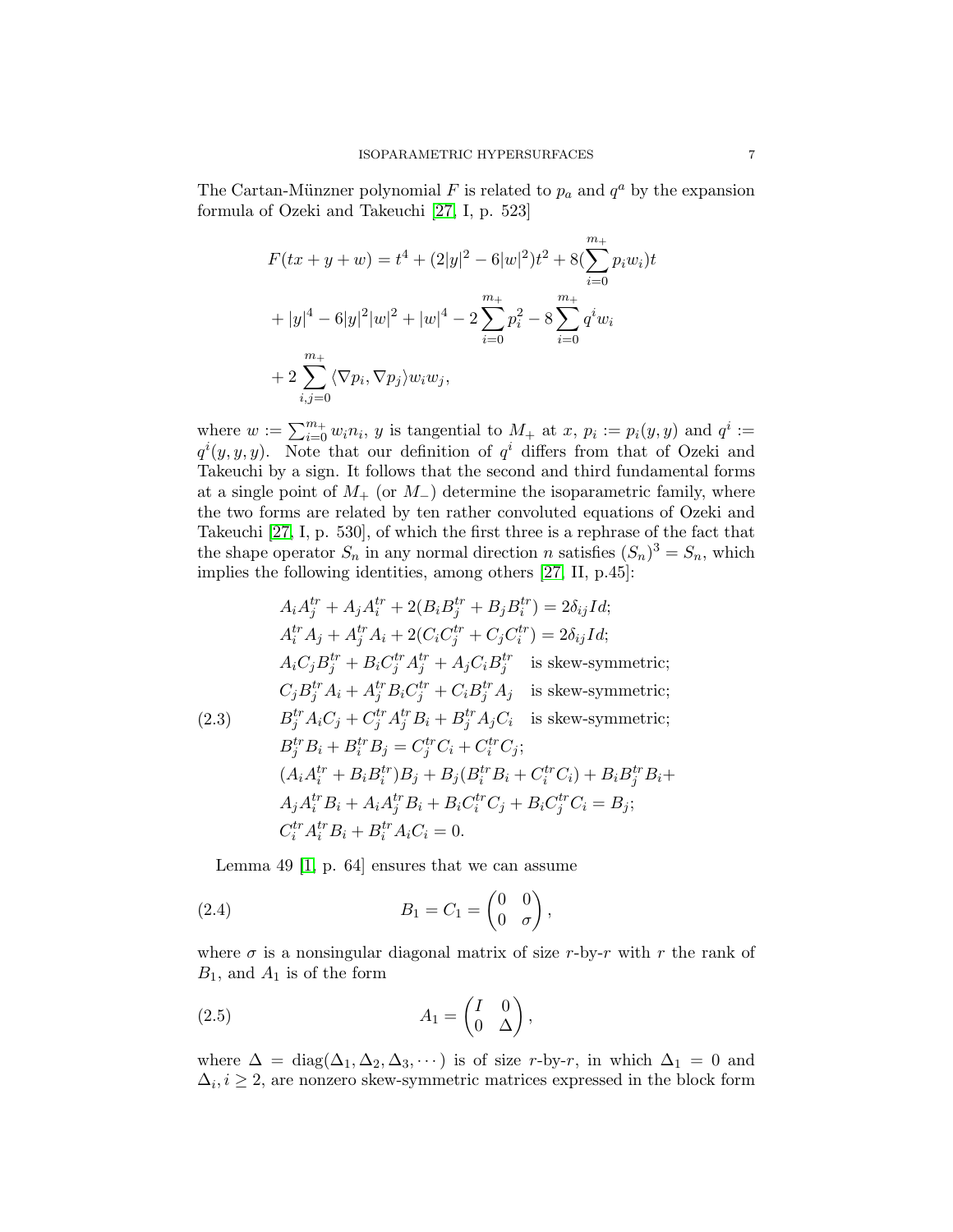The Cartan-Münzner polynomial $F$ is related to $p_a$ and $q^a$ by the expansion formula of Ozeki and Takeuchi [27, I, p. 523]

$$
\begin{aligned}
F(tx+y+w) &= t^4 + (2|y|^2 - 6|w|^2)t^2 + 8(\sum_{i=0}^{m_+} p_i w_i)t \\
&+ |y|^4 - 6|y|^2|w|^2 + |w|^4 - 2\sum_{i=0}^{m_+} p_i^2 - 8\sum_{i=0}^{m_+} q^i w_i \\
&+ 2\sum_{i,j=0}^{m_+} \langle \nabla p_i, \nabla p_j \rangle w_i w_j,
\end{aligned}
$$

where $w := \sum_{i=0}^{m_+} w_i n_i$, $y$ is tangential to $M_+$ at $x$, $p_i := p_i(y,y)$ and $q^i := q^i(y,y,y)$. Note that our definition of $q^i$ differs from that of Ozeki and Takeuchi by a sign. It follows that the second and third fundamental forms at a single point of $M_+$ (or $M_-$) determine the isoparametric family, where the two forms are related by ten rather convoluted equations of Ozeki and Takeuchi [27, I, p. 530], of which the first three is a rephrase of the fact that the shape operator $S_n$ in any normal direction $n$ satisfies $(S_n)^3 = S_n$, which implies the following identities, among others [27, II, p.45]:

$$
\begin{aligned}
&A_i A_j^{tr} + A_j A_i^{tr} + 2(B_i B_j^{tr} + B_j B_i^{tr}) = 2\delta_{ij} Id; \\
&A_i^{tr} A_j + A_j^{tr} A_i + 2(C_i C_j^{tr} + C_j C_i^{tr}) = 2\delta_{ij} Id; \\
&A_i C_j B_j^{tr} + B_i C_j^{tr} A_j^{tr} + A_j C_i B_j^{tr} \quad \text{is skew-symmetric;} \\
&C_j B_j^{tr} A_i + A_j^{tr} B_i C_j^{tr} + C_i B_j^{tr} A_j \quad \text{is skew-symmetric;} \\
&B_j^{tr} A_i C_j + C_j^{tr} A_j^{tr} B_i + B_j^{tr} A_j C_i \quad \text{is skew-symmetric;} \\
&B_j^{tr} B_i + B_i^{tr} B_j = C_j^{tr} C_i + C_i^{tr} C_j; \\
&(A_i A_i^{tr} + B_i B_i^{tr}) B_j + B_j (B_i^{tr} B_i + C_i^{tr} C_i) + B_i B_j^{tr} B_i + \\
&A_j A_i^{tr} B_i + A_i A_j^{tr} B_i + B_i C_i^{tr} C_j + B_i C_j^{tr} C_i = B_j; \\
&C_i^{tr} A_i^{tr} B_i + B_i^{tr} A_i C_i = 0.
\end{aligned} \tag{2.3}
$$

Lemma 49 [1, p. 64] ensures that we can assume

$$
B_1 = C_1 = \begin{pmatrix} 0 & 0 \\ 0 & \sigma \end{pmatrix}, \tag{2.4}
$$

where $\sigma$ is a nonsingular diagonal matrix of size $r$-by-$r$ with $r$ the rank of $B_1$, and $A_1$ is of the form

$$
A_1 = \begin{pmatrix} I & 0 \\ 0 & \Delta \end{pmatrix}, \tag{2.5}
$$

where $\Delta = \text{diag}(\Delta_1, \Delta_2, \Delta_3, \cdots)$ is of size $r$-by-$r$, in which $\Delta_1 = 0$ and $\Delta_i, i \geq 2$, are nonzero skew-symmetric matrices expressed in the block form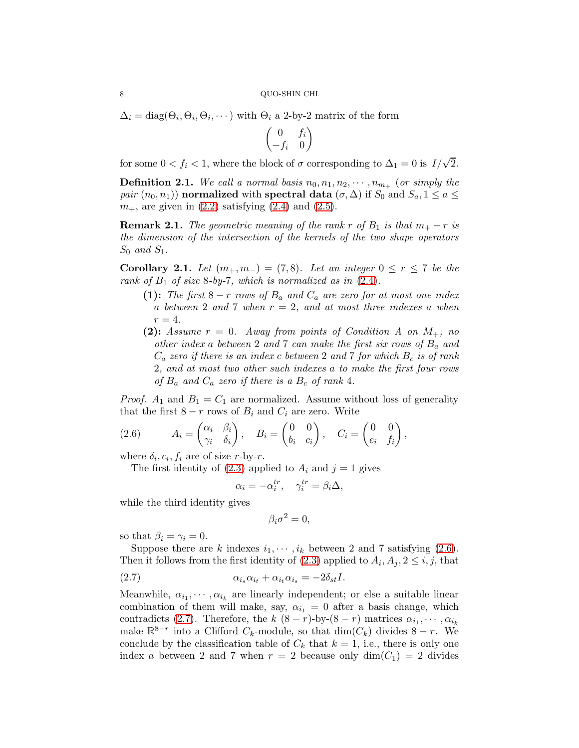$\Delta_i = \text{diag}(\Theta_i, \Theta_i, \Theta_i, \cdots)$ with $\Theta_i$ a 2-by-2 matrix of the form

$$\begin{pmatrix} 0 & f_i \\ -f_i & 0 \end{pmatrix}$$

for some $0 < f_i < 1$, where the block of $\sigma$ corresponding to $\Delta_1 = 0$ is $I/\sqrt{2}$.

**Definition 2.1.** *We call a normal basis $n_0, n_1, n_2, \cdots, n_{m_+}$ (or simply the pair $(n_0, n_1)$)* **normalized** *with* **spectral data** *$(\sigma, \Delta)$ if $S_0$ and $S_a, 1 \le a \le m_+$, are given in (2.2) satisfying (2.4) and (2.5).*

**Remark 2.1.** *The geometric meaning of the rank $r$ of $B_1$ is that $m_+ - r$ is the dimension of the intersection of the kernels of the two shape operators $S_0$ and $S_1$.*

**Corollary 2.1.** *Let $(m_+, m_-) = (7, 8)$. Let an integer $0 \le r \le 7$ be the rank of $B_1$ of size 8-by-7, which is normalized as in (2.4).*

- **(1):** *The first $8 - r$ rows of $B_a$ and $C_a$ are zero for at most one index $a$ between 2 and 7 when $r = 2$, and at most three indexes $a$ when $r = 4$.*
- **(2):** *Assume $r = 0$. Away from points of Condition A on $M_+$, no other index $a$ between 2 and 7 can make the first six rows of $B_a$ and $C_a$ zero if there is an index $c$ between 2 and 7 for which $B_c$ is of rank 2, and at most two other such indexes $a$ to make the first four rows of $B_a$ and $C_a$ zero if there is a $B_c$ of rank 4.*

*Proof.* $A_1$ and $B_1 = C_1$ are normalized. Assume without loss of generality that the first $8 - r$ rows of $B_i$ and $C_i$ are zero. Write

$$A_i = \begin{pmatrix} \alpha_i & \beta_i \\ \gamma_i & \delta_i \end{pmatrix}, \quad B_i = \begin{pmatrix} 0 & 0 \\ b_i & c_i \end{pmatrix}, \quad C_i = \begin{pmatrix} 0 & 0 \\ e_i & f_i \end{pmatrix}, \tag{2.6}$$

where $\delta_i, c_i, f_i$ are of size $r$-by-$r$.

The first identity of (2.3) applied to $A_i$ and $j = 1$ gives

$$\alpha_i = -\alpha_i^{tr}, \quad \gamma_i^{tr} = \beta_i \Delta,$$

while the third identity gives

$$\beta_i \sigma^2 = 0,$$

so that $\beta_i = \gamma_i = 0$.

Suppose there are $k$ indexes $i_1, \cdots, i_k$ between 2 and 7 satisfying (2.6). Then it follows from the first identity of (2.3) applied to $A_i, A_j, 2 \le i, j$, that

$$\alpha_{i_s}\alpha_{i_t} + \alpha_{i_t}\alpha_{i_s} = -2\delta_{st} I. \tag{2.7}$$

Meanwhile, $\alpha_{i_1}, \cdots, \alpha_{i_k}$ are linearly independent; or else a suitable linear combination of them will make, say, $\alpha_{i_1} = 0$ after a basis change, which contradicts (2.7). Therefore, the $k$ $(8 - r)$-by-$(8 - r)$ matrices $\alpha_{i_1}, \cdots, \alpha_{i_k}$ make $\mathbb{R}^{8-r}$ into a Clifford $C_k$-module, so that $\dim(C_k)$ divides $8 - r$. We conclude by the classification table of $C_k$ that $k = 1$, i.e., there is only one index $a$ between 2 and 7 when $r = 2$ because only $\dim(C_1) = 2$ divides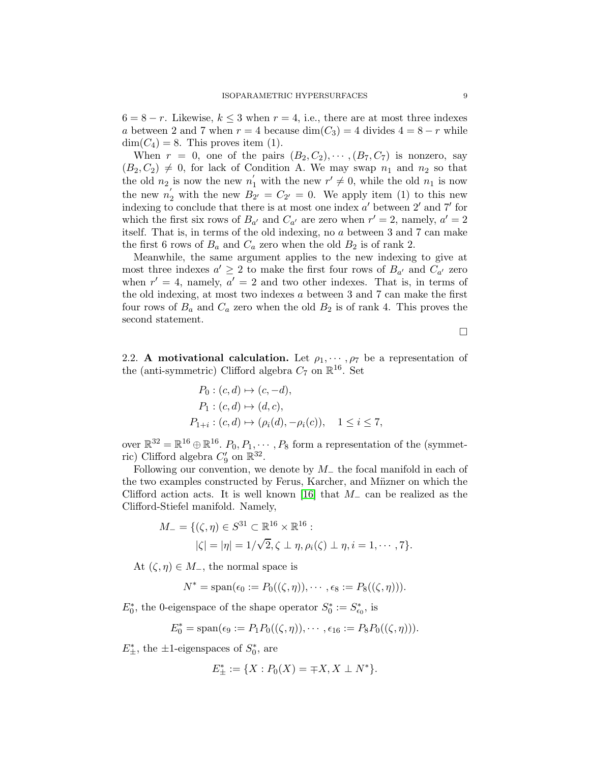$6 = 8 - r$. Likewise, $k \leq 3$ when $r = 4$, i.e., there are at most three indexes $a$ between 2 and 7 when $r = 4$ because $\dim(C_3) = 4$ divides $4 = 8 - r$ while $\dim(C_4) = 8$. This proves item (1).

When $r = 0$, one of the pairs $(B_2, C_2), \cdots, (B_7, C_7)$ is nonzero, say $(B_2, C_2) \neq 0$, for lack of Condition A. We may swap $n_1$ and $n_2$ so that the old $n_2$ is now the new $n_1^{'}$ with the new $r' \neq 0$, while the old $n_1$ is now the new $n_2^{'}$ with the new $B_{2'} = C_{2'} = 0$. We apply item (1) to this new indexing to conclude that there is at most one index $a'$ between $2'$ and $7'$ for which the first six rows of $B_{a'}$ and $C_{a'}$ are zero when $r' = 2$, namely, $a' = 2$ itself. That is, in terms of the old indexing, no $a$ between 3 and 7 can make the first 6 rows of $B_a$ and $C_a$ zero when the old $B_2$ is of rank 2.

Meanwhile, the same argument applies to the new indexing to give at most three indexes $a' \geq 2$ to make the first four rows of $B_{a'}$ and $C_{a'}$ zero when $r' = 4$, namely, $a' = 2$ and two other indexes. That is, in terms of the old indexing, at most two indexes $a$ between 3 and 7 can make the first four rows of $B_a$ and $C_a$ zero when the old $B_2$ is of rank 4. This proves the second statement.

□

2.2. **A motivational calculation.** Let $\rho_1, \cdots, \rho_7$ be a representation of the (anti-symmetric) Clifford algebra $C_7$ on $\mathbb{R}^{16}$. Set

$$
\begin{aligned}
P_0 &: (c, d) \mapsto (c, -d), \\
P_1 &: (c, d) \mapsto (d, c), \\
P_{1+i} &: (c, d) \mapsto (\rho_i(d), -\rho_i(c)), \quad 1 \leq i \leq 7,
\end{aligned}
$$

over $\mathbb{R}^{32} = \mathbb{R}^{16} \oplus \mathbb{R}^{16}$. $P_0, P_1, \cdots, P_8$ form a representation of the (symmetric) Clifford algebra $C_9'$ on $\mathbb{R}^{32}$.

Following our convention, we denote by $M_-$ the focal manifold in each of the two examples constructed by Ferus, Karcher, and Müzner on which the Clifford action acts. It is well known [16] that $M_-$ can be realized as the Clifford-Stiefel manifold. Namely,

$$
\begin{aligned}
M_- = \{(\zeta, \eta) \in S^{31} \subset \mathbb{R}^{16} \times \mathbb{R}^{16} :& \\
|\zeta| = |\eta| = 1/\sqrt{2}, \zeta \perp \eta, \rho_i(\zeta) \perp \eta, i = 1, \cdots, 7\}&.
\end{aligned}
$$

At $(\zeta, \eta) \in M_-$, the normal space is

$$
N^* = \operatorname{span}(\epsilon_0 := P_0((\zeta, \eta)), \cdots, \epsilon_8 := P_8((\zeta, \eta))).
$$

$E_0^*$, the 0-eigenspace of the shape operator $S_0^* := S_{\epsilon_0}^*$, is

$$
E_0^* = \operatorname{span}(\epsilon_9 := P_1 P_0((\zeta, \eta)), \cdots, \epsilon_{16} := P_8 P_0((\zeta, \eta))).
$$

$E_\pm^*$, the $\pm 1$-eigenspaces of $S_0^*$, are

$$
E_\pm^* := \{X : P_0(X) = \mp X, X \perp N^*\}.
$$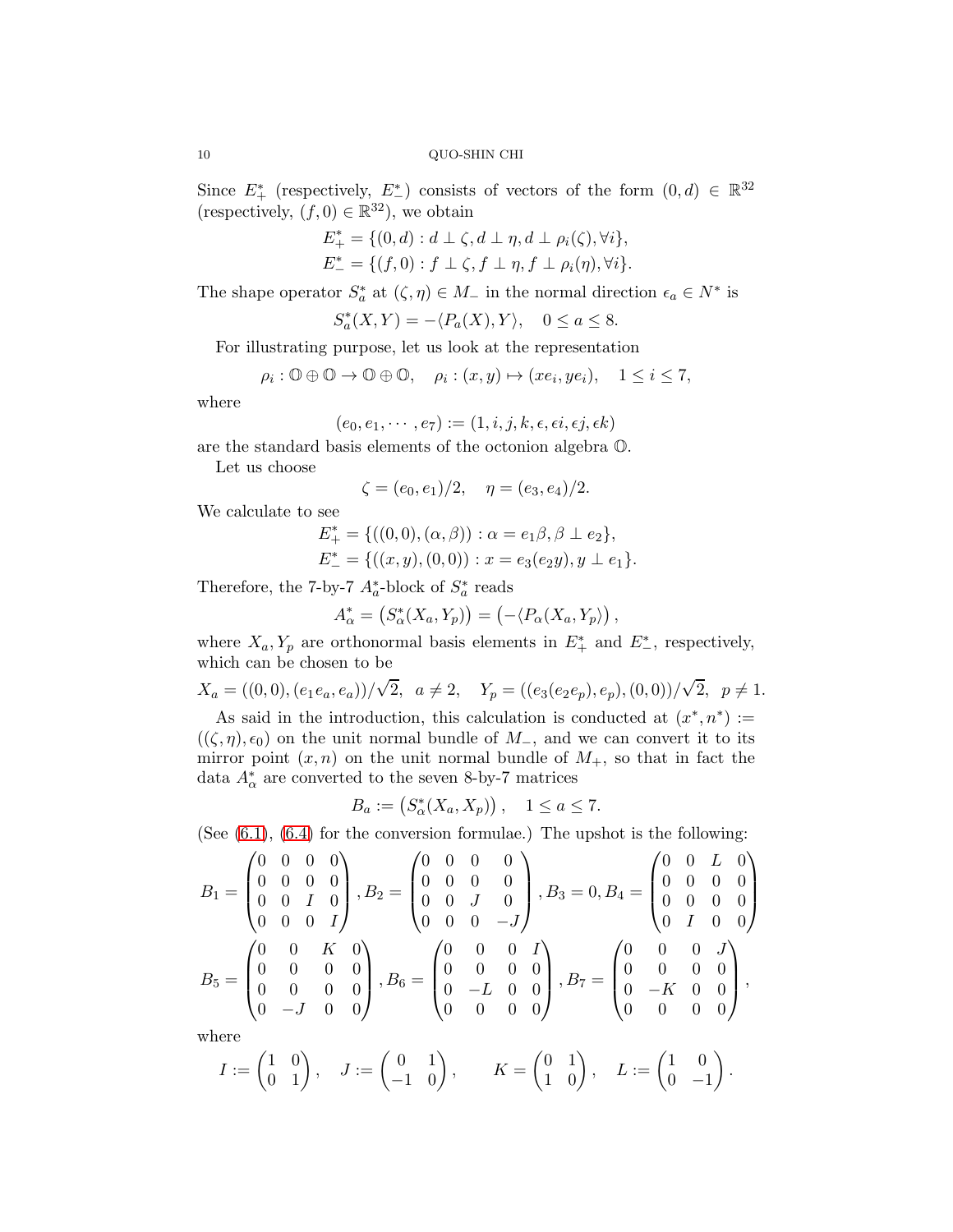Since $E_+^*$ (respectively, $E_-^*$) consists of vectors of the form $(0,d) \in \mathbb{R}^{32}$ (respectively, $(f,0) \in \mathbb{R}^{32}$), we obtain

$$E_+^* = \{(0,d) : d \perp \zeta, d \perp \eta, d \perp \rho_i(\zeta), \forall i\},$$
$$E_-^* = \{(f,0) : f \perp \zeta, f \perp \eta, f \perp \rho_i(\eta), \forall i\}.$$

The shape operator $S_a^*$ at $(\zeta, \eta) \in M_-$ in the normal direction $\epsilon_a \in N^*$ is

$$S_a^*(X,Y) = -\langle P_a(X), Y\rangle, \quad 0 \leq a \leq 8.$$

For illustrating purpose, let us look at the representation

$$\rho_i : \mathbb{O} \oplus \mathbb{O} \to \mathbb{O} \oplus \mathbb{O}, \quad \rho_i : (x,y) \mapsto (xe_i, ye_i), \quad 1 \leq i \leq 7,$$

where

$$(e_0, e_1, \cdots, e_7) := (1, i, j, k, \epsilon, \epsilon i, \epsilon j, \epsilon k)$$

are the standard basis elements of the octonion algebra $\mathbb{O}$.

Let us choose

$$\zeta = (e_0, e_1)/2, \quad \eta = (e_3, e_4)/2.$$

We calculate to see

$$E_+^* = \{((0,0),(\alpha,\beta)) : \alpha = e_1\beta, \beta \perp e_2\},$$
$$E_-^* = \{((x,y),(0,0)) : x = e_3(e_2 y), y \perp e_1\}.$$

Therefore, the 7-by-7 $A_a^*$-block of $S_a^*$ reads

$$A_\alpha^* = \left(S_\alpha^*(X_a, Y_p)\right) = \left(-\langle P_\alpha(X_a, Y_p)\rangle\right),$$

where $X_a, Y_p$ are orthonormal basis elements in $E_+^*$ and $E_-^*$, respectively, which can be chosen to be

$$X_a = ((0,0),(e_1 e_a, e_a))/\sqrt{2}, \;\; a \neq 2, \quad Y_p = ((e_3(e_2 e_p), e_p),(0,0))/\sqrt{2}, \;\; p \neq 1.$$

As said in the introduction, this calculation is conducted at $(x^*, n^*) := ((\zeta,\eta), \epsilon_0)$ on the unit normal bundle of $M_-$, and we can convert it to its mirror point $(x, n)$ on the unit normal bundle of $M_+$, so that in fact the data $A_\alpha^*$ are converted to the seven 8-by-7 matrices

$$B_a := \left(S_\alpha^*(X_a, X_p)\right), \quad 1 \leq a \leq 7.$$

(See (6.1), (6.4) for the conversion formulae.) The upshot is the following:

$$B_1 = \begin{pmatrix} 0 & 0 & 0 & 0 \\ 0 & 0 & 0 & 0 \\ 0 & 0 & I & 0 \\ 0 & 0 & 0 & I \end{pmatrix}, B_2 = \begin{pmatrix} 0 & 0 & 0 & 0 \\ 0 & 0 & 0 & 0 \\ 0 & 0 & J & 0 \\ 0 & 0 & 0 & -J \end{pmatrix}, B_3 = 0, B_4 = \begin{pmatrix} 0 & 0 & L & 0 \\ 0 & 0 & 0 & 0 \\ 0 & 0 & 0 & 0 \\ 0 & I & 0 & 0 \end{pmatrix}$$

$$B_5 = \begin{pmatrix} 0 & 0 & K & 0 \\ 0 & 0 & 0 & 0 \\ 0 & 0 & 0 & 0 \\ 0 & -J & 0 & 0 \end{pmatrix}, B_6 = \begin{pmatrix} 0 & 0 & 0 & I \\ 0 & 0 & 0 & 0 \\ 0 & -L & 0 & 0 \\ 0 & 0 & 0 & 0 \end{pmatrix}, B_7 = \begin{pmatrix} 0 & 0 & 0 & J \\ 0 & 0 & 0 & 0 \\ 0 & -K & 0 & 0 \\ 0 & 0 & 0 & 0 \end{pmatrix},$$

where

$$I := \begin{pmatrix} 1 & 0 \\ 0 & 1 \end{pmatrix}, \quad J := \begin{pmatrix} 0 & 1 \\ -1 & 0 \end{pmatrix}, \qquad K = \begin{pmatrix} 0 & 1 \\ 1 & 0 \end{pmatrix}, \quad L := \begin{pmatrix} 1 & 0 \\ 0 & -1 \end{pmatrix}.$$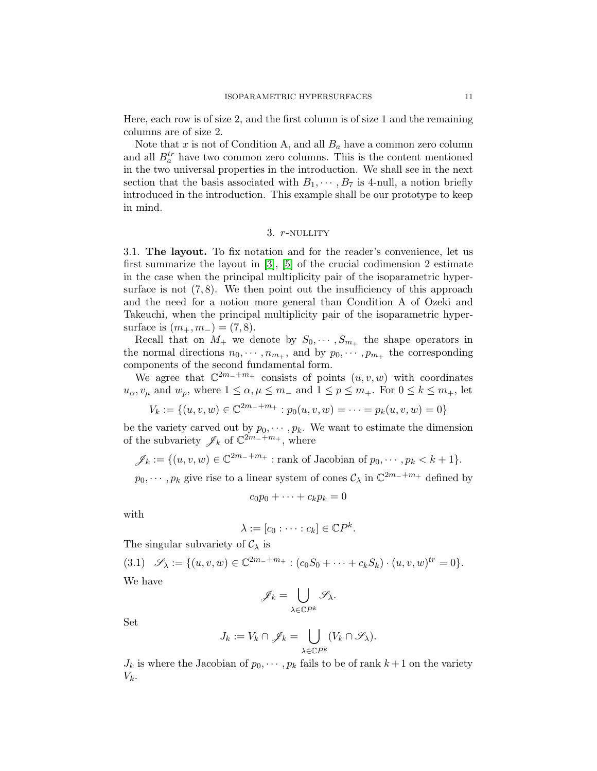Here, each row is of size 2, and the first column is of size 1 and the remaining columns are of size 2.

Note that $x$ is not of Condition A, and all $B_a$ have a common zero column and all $B_a^{tr}$ have two common zero columns. This is the content mentioned in the two universal properties in the introduction. We shall see in the next section that the basis associated with $B_1, \cdots, B_7$ is 4-null, a notion briefly introduced in the introduction. This example shall be our prototype to keep in mind.

## 3. $r$-nullity

**3.1. The layout.** To fix notation and for the reader's convenience, let us first summarize the layout in [3], [5] of the crucial codimension 2 estimate in the case when the principal multiplicity pair of the isoparametric hypersurface is not $(7, 8)$. We then point out the insufficiency of this approach and the need for a notion more general than Condition A of Ozeki and Takeuchi, when the principal multiplicity pair of the isoparametric hypersurface is $(m_+, m_-) = (7, 8)$.

Recall that on $M_+$ we denote by $S_0, \cdots, S_{m_+}$ the shape operators in the normal directions $n_0, \cdots, n_{m_+}$, and by $p_0, \cdots, p_{m_+}$ the corresponding components of the second fundamental form.

We agree that $\mathbb{C}^{2m_- + m_+}$ consists of points $(u, v, w)$ with coordinates $u_\alpha, v_\mu$ and $w_p$, where $1 \leq \alpha, \mu \leq m_-$ and $1 \leq p \leq m_+$. For $0 \leq k \leq m_+$, let

$$V_k := \{(u, v, w) \in \mathbb{C}^{2m_- + m_+} : p_0(u, v, w) = \cdots = p_k(u, v, w) = 0\}$$

be the variety carved out by $p_0, \cdots, p_k$. We want to estimate the dimension of the subvariety $\mathscr{J}_k$ of $\mathbb{C}^{2m_- + m_+}$, where

$$\mathscr{J}_k := \{(u, v, w) \in \mathbb{C}^{2m_- + m_+} : \text{rank of Jacobian of } p_0, \cdots, p_k < k + 1\}.$$

$p_0, \cdots, p_k$ give rise to a linear system of cones $\mathcal{C}_\lambda$ in $\mathbb{C}^{2m_- + m_+}$ defined by

$$c_0 p_0 + \cdots + c_k p_k = 0$$

with

$$\lambda := [c_0 : \cdots : c_k] \in \mathbb{C}P^k.$$

The singular subvariety of $\mathcal{C}_\lambda$ is

$$\mathscr{S}_\lambda := \{(u, v, w) \in \mathbb{C}^{2m_- + m_+} : (c_0 S_0 + \cdots + c_k S_k) \cdot (u, v, w)^{tr} = 0\}. \tag{3.1}$$

We have

$$\mathscr{J}_k = \bigcup_{\lambda \in \mathbb{C}P^k} \mathscr{S}_\lambda.$$

Set

$$J_k := V_k \cap \mathscr{J}_k = \bigcup_{\lambda \in \mathbb{C}P^k} (V_k \cap \mathscr{S}_\lambda).$$

$J_k$ is where the Jacobian of $p_0, \cdots, p_k$ fails to be of rank $k+1$ on the variety $V_k$.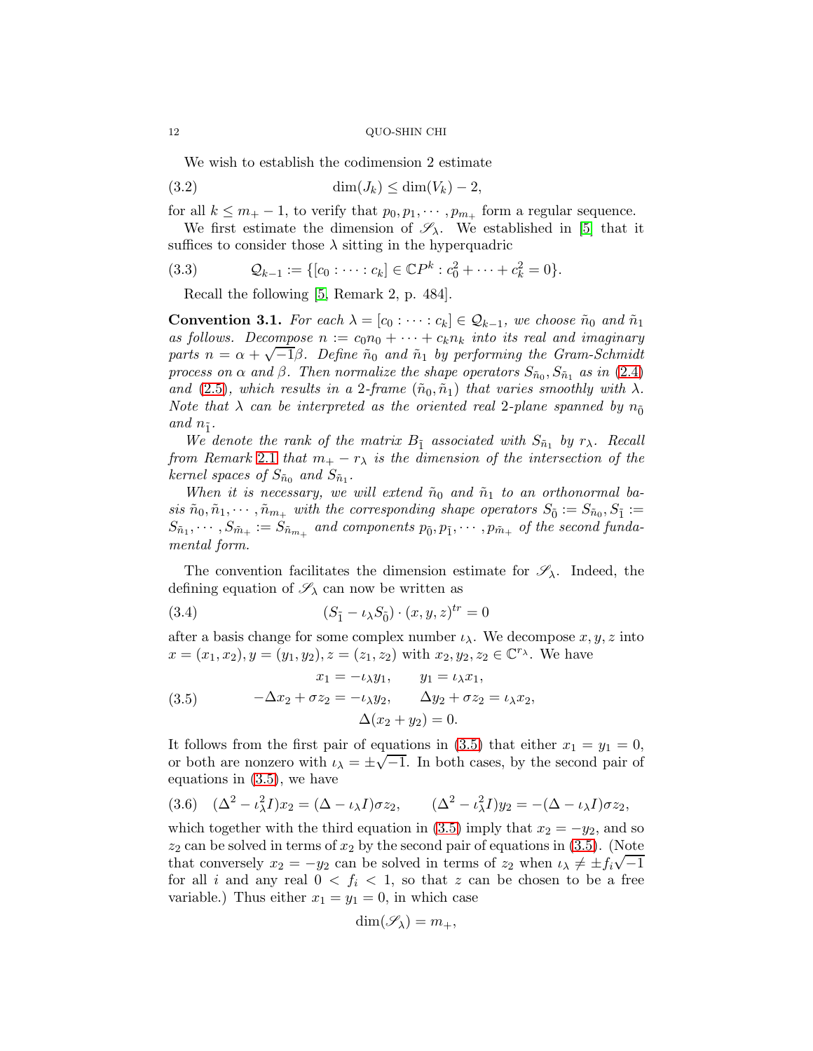We wish to establish the codimension 2 estimate

$$\dim(J_k) \leq \dim(V_k) - 2, \tag{3.2}$$

for all $k \leq m_+ - 1$, to verify that $p_0, p_1, \cdots, p_{m_+}$ form a regular sequence.

We first estimate the dimension of $\mathscr{S}_\lambda$. We established in [5] that it suffices to consider those $\lambda$ sitting in the hyperquadric

$$\mathcal{Q}_{k-1} := \{[c_0 : \cdots : c_k] \in \mathbb{C}P^k : c_0^2 + \cdots + c_k^2 = 0\}. \tag{3.3}$$

Recall the following [5, Remark 2, p. 484].

**Convention 3.1.** *For each $\lambda = [c_0 : \cdots : c_k] \in \mathcal{Q}_{k-1}$, we choose $\tilde{n}_0$ and $\tilde{n}_1$ as follows. Decompose $n := c_0 n_0 + \cdots + c_k n_k$ into its real and imaginary parts $n = \alpha + \sqrt{-1}\beta$. Define $\tilde{n}_0$ and $\tilde{n}_1$ by performing the Gram-Schmidt process on $\alpha$ and $\beta$. Then normalize the shape operators $S_{\tilde{n}_0}, S_{\tilde{n}_1}$ as in (2.4) and (2.5), which results in a 2-frame $(\tilde{n}_0, \tilde{n}_1)$ that varies smoothly with $\lambda$. Note that $\lambda$ can be interpreted as the oriented real 2-plane spanned by $n_{\tilde{0}}$ and $n_{\tilde{1}}$.*

*We denote the rank of the matrix $B_{\tilde{1}}$ associated with $S_{\tilde{n}_1}$ by $r_\lambda$. Recall from Remark 2.1 that $m_+ - r_\lambda$ is the dimension of the intersection of the kernel spaces of $S_{\tilde{n}_0}$ and $S_{\tilde{n}_1}$.*

*When it is necessary, we will extend $\tilde{n}_0$ and $\tilde{n}_1$ to an orthonormal basis $\tilde{n}_0, \tilde{n}_1, \cdots, \tilde{n}_{m_+}$ with the corresponding shape operators $S_{\tilde{0}} := S_{\tilde{n}_0}, S_{\tilde{1}} := S_{\tilde{n}_1}, \cdots, S_{\tilde{m}_+} := S_{\tilde{n}_{m_+}}$ and components $p_{\tilde{0}}, p_{\tilde{1}}, \cdots, p_{\tilde{m}_+}$ of the second fundamental form.*

The convention facilitates the dimension estimate for $\mathscr{S}_\lambda$. Indeed, the defining equation of $\mathscr{S}_\lambda$ can now be written as

$$(S_{\tilde{1}} - \iota_\lambda S_{\tilde{0}}) \cdot (x, y, z)^{tr} = 0 \tag{3.4}$$

after a basis change for some complex number $\iota_\lambda$. We decompose $x, y, z$ into $x = (x_1, x_2), y = (y_1, y_2), z = (z_1, z_2)$ with $x_2, y_2, z_2 \in \mathbb{C}^{r_\lambda}$. We have

$$\begin{gathered} x_1 = -\iota_\lambda y_1, \qquad y_1 = \iota_\lambda x_1, \\ -\Delta x_2 + \sigma z_2 = -\iota_\lambda y_2, \qquad \Delta y_2 + \sigma z_2 = \iota_\lambda x_2, \\ \Delta(x_2 + y_2) = 0. \end{gathered} \tag{3.5}$$

It follows from the first pair of equations in (3.5) that either $x_1 = y_1 = 0$, or both are nonzero with $\iota_\lambda = \pm\sqrt{-1}$. In both cases, by the second pair of equations in (3.5), we have

$$(\Delta^2 - \iota_\lambda^2 I)x_2 = (\Delta - \iota_\lambda I)\sigma z_2, \qquad (\Delta^2 - \iota_\lambda^2 I)y_2 = -(\Delta - \iota_\lambda I)\sigma z_2, \tag{3.6}$$

which together with the third equation in (3.5) imply that $x_2 = -y_2$, and so $z_2$ can be solved in terms of $x_2$ by the second pair of equations in (3.5). (Note that conversely $x_2 = -y_2$ can be solved in terms of $z_2$ when $\iota_\lambda \neq \pm f_i\sqrt{-1}$ for all $i$ and any real $0 < f_i < 1$, so that $z$ can be chosen to be a free variable.) Thus either $x_1 = y_1 = 0$, in which case

$$\dim(\mathscr{S}_\lambda) = m_+,$$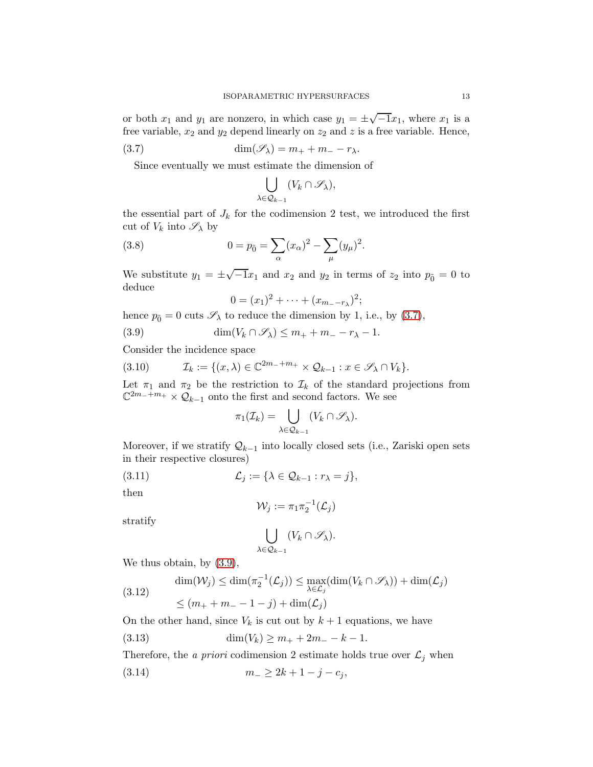or both $x_1$ and $y_1$ are nonzero, in which case $y_1 = \pm\sqrt{-1}x_1$, where $x_1$ is a free variable, $x_2$ and $y_2$ depend linearly on $z_2$ and $z$ is a free variable. Hence,

$$\dim(\mathscr{S}_\lambda) = m_+ + m_- - r_\lambda. \tag{3.7}$$

Since eventually we must estimate the dimension of

$$\bigcup_{\lambda \in \mathcal{Q}_{k-1}} (V_k \cap \mathscr{S}_\lambda),$$

the essential part of $J_k$ for the codimension 2 test, we introduced the first cut of $V_k$ into $\mathscr{S}_\lambda$ by

$$0 = p_{\bar{0}} = \sum_\alpha (x_\alpha)^2 - \sum_\mu (y_\mu)^2. \tag{3.8}$$

We substitute $y_1 = \pm\sqrt{-1}x_1$ and $x_2$ and $y_2$ in terms of $z_2$ into $p_{\bar{0}} = 0$ to deduce

$$0 = (x_1)^2 + \cdots + (x_{m_- - r_\lambda})^2;$$

hence $p_{\bar{0}} = 0$ cuts $\mathscr{S}_\lambda$ to reduce the dimension by 1, i.e., by (3.7),

$$\dim(V_k \cap \mathscr{S}_\lambda) \leq m_+ + m_- - r_\lambda - 1. \tag{3.9}$$

Consider the incidence space

$$\mathcal{I}_k := \{(x, \lambda) \in \mathbb{C}^{2m_- + m_+} \times \mathcal{Q}_{k-1} : x \in \mathscr{S}_\lambda \cap V_k\}. \tag{3.10}$$

Let $\pi_1$ and $\pi_2$ be the restriction to $\mathcal{I}_k$ of the standard projections from $\mathbb{C}^{2m_- + m_+} \times \mathcal{Q}_{k-1}$ onto the first and second factors. We see

$$\pi_1(\mathcal{I}_k) = \bigcup_{\lambda \in \mathcal{Q}_{k-1}} (V_k \cap \mathscr{S}_\lambda).$$

Moreover, if we stratify $\mathcal{Q}_{k-1}$ into locally closed sets (i.e., Zariski open sets in their respective closures)

$$\mathcal{L}_j := \{\lambda \in \mathcal{Q}_{k-1} : r_\lambda = j\}, \tag{3.11}$$

then

$$\mathcal{W}_j := \pi_1 \pi_2^{-1}(\mathcal{L}_j)$$

stratify

$$\bigcup_{\lambda \in \mathcal{Q}_{k-1}} (V_k \cap \mathscr{S}_\lambda).$$

We thus obtain, by (3.9),

$$\begin{aligned} \dim(\mathcal{W}_j) &\leq \dim(\pi_2^{-1}(\mathcal{L}_j)) \leq \max_{\lambda \in \mathcal{L}_j}(\dim(V_k \cap \mathscr{S}_\lambda)) + \dim(\mathcal{L}_j) \\ &\leq (m_+ + m_- - 1 - j) + \dim(\mathcal{L}_j) \end{aligned} \tag{3.12}$$

On the other hand, since $V_k$ is cut out by $k+1$ equations, we have

$$\dim(V_k) \geq m_+ + 2m_- - k - 1. \tag{3.13}$$

Therefore, the *a priori* codimension 2 estimate holds true over $\mathcal{L}_j$ when

$$m_- \geq 2k + 1 - j - c_j, \tag{3.14}$$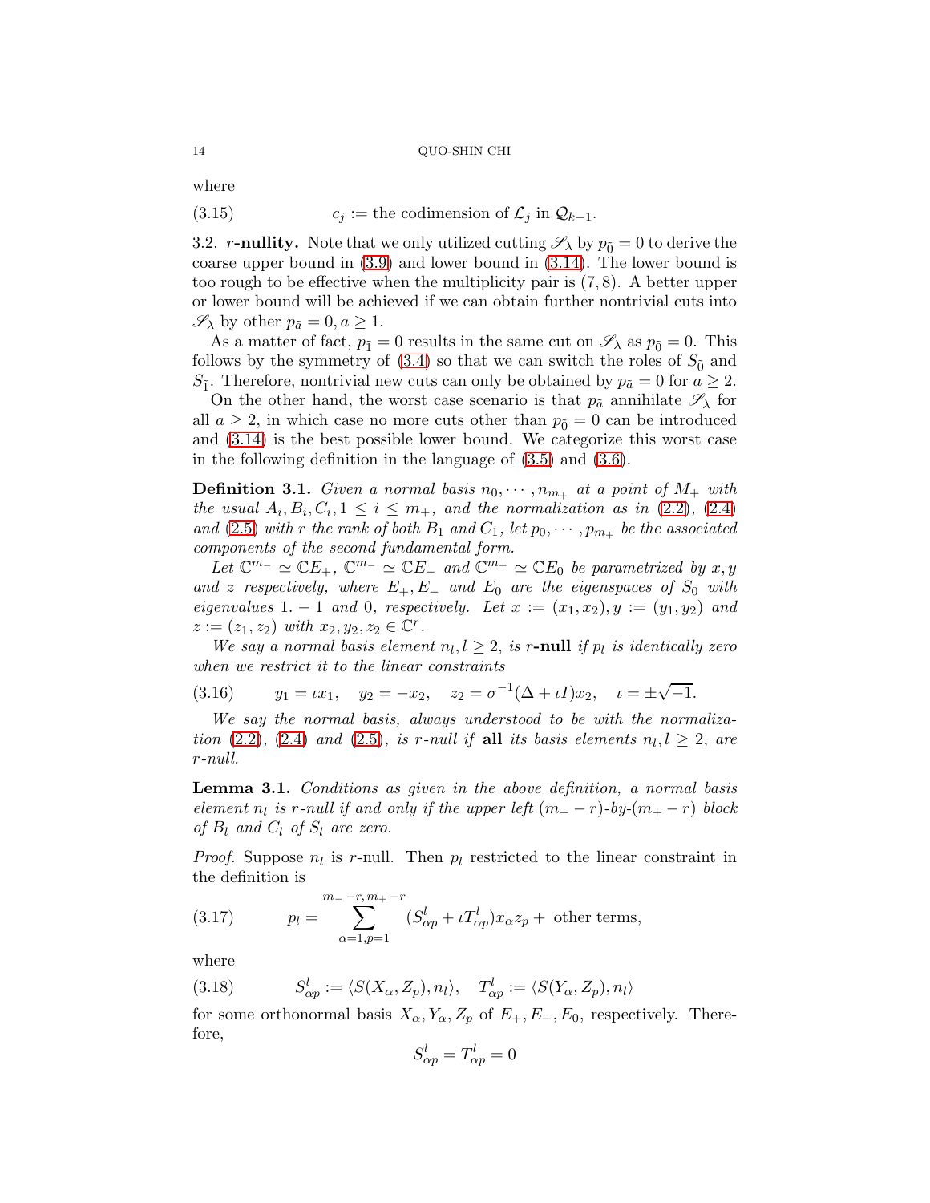where

$$c_j := \text{the codimension of } \mathcal{L}_j \text{ in } \mathcal{Q}_{k-1}. \tag{3.15}$$

3.2. **$r$-nullity.** Note that we only utilized cutting $\mathscr{S}_\lambda$ by $p_{\bar{0}} = 0$ to derive the coarse upper bound in (3.9) and lower bound in (3.14). The lower bound is too rough to be effective when the multiplicity pair is $(7, 8)$. A better upper or lower bound will be achieved if we can obtain further nontrivial cuts into $\mathscr{S}_\lambda$ by other $p_{\bar{a}} = 0, a \geq 1$.

As a matter of fact, $p_{\bar{1}} = 0$ results in the same cut on $\mathscr{S}_\lambda$ as $p_{\bar{0}} = 0$. This follows by the symmetry of (3.4) so that we can switch the roles of $S_{\bar{0}}$ and $S_{\bar{1}}$. Therefore, nontrivial new cuts can only be obtained by $p_{\bar{a}} = 0$ for $a \geq 2$.

On the other hand, the worst case scenario is that $p_{\bar{a}}$ annihilate $\mathscr{S}_\lambda$ for all $a \geq 2$, in which case no more cuts other than $p_{\bar{0}} = 0$ can be introduced and (3.14) is the best possible lower bound. We categorize this worst case in the following definition in the language of (3.5) and (3.6).

**Definition 3.1.** *Given a normal basis $n_0, \cdots, n_{m_+}$ at a point of $M_+$ with the usual $A_i, B_i, C_i, 1 \leq i \leq m_+$, and the normalization as in (2.2), (2.4) and (2.5) with $r$ the rank of both $B_1$ and $C_1$, let $p_0, \cdots, p_{m_+}$ be the associated components of the second fundamental form.*

*Let $\mathbb{C}^{m_-} \simeq \mathbb{C}E_+$, $\mathbb{C}^{m_-} \simeq \mathbb{C}E_-$ and $\mathbb{C}^{m_+} \simeq \mathbb{C}E_0$ be parametrized by $x, y$ and $z$ respectively, where $E_+, E_-$ and $E_0$ are the eigenspaces of $S_0$ with eigenvalues $1. -1$ and $0$, respectively. Let $x := (x_1, x_2), y := (y_1, y_2)$ and $z := (z_1, z_2)$ with $x_2, y_2, z_2 \in \mathbb{C}^r$.*

*We say a normal basis element $n_l, l \geq 2$, is $r$-**null** if $p_l$ is identically zero when we restrict it to the linear constraints*

$$y_1 = \iota x_1, \quad y_2 = -x_2, \quad z_2 = \sigma^{-1}(\Delta + \iota I)x_2, \quad \iota = \pm\sqrt{-1}. \tag{3.16}$$

*We say the normal basis, always understood to be with the normalization (2.2), (2.4) and (2.5), is $r$-null if **all** its basis elements $n_l, l \geq 2$, are $r$-null.*

**Lemma 3.1.** *Conditions as given in the above definition, a normal basis element $n_l$ is $r$-null if and only if the upper left $(m_- - r)$-by-$(m_+ - r)$ block of $B_l$ and $C_l$ of $S_l$ are zero.*

*Proof.* Suppose $n_l$ is $r$-null. Then $p_l$ restricted to the linear constraint in the definition is

$$p_l = \sum_{\alpha=1, p=1}^{m_- - r, m_+ - r} (S^l_{\alpha p} + \iota T^l_{\alpha p}) x_\alpha z_p + \text{ other terms}, \tag{3.17}$$

where

$$S^l_{\alpha p} := \langle S(X_\alpha, Z_p), n_l \rangle, \quad T^l_{\alpha p} := \langle S(Y_\alpha, Z_p), n_l \rangle \tag{3.18}$$

for some orthonormal basis $X_\alpha, Y_\alpha, Z_p$ of $E_+, E_-, E_0$, respectively. Therefore,

$$S^l_{\alpha p} = T^l_{\alpha p} = 0$$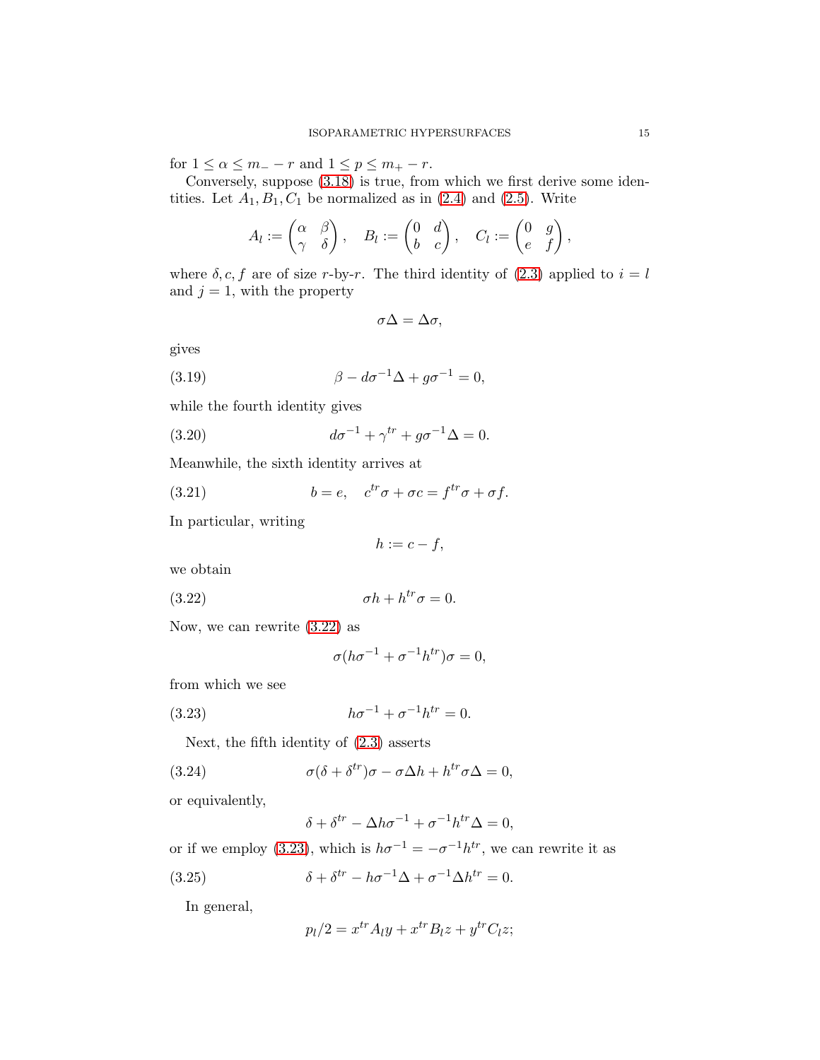for $1 \leq \alpha \leq m_- - r$ and $1 \leq p \leq m_+ - r$.

Conversely, suppose (3.18) is true, from which we first derive some identities. Let $A_1, B_1, C_1$ be normalized as in (2.4) and (2.5). Write

$$A_l := \begin{pmatrix} \alpha & \beta \\ \gamma & \delta \end{pmatrix}, \quad B_l := \begin{pmatrix} 0 & d \\ b & c \end{pmatrix}, \quad C_l := \begin{pmatrix} 0 & g \\ e & f \end{pmatrix},$$

where $\delta, c, f$ are of size $r$-by-$r$. The third identity of (2.3) applied to $i = l$ and $j = 1$, with the property

$$\sigma\Delta = \Delta\sigma,$$

gives

$$\beta - d\sigma^{-1}\Delta + g\sigma^{-1} = 0, \tag{3.19}$$

while the fourth identity gives

$$d\sigma^{-1} + \gamma^{tr} + g\sigma^{-1}\Delta = 0. \tag{3.20}$$

Meanwhile, the sixth identity arrives at

$$b = e, \quad c^{tr}\sigma + \sigma c = f^{tr}\sigma + \sigma f. \tag{3.21}$$

In particular, writing

$$h := c - f,$$

we obtain

$$\sigma h + h^{tr}\sigma = 0. \tag{3.22}$$

Now, we can rewrite (3.22) as

$$\sigma(h\sigma^{-1} + \sigma^{-1}h^{tr})\sigma = 0,$$

from which we see

$$h\sigma^{-1} + \sigma^{-1}h^{tr} = 0. \tag{3.23}$$

Next, the fifth identity of (2.3) asserts

$$\sigma(\delta + \delta^{tr})\sigma - \sigma\Delta h + h^{tr}\sigma\Delta = 0, \tag{3.24}$$

or equivalently,

$$\delta + \delta^{tr} - \Delta h\sigma^{-1} + \sigma^{-1}h^{tr}\Delta = 0,$$

or if we employ (3.23), which is $h\sigma^{-1} = -\sigma^{-1}h^{tr}$, we can rewrite it as

$$\delta + \delta^{tr} - h\sigma^{-1}\Delta + \sigma^{-1}\Delta h^{tr} = 0. \tag{3.25}$$

In general,

$$p_l/2 = x^{tr}A_l y + x^{tr}B_l z + y^{tr}C_l z;$$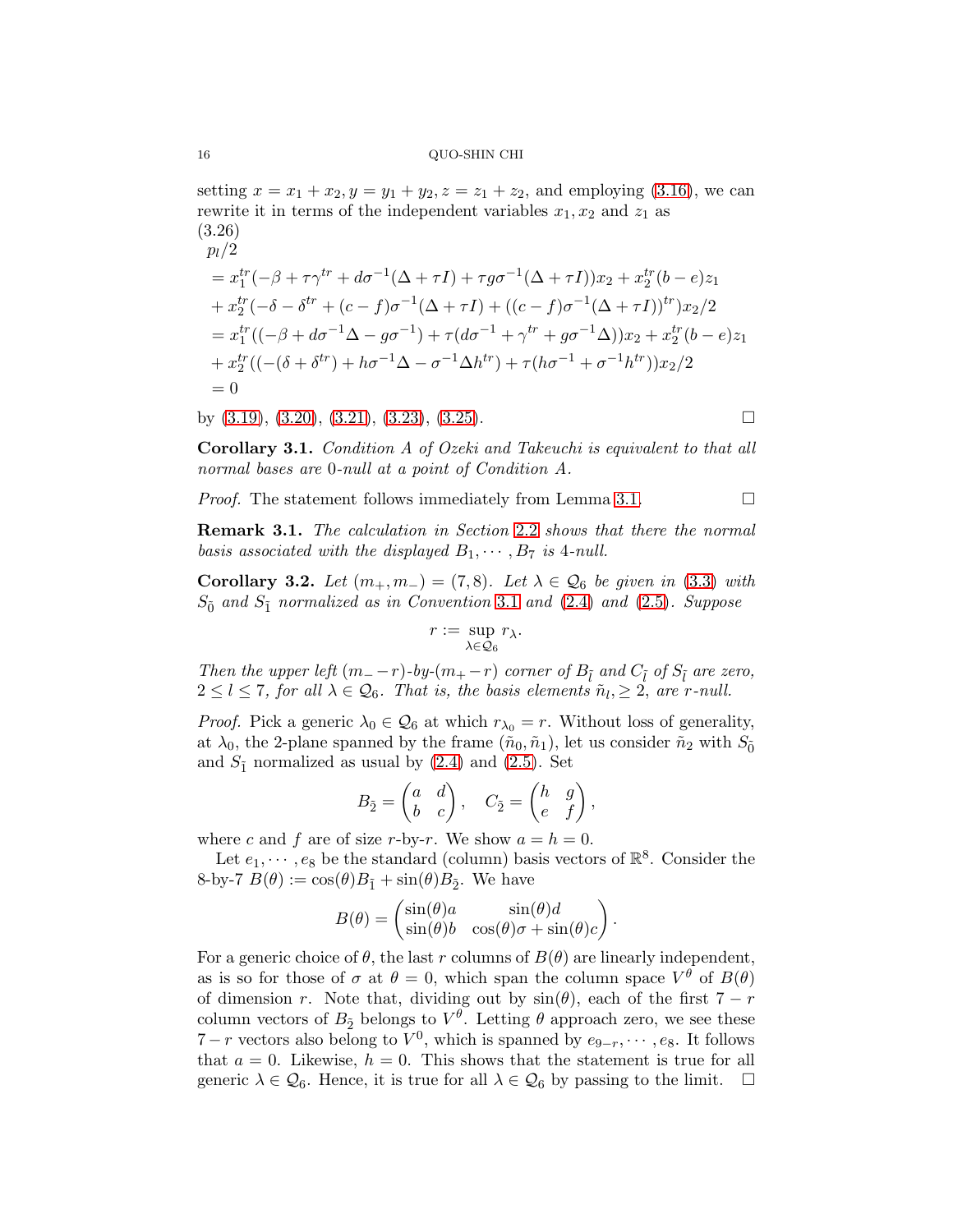setting $x = x_1 + x_2, y = y_1 + y_2, z = z_1 + z_2$, and employing (3.16), we can rewrite it in terms of the independent variables $x_1, x_2$ and $z_1$ as

(3.26)

$$
\begin{aligned}
&p_l/2 \\
&= x_1^{tr}(-\beta + \tau\gamma^{tr} + d\sigma^{-1}(\Delta + \tau I) + \tau g\sigma^{-1}(\Delta + \tau I))x_2 + x_2^{tr}(b - e)z_1 \\
&+ x_2^{tr}(-\delta - \delta^{tr} + (c - f)\sigma^{-1}(\Delta + \tau I) + ((c - f)\sigma^{-1}(\Delta + \tau I))^{tr})x_2/2 \\
&= x_1^{tr}((-\beta + d\sigma^{-1}\Delta - g\sigma^{-1}) + \tau(d\sigma^{-1} + \gamma^{tr} + g\sigma^{-1}\Delta))x_2 + x_2^{tr}(b - e)z_1 \\
&+ x_2^{tr}((-(\delta + \delta^{tr}) + h\sigma^{-1}\Delta - \sigma^{-1}\Delta h^{tr}) + \tau(h\sigma^{-1} + \sigma^{-1}h^{tr}))x_2/2 \\
&= 0
\end{aligned}
$$

by (3.19), (3.20), (3.21), (3.23), (3.25). □

**Corollary 3.1.** *Condition A of Ozeki and Takeuchi is equivalent to that all normal bases are 0-null at a point of Condition A.*

*Proof.* The statement follows immediately from Lemma 3.1. □

**Remark 3.1.** *The calculation in Section 2.2 shows that there the normal basis associated with the displayed $B_1, \cdots, B_7$ is 4-null.*

**Corollary 3.2.** *Let $(m_+, m_-) = (7, 8)$. Let $\lambda \in \mathcal{Q}_6$ be given in (3.3) with $S_{\tilde{0}}$ and $S_{\tilde{1}}$ normalized as in Convention 3.1 and (2.4) and (2.5). Suppose*

$$r := \sup_{\lambda \in \mathcal{Q}_6} r_\lambda.$$

*Then the upper left $(m_- - r)$-by-$(m_+ - r)$ corner of $B_{\tilde{l}}$ and $C_{\tilde{l}}$ of $S_{\tilde{l}}$ are zero, $2 \leq l \leq 7$, for all $\lambda \in \mathcal{Q}_6$. That is, the basis elements $\tilde{n}_l, \geq 2$, are $r$-null.*

*Proof.* Pick a generic $\lambda_0 \in \mathcal{Q}_6$ at which $r_{\lambda_0} = r$. Without loss of generality, at $\lambda_0$, the 2-plane spanned by the frame $(\tilde{n}_0, \tilde{n}_1)$, let us consider $\tilde{n}_2$ with $S_{\tilde{0}}$ and $S_{\tilde{1}}$ normalized as usual by (2.4) and (2.5). Set

$$B_{\tilde{2}} = \begin{pmatrix} a & d \\ b & c \end{pmatrix}, \quad C_{\tilde{2}} = \begin{pmatrix} h & g \\ e & f \end{pmatrix},$$

where $c$ and $f$ are of size $r$-by-$r$. We show $a = h = 0$.

Let $e_1, \cdots, e_8$ be the standard (column) basis vectors of $\mathbb{R}^8$. Consider the 8-by-7 $B(\theta) := \cos(\theta)B_{\tilde{1}} + \sin(\theta)B_{\tilde{2}}$. We have

$$B(\theta) = \begin{pmatrix} \sin(\theta)a & \sin(\theta)d \\ \sin(\theta)b & \cos(\theta)\sigma + \sin(\theta)c \end{pmatrix}.$$

For a generic choice of $\theta$, the last $r$ columns of $B(\theta)$ are linearly independent, as is so for those of $\sigma$ at $\theta = 0$, which span the column space $V^\theta$ of $B(\theta)$ of dimension $r$. Note that, dividing out by $\sin(\theta)$, each of the first $7 - r$ column vectors of $B_{\tilde{2}}$ belongs to $V^\theta$. Letting $\theta$ approach zero, we see these $7 - r$ vectors also belong to $V^0$, which is spanned by $e_{9-r}, \cdots, e_8$. It follows that $a = 0$. Likewise, $h = 0$. This shows that the statement is true for all generic $\lambda \in \mathcal{Q}_6$. Hence, it is true for all $\lambda \in \mathcal{Q}_6$ by passing to the limit. □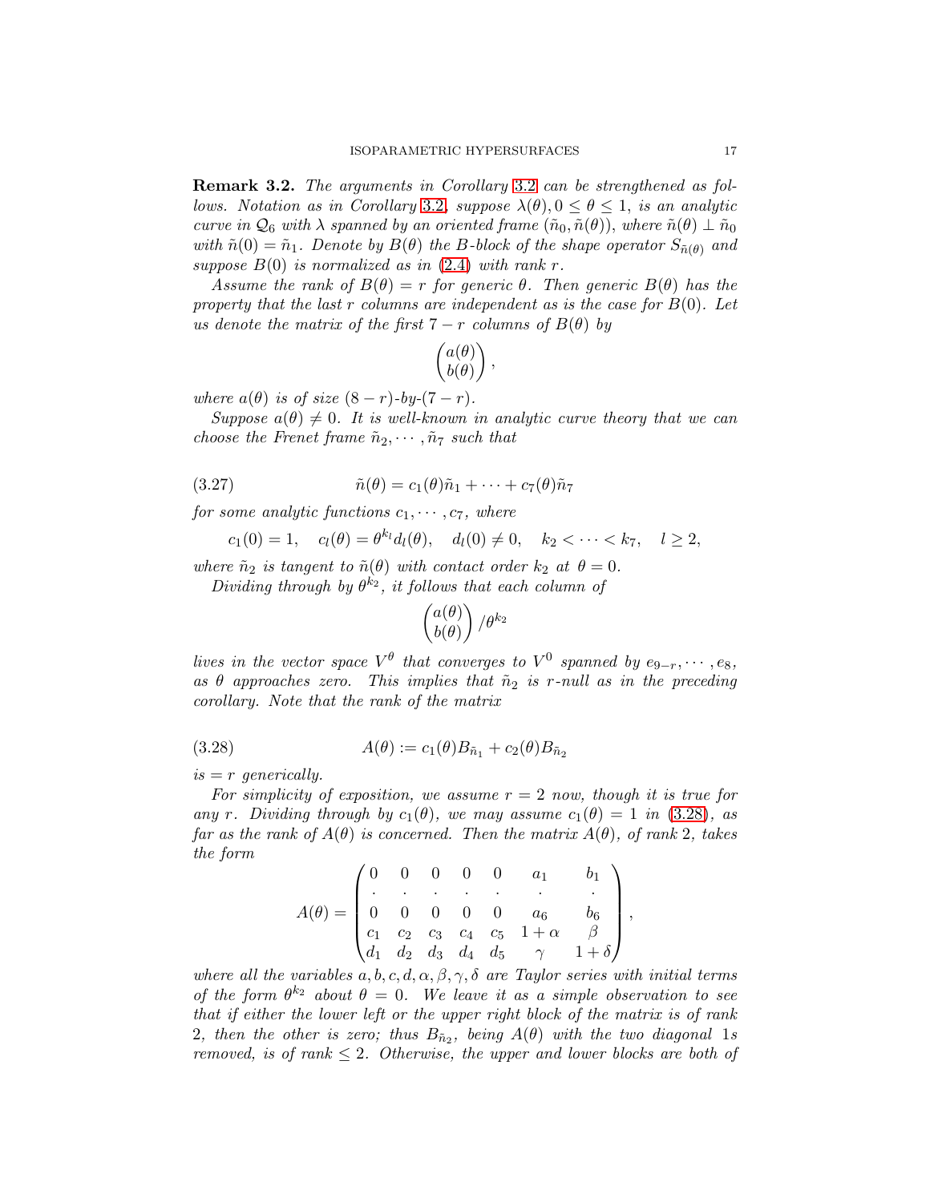**Remark 3.2.** *The arguments in Corollary 3.2 can be strengthened as follows. Notation as in Corollary 3.2, suppose $\lambda(\theta), 0 \leq \theta \leq 1$, is an analytic curve in $\mathcal{Q}_6$ with $\lambda$ spanned by an oriented frame $(\tilde{n}_0, \tilde{n}(\theta))$, where $\tilde{n}(\theta) \perp \tilde{n}_0$ with $\tilde{n}(0) = \tilde{n}_1$. Denote by $B(\theta)$ the $B$-block of the shape operator $S_{\tilde{n}(\theta)}$ and suppose $B(0)$ is normalized as in (2.4) with rank $r$.*

*Assume the rank of $B(\theta) = r$ for generic $\theta$. Then generic $B(\theta)$ has the property that the last $r$ columns are independent as is the case for $B(0)$. Let us denote the matrix of the first $7 - r$ columns of $B(\theta)$ by*

$$\begin{pmatrix} a(\theta) \\ b(\theta) \end{pmatrix},$$

*where $a(\theta)$ is of size $(8 - r)$-by-$(7 - r)$.*

*Suppose $a(\theta) \neq 0$. It is well-known in analytic curve theory that we can choose the Frenet frame $\tilde{n}_2, \cdots, \tilde{n}_7$ such that*

$$\tilde{n}(\theta) = c_1(\theta)\tilde{n}_1 + \cdots + c_7(\theta)\tilde{n}_7 \tag{3.27}$$

*for some analytic functions $c_1, \cdots, c_7$, where*

$$c_1(0) = 1, \quad c_l(\theta) = \theta^{k_l} d_l(\theta), \quad d_l(0) \neq 0, \quad k_2 < \cdots < k_7, \quad l \geq 2,$$

*where $\tilde{n}_2$ is tangent to $\tilde{n}(\theta)$ with contact order $k_2$ at $\theta = 0$.*

*Dividing through by $\theta^{k_2}$, it follows that each column of*

$$\begin{pmatrix} a(\theta) \\ b(\theta) \end{pmatrix} / \theta^{k_2}$$

*lives in the vector space $V^\theta$ that converges to $V^0$ spanned by $e_{9-r}, \cdots, e_8$, as $\theta$ approaches zero. This implies that $\tilde{n}_2$ is $r$-null as in the preceding corollary. Note that the rank of the matrix*

$$A(\theta) := c_1(\theta)B_{\tilde{n}_1} + c_2(\theta)B_{\tilde{n}_2} \tag{3.28}$$

*is $= r$ generically.*

*For simplicity of exposition, we assume $r = 2$ now, though it is true for any $r$. Dividing through by $c_1(\theta)$, we may assume $c_1(\theta) = 1$ in (3.28), as far as the rank of $A(\theta)$ is concerned. Then the matrix $A(\theta)$, of rank 2, takes the form*

$$A(\theta) = \begin{pmatrix} 0 & 0 & 0 & 0 & 0 & a_1 & b_1 \\ \cdot & \cdot & \cdot & \cdot & \cdot & \cdot & \cdot \\ 0 & 0 & 0 & 0 & 0 & a_6 & b_6 \\ c_1 & c_2 & c_3 & c_4 & c_5 & 1+\alpha & \beta \\ d_1 & d_2 & d_3 & d_4 & d_5 & \gamma & 1+\delta \end{pmatrix},$$

*where all the variables $a, b, c, d, \alpha, \beta, \gamma, \delta$ are Taylor series with initial terms of the form $\theta^{k_2}$ about $\theta = 0$. We leave it as a simple observation to see that if either the lower left or the upper right block of the matrix is of rank 2, then the other is zero; thus $B_{\tilde{n}_2}$, being $A(\theta)$ with the two diagonal 1s removed, is of rank $\leq 2$. Otherwise, the upper and lower blocks are both of*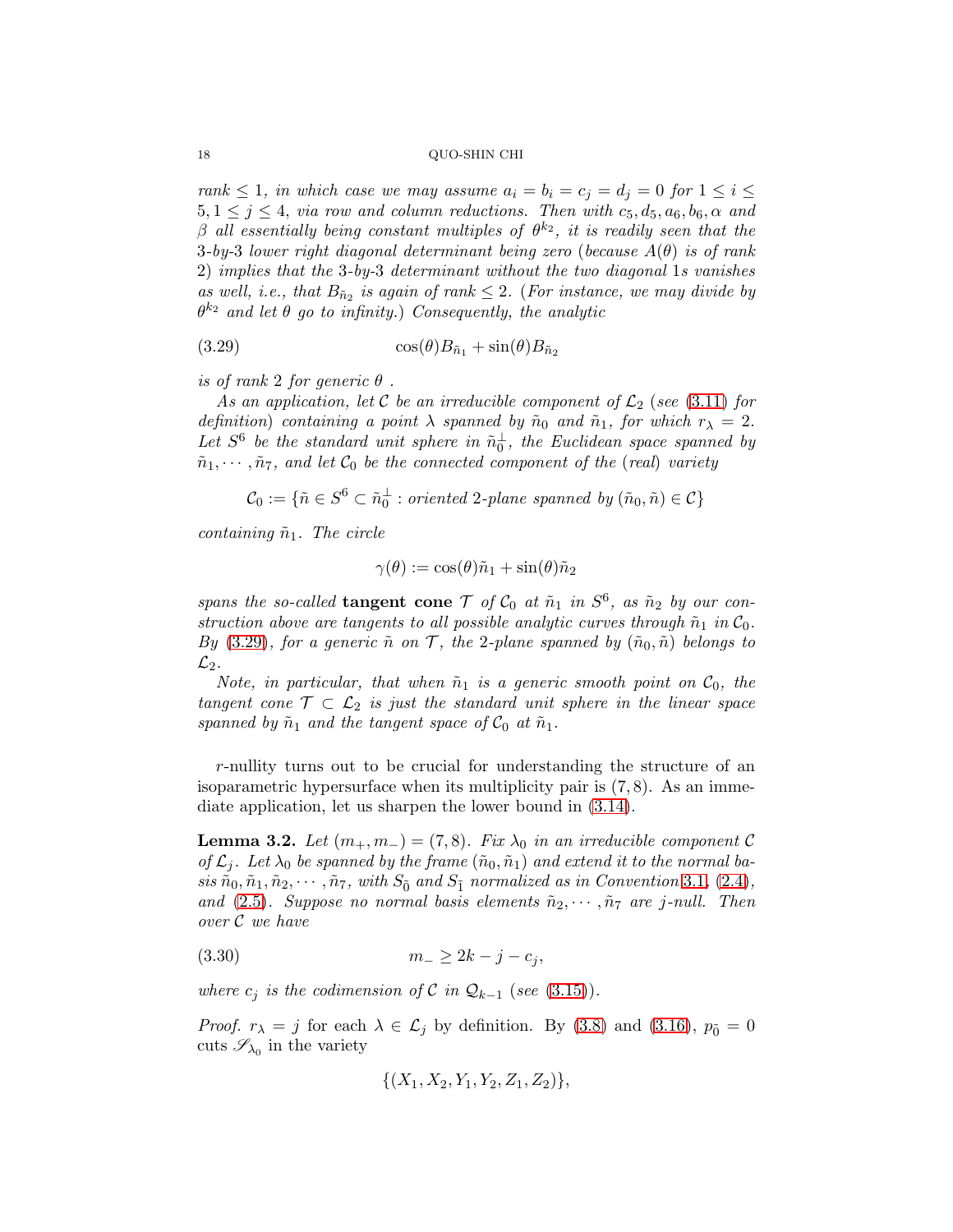*rank $\leq 1$, in which case we may assume $a_i = b_i = c_j = d_j = 0$ for $1 \leq i \leq 5, 1 \leq j \leq 4$, via row and column reductions. Then with $c_5, d_5, a_6, b_6, \alpha$ and $\beta$ all essentially being constant multiples of $\theta^{k_2}$, it is readily seen that the 3-by-3 lower right diagonal determinant being zero (because $A(\theta)$ is of rank 2) implies that the 3-by-3 determinant without the two diagonal 1s vanishes as well, i.e., that $B_{\tilde{n}_2}$ is again of rank $\leq 2$. (For instance, we may divide by $\theta^{k_2}$ and let $\theta$ go to infinity.) Consequently, the analytic*

$$\cos(\theta)B_{\tilde{n}_1} + \sin(\theta)B_{\tilde{n}_2} \tag{3.29}$$

*is of rank 2 for generic $\theta$.*

*As an application, let $\mathcal{C}$ be an irreducible component of $\mathcal{L}_2$ (see (3.11) for definition) containing a point $\lambda$ spanned by $\tilde{n}_0$ and $\tilde{n}_1$, for which $r_\lambda = 2$. Let $S^6$ be the standard unit sphere in $\tilde{n}_0^\perp$, the Euclidean space spanned by $\tilde{n}_1, \cdots, \tilde{n}_7$, and let $\mathcal{C}_0$ be the connected component of the (real) variety*

$$\mathcal{C}_0 := \{\tilde{n} \in S^6 \subset \tilde{n}_0^\perp : \text{oriented 2-plane spanned by } (\tilde{n}_0, \tilde{n}) \in \mathcal{C}\}$$

*containing $\tilde{n}_1$. The circle*

$$\gamma(\theta) := \cos(\theta)\tilde{n}_1 + \sin(\theta)\tilde{n}_2$$

*spans the so-called* **tangent cone** *$\mathcal{T}$ of $\mathcal{C}_0$ at $\tilde{n}_1$ in $S^6$, as $\tilde{n}_2$ by our construction above are tangents to all possible analytic curves through $\tilde{n}_1$ in $\mathcal{C}_0$. By (3.29), for a generic $\tilde{n}$ on $\mathcal{T}$, the 2-plane spanned by $(\tilde{n}_0, \tilde{n})$ belongs to $\mathcal{L}_2$.*

*Note, in particular, that when $\tilde{n}_1$ is a generic smooth point on $\mathcal{C}_0$, the tangent cone $\mathcal{T} \subset \mathcal{L}_2$ is just the standard unit sphere in the linear space spanned by $\tilde{n}_1$ and the tangent space of $\mathcal{C}_0$ at $\tilde{n}_1$.*

$r$-nullity turns out to be crucial for understanding the structure of an isoparametric hypersurface when its multiplicity pair is $(7, 8)$. As an immediate application, let us sharpen the lower bound in (3.14).

**Lemma 3.2.** *Let $(m_+, m_-) = (7, 8)$. Fix $\lambda_0$ in an irreducible component $\mathcal{C}$ of $\mathcal{L}_j$. Let $\lambda_0$ be spanned by the frame $(\tilde{n}_0, \tilde{n}_1)$ and extend it to the normal basis $\tilde{n}_0, \tilde{n}_1, \tilde{n}_2, \cdots, \tilde{n}_7$, with $S_{\tilde{0}}$ and $S_{\tilde{1}}$ normalized as in Convention 3.1, (2.4), and (2.5). Suppose no normal basis elements $\tilde{n}_2, \cdots, \tilde{n}_7$ are $j$-null. Then over $\mathcal{C}$ we have*

$$m_- \geq 2k - j - c_j, \tag{3.30}$$

*where $c_j$ is the codimension of $\mathcal{C}$ in $\mathcal{Q}_{k-1}$ (see (3.15)).*

*Proof.* $r_\lambda = j$ for each $\lambda \in \mathcal{L}_j$ by definition. By (3.8) and (3.16), $p_{\tilde{0}} = 0$ cuts $\mathscr{S}_{\lambda_0}$ in the variety

$$\{(X_1, X_2, Y_1, Y_2, Z_1, Z_2)\},$$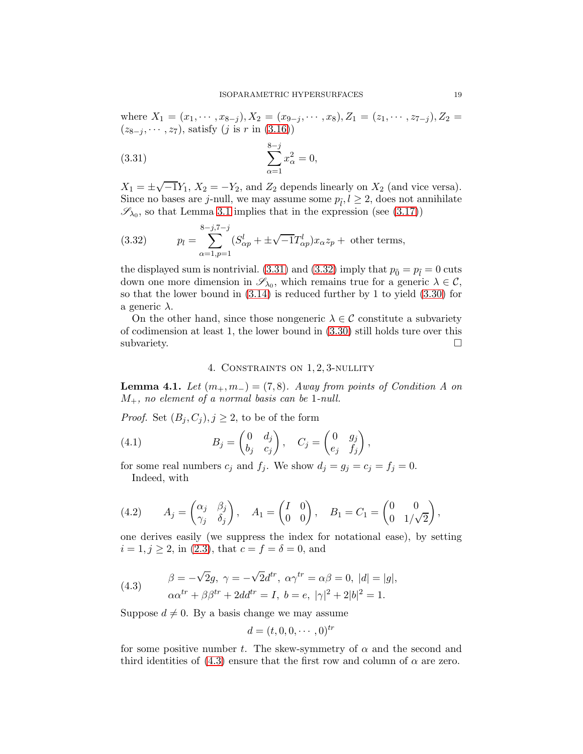where $X_1 = (x_1, \cdots, x_{8-j}), X_2 = (x_{9-j}, \cdots, x_8), Z_1 = (z_1, \cdots, z_{7-j}), Z_2 = (z_{8-j}, \cdots, z_7)$, satisfy ($j$ is $r$ in (3.16))

$$\sum_{\alpha=1}^{8-j} x_\alpha^2 = 0, \tag{3.31}$$

$X_1 = \pm\sqrt{-1}Y_1$, $X_2 = -Y_2$, and $Z_2$ depends linearly on $X_2$ (and vice versa). Since no bases are $j$-null, we may assume some $p_{\bar{l}}, l \geq 2$, does not annihilate $\mathscr{S}_{\lambda_0}$, so that Lemma 3.1 implies that in the expression (see (3.17))

$$p_l = \sum_{\alpha=1,p=1}^{8-j,7-j} (S_{\alpha p}^l + \pm\sqrt{-1}T_{\alpha p}^l) x_\alpha z_p + \text{ other terms}, \tag{3.32}$$

the displayed sum is nontrivial. (3.31) and (3.32) imply that $p_{\bar{0}} = p_{\bar{l}} = 0$ cuts down one more dimension in $\mathscr{S}_{\lambda_0}$, which remains true for a generic $\lambda \in \mathcal{C}$, so that the lower bound in (3.14) is reduced further by 1 to yield (3.30) for a generic $\lambda$.

On the other hand, since those nongeneric $\lambda \in \mathcal{C}$ constitute a subvariety of codimension at least 1, the lower bound in (3.30) still holds ture over this subvariety. $\square$

## 4. Constraints on 1, 2, 3-nullity

**Lemma 4.1.** *Let $(m_+, m_-) = (7, 8)$. Away from points of Condition A on $M_+$, no element of a normal basis can be 1-null.*

*Proof.* Set $(B_j, C_j), j \geq 2$, to be of the form

$$B_j = \begin{pmatrix} 0 & d_j \\ b_j & c_j \end{pmatrix}, \quad C_j = \begin{pmatrix} 0 & g_j \\ e_j & f_j \end{pmatrix}, \tag{4.1}$$

for some real numbers $c_j$ and $f_j$. We show $d_j = g_j = c_j = f_j = 0$.

Indeed, with

$$A_j = \begin{pmatrix} \alpha_j & \beta_j \\ \gamma_j & \delta_j \end{pmatrix}, \quad A_1 = \begin{pmatrix} I & 0 \\ 0 & 0 \end{pmatrix}, \quad B_1 = C_1 = \begin{pmatrix} 0 & 0 \\ 0 & 1/\sqrt{2} \end{pmatrix}, \tag{4.2}$$

one derives easily (we suppress the index for notational ease), by setting $i = 1, j \geq 2$, in (2.3), that $c = f = \delta = 0$, and

$$\begin{aligned} &\beta = -\sqrt{2}g, \ \gamma = -\sqrt{2}d^{tr}, \ \alpha\gamma^{tr} = \alpha\beta = 0, \ |d| = |g|, \\ &\alpha\alpha^{tr} + \beta\beta^{tr} + 2dd^{tr} = I, \ b = e, \ |\gamma|^2 + 2|b|^2 = 1. \end{aligned} \tag{4.3}$$

Suppose $d \neq 0$. By a basis change we may assume

$$d = (t, 0, 0, \cdots, 0)^{tr}$$

for some positive number $t$. The skew-symmetry of $\alpha$ and the second and third identities of (4.3) ensure that the first row and column of $\alpha$ are zero.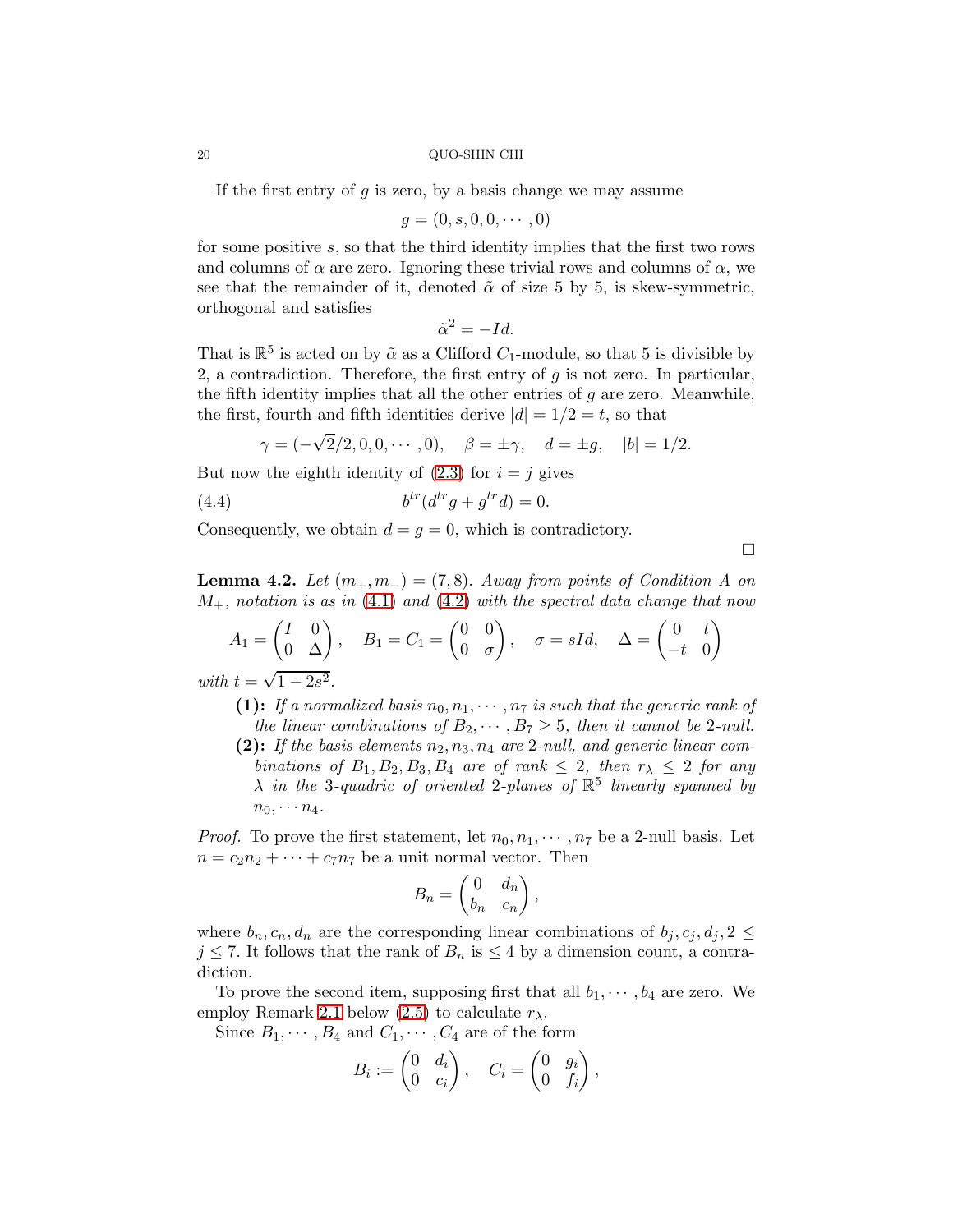If the first entry of $g$ is zero, by a basis change we may assume

$$g = (0, s, 0, 0, \cdots, 0)$$

for some positive $s$, so that the third identity implies that the first two rows and columns of $\alpha$ are zero. Ignoring these trivial rows and columns of $\alpha$, we see that the remainder of it, denoted $\tilde{\alpha}$ of size 5 by 5, is skew-symmetric, orthogonal and satisfies

$$\tilde{\alpha}^2 = -Id.$$

That is $\mathbb{R}^5$ is acted on by $\tilde{\alpha}$ as a Clifford $C_1$-module, so that 5 is divisible by 2, a contradiction. Therefore, the first entry of $g$ is not zero. In particular, the fifth identity implies that all the other entries of $g$ are zero. Meanwhile, the first, fourth and fifth identities derive $|d| = 1/2 = t$, so that

$$\gamma = (-\sqrt{2}/2, 0, 0, \cdots, 0), \quad \beta = \pm\gamma, \quad d = \pm g, \quad |b| = 1/2.$$

But now the eighth identity of (2.3) for $i = j$ gives

$$b^{tr}(d^{tr}g + g^{tr}d) = 0. \tag{4.4}$$

Consequently, we obtain $d = g = 0$, which is contradictory.

$\square$

**Lemma 4.2.** *Let $(m_+, m_-) = (7, 8)$. Away from points of Condition A on $M_+$, notation is as in (4.1) and (4.2) with the spectral data change that now*

$$A_1 = \begin{pmatrix} I & 0 \\ 0 & \Delta \end{pmatrix}, \quad B_1 = C_1 = \begin{pmatrix} 0 & 0 \\ 0 & \sigma \end{pmatrix}, \quad \sigma = sId, \quad \Delta = \begin{pmatrix} 0 & t \\ -t & 0 \end{pmatrix}$$

*with $t = \sqrt{1 - 2s^2}$.*

- **(1):** *If a normalized basis $n_0, n_1, \cdots, n_7$ is such that the generic rank of the linear combinations of $B_2, \cdots, B_7 \geq 5$, then it cannot be 2-null.*
- **(2):** *If the basis elements $n_2, n_3, n_4$ are 2-null, and generic linear combinations of $B_1, B_2, B_3, B_4$ are of rank $\leq 2$, then $r_\lambda \leq 2$ for any $\lambda$ in the 3-quadric of oriented 2-planes of $\mathbb{R}^5$ linearly spanned by $n_0, \cdots n_4$.*

*Proof.* To prove the first statement, let $n_0, n_1, \cdots, n_7$ be a 2-null basis. Let $n = c_2 n_2 + \cdots + c_7 n_7$ be a unit normal vector. Then

$$B_n = \begin{pmatrix} 0 & d_n \\ b_n & c_n \end{pmatrix},$$

where $b_n, c_n, d_n$ are the corresponding linear combinations of $b_j, c_j, d_j, 2 \leq j \leq 7$. It follows that the rank of $B_n$ is $\leq 4$ by a dimension count, a contradiction.

To prove the second item, supposing first that all $b_1, \cdots, b_4$ are zero. We employ Remark 2.1 below (2.5) to calculate $r_\lambda$.

Since $B_1, \cdots, B_4$ and $C_1, \cdots, C_4$ are of the form

$$B_i := \begin{pmatrix} 0 & d_i \\ 0 & c_i \end{pmatrix}, \quad C_i = \begin{pmatrix} 0 & g_i \\ 0 & f_i \end{pmatrix},$$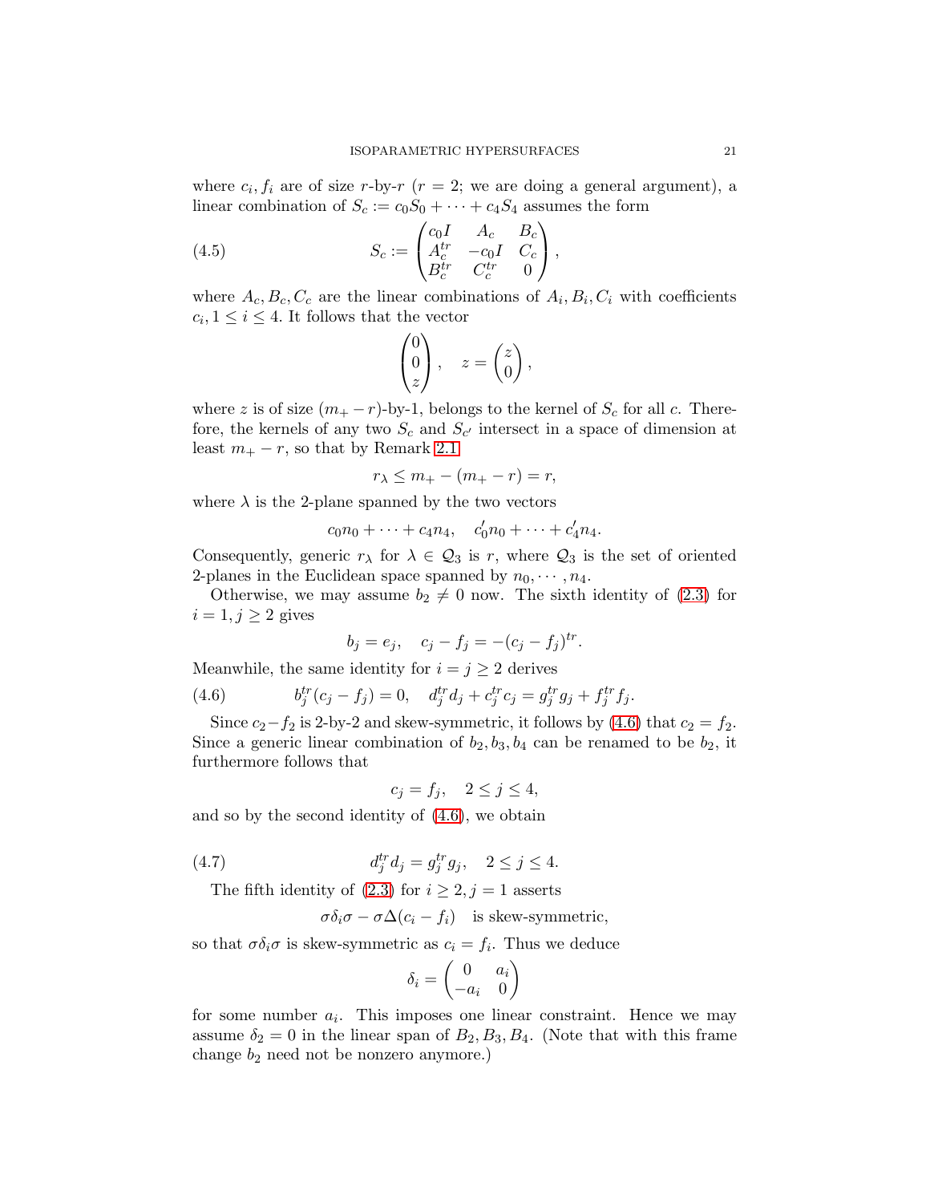where $c_i, f_i$ are of size $r$-by-$r$ ($r = 2$; we are doing a general argument), a linear combination of $S_c := c_0 S_0 + \cdots + c_4 S_4$ assumes the form

$$S_c := \begin{pmatrix} c_0 I & A_c & B_c \\ A_c^{tr} & -c_0 I & C_c \\ B_c^{tr} & C_c^{tr} & 0 \end{pmatrix}, \tag{4.5}$$

where $A_c, B_c, C_c$ are the linear combinations of $A_i, B_i, C_i$ with coefficients $c_i, 1 \leq i \leq 4$. It follows that the vector

$$\begin{pmatrix} 0 \\ 0 \\ z \end{pmatrix}, \quad z = \begin{pmatrix} z \\ 0 \end{pmatrix},$$

where $z$ is of size $(m_+ - r)$-by-1, belongs to the kernel of $S_c$ for all $c$. Therefore, the kernels of any two $S_c$ and $S_{c'}$ intersect in a space of dimension at least $m_+ - r$, so that by Remark 2.1

$$r_\lambda \leq m_+ - (m_+ - r) = r,$$

where $\lambda$ is the 2-plane spanned by the two vectors

$$c_0 n_0 + \cdots + c_4 n_4, \quad c_0' n_0 + \cdots + c_4' n_4.$$

Consequently, generic $r_\lambda$ for $\lambda \in \mathcal{Q}_3$ is $r$, where $\mathcal{Q}_3$ is the set of oriented 2-planes in the Euclidean space spanned by $n_0, \cdots, n_4$.

Otherwise, we may assume $b_2 \neq 0$ now. The sixth identity of (2.3) for $i = 1, j \geq 2$ gives

$$b_j = e_j, \quad c_j - f_j = -(c_j - f_j)^{tr}.$$

Meanwhile, the same identity for $i = j \geq 2$ derives

$$b_j^{tr}(c_j - f_j) = 0, \quad d_j^{tr} d_j + c_j^{tr} c_j = g_j^{tr} g_j + f_j^{tr} f_j. \tag{4.6}$$

Since $c_2 - f_2$ is 2-by-2 and skew-symmetric, it follows by (4.6) that $c_2 = f_2$. Since a generic linear combination of $b_2, b_3, b_4$ can be renamed to be $b_2$, it furthermore follows that

$$c_j = f_j, \quad 2 \leq j \leq 4,$$

and so by the second identity of (4.6), we obtain

$$d_j^{tr} d_j = g_j^{tr} g_j, \quad 2 \leq j \leq 4. \tag{4.7}$$

The fifth identity of (2.3) for $i \geq 2, j = 1$ asserts

$$\sigma \delta_i \sigma - \sigma \Delta (c_i - f_i) \quad \text{is skew-symmetric},$$

so that $\sigma \delta_i \sigma$ is skew-symmetric as $c_i = f_i$. Thus we deduce

$$\delta_i = \begin{pmatrix} 0 & a_i \\ -a_i & 0 \end{pmatrix}$$

for some number $a_i$. This imposes one linear constraint. Hence we may assume $\delta_2 = 0$ in the linear span of $B_2, B_3, B_4$. (Note that with this frame change $b_2$ need not be nonzero anymore.)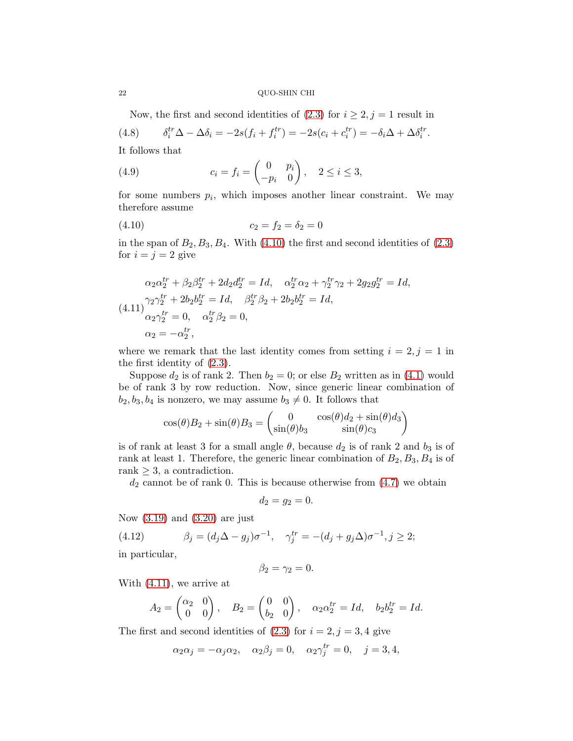Now, the first and second identities of (2.3) for $i \geq 2, j = 1$ result in

$$\delta_i^{tr}\Delta - \Delta\delta_i = -2s(f_i + f_i^{tr}) = -2s(c_i + c_i^{tr}) = -\delta_i\Delta + \Delta\delta_i^{tr}. \tag{4.8}$$

It follows that

$$c_i = f_i = \begin{pmatrix} 0 & p_i \\ -p_i & 0 \end{pmatrix}, \quad 2 \leq i \leq 3, \tag{4.9}$$

for some numbers $p_i$, which imposes another linear constraint. We may therefore assume

$$c_2 = f_2 = \delta_2 = 0 \tag{4.10}$$

in the span of $B_2, B_3, B_4$. With (4.10) the first and second identities of (2.3) for $i = j = 2$ give

$$\begin{aligned}
&\alpha_2\alpha_2^{tr} + \beta_2\beta_2^{tr} + 2d_2d_2^{tr} = Id, \quad \alpha_2^{tr}\alpha_2 + \gamma_2^{tr}\gamma_2 + 2g_2g_2^{tr} = Id, \\
&\gamma_2\gamma_2^{tr} + 2b_2b_2^{tr} = Id, \quad \beta_2^{tr}\beta_2 + 2b_2b_2^{tr} = Id, \\
&\alpha_2\gamma_2^{tr} = 0, \quad \alpha_2^{tr}\beta_2 = 0, \\
&\alpha_2 = -\alpha_2^{tr},
\end{aligned} \tag{4.11}$$

where we remark that the last identity comes from setting $i = 2, j = 1$ in the first identity of (2.3).

Suppose $d_2$ is of rank 2. Then $b_2 = 0$; or else $B_2$ written as in (4.1) would be of rank 3 by row reduction. Now, since generic linear combination of $b_2, b_3, b_4$ is nonzero, we may assume $b_3 \neq 0$. It follows that

$$\cos(\theta)B_2 + \sin(\theta)B_3 = \begin{pmatrix} 0 & \cos(\theta)d_2 + \sin(\theta)d_3 \\ \sin(\theta)b_3 & \sin(\theta)c_3 \end{pmatrix}$$

is of rank at least 3 for a small angle $\theta$, because $d_2$ is of rank 2 and $b_3$ is of rank at least 1. Therefore, the generic linear combination of $B_2, B_3, B_4$ is of rank $\geq 3$, a contradiction.

$d_2$ cannot be of rank 0. This is because otherwise from (4.7) we obtain

$$d_2 = g_2 = 0.$$

Now (3.19) and (3.20) are just

$$\beta_j = (d_j\Delta - g_j)\sigma^{-1}, \quad \gamma_j^{tr} = -(d_j + g_j\Delta)\sigma^{-1}, j \geq 2; \tag{4.12}$$

in particular,

$$\beta_2 = \gamma_2 = 0.$$

With (4.11), we arrive at

$$A_2 = \begin{pmatrix} \alpha_2 & 0 \\ 0 & 0 \end{pmatrix}, \quad B_2 = \begin{pmatrix} 0 & 0 \\ b_2 & 0 \end{pmatrix}, \quad \alpha_2\alpha_2^{tr} = Id, \quad b_2b_2^{tr} = Id.$$

The first and second identities of (2.3) for $i = 2, j = 3, 4$ give

$$\alpha_2\alpha_j = -\alpha_j\alpha_2, \quad \alpha_2\beta_j = 0, \quad \alpha_2\gamma_j^{tr} = 0, \quad j = 3, 4,$$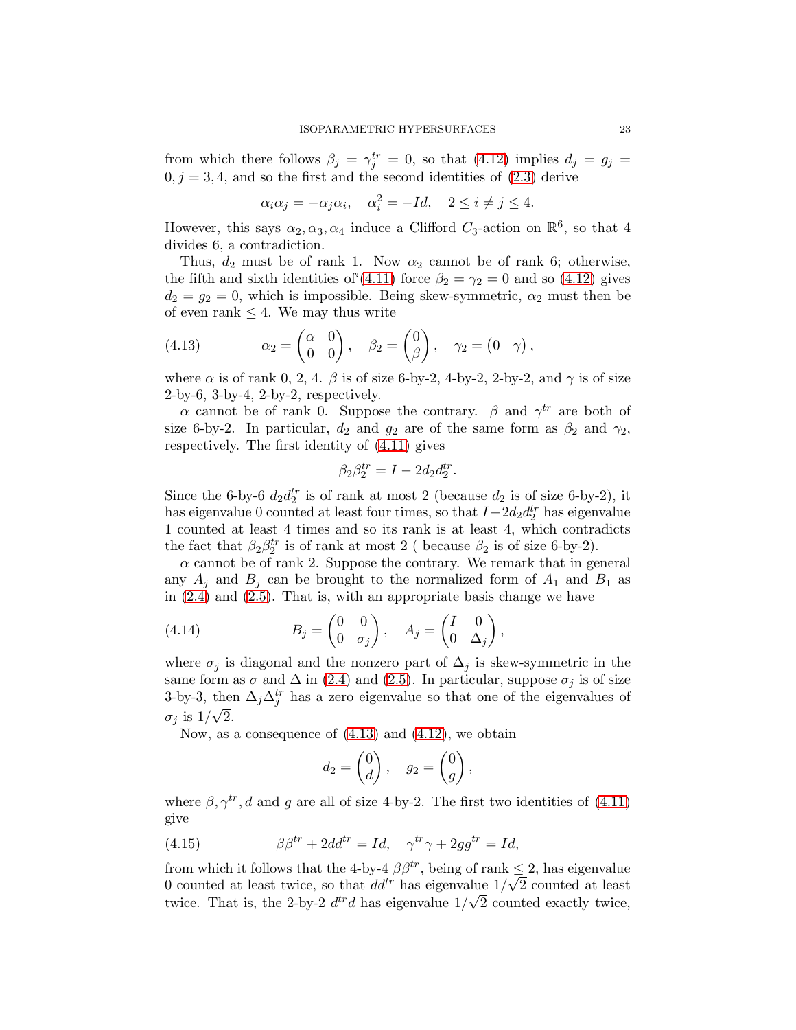from which there follows $\beta_j = \gamma_j^{tr} = 0$, so that (4.12) implies $d_j = g_j = 0, j = 3, 4$, and so the first and the second identities of (2.3) derive

$$\alpha_i\alpha_j = -\alpha_j\alpha_i, \quad \alpha_i^2 = -Id, \quad 2 \leq i \neq j \leq 4.$$

However, this says $\alpha_2, \alpha_3, \alpha_4$ induce a Clifford $C_3$-action on $\mathbb{R}^6$, so that 4 divides 6, a contradiction.

Thus, $d_2$ must be of rank 1. Now $\alpha_2$ cannot be of rank 6; otherwise, the fifth and sixth identities of (4.11) force $\beta_2 = \gamma_2 = 0$ and so (4.12) gives $d_2 = g_2 = 0$, which is impossible. Being skew-symmetric, $\alpha_2$ must then be of even rank $\leq 4$. We may thus write

$$\alpha_2 = \begin{pmatrix} \alpha & 0 \\ 0 & 0 \end{pmatrix}, \quad \beta_2 = \begin{pmatrix} 0 \\ \beta \end{pmatrix}, \quad \gamma_2 = \begin{pmatrix} 0 & \gamma \end{pmatrix}, \tag{4.13}$$

where $\alpha$ is of rank 0, 2, 4. $\beta$ is of size 6-by-2, 4-by-2, 2-by-2, and $\gamma$ is of size 2-by-6, 3-by-4, 2-by-2, respectively.

$\alpha$ cannot be of rank 0. Suppose the contrary. $\beta$ and $\gamma^{tr}$ are both of size 6-by-2. In particular, $d_2$ and $g_2$ are of the same form as $\beta_2$ and $\gamma_2$, respectively. The first identity of (4.11) gives

$$\beta_2\beta_2^{tr} = I - 2d_2d_2^{tr}.$$

Since the 6-by-6 $d_2d_2^{tr}$ is of rank at most 2 (because $d_2$ is of size 6-by-2), it has eigenvalue 0 counted at least four times, so that $I - 2d_2d_2^{tr}$ has eigenvalue 1 counted at least 4 times and so its rank is at least 4, which contradicts the fact that $\beta_2\beta_2^{tr}$ is of rank at most 2 ( because $\beta_2$ is of size 6-by-2).

$\alpha$ cannot be of rank 2. Suppose the contrary. We remark that in general any $A_j$ and $B_j$ can be brought to the normalized form of $A_1$ and $B_1$ as in (2.4) and (2.5). That is, with an appropriate basis change we have

$$B_j = \begin{pmatrix} 0 & 0 \\ 0 & \sigma_j \end{pmatrix}, \quad A_j = \begin{pmatrix} I & 0 \\ 0 & \Delta_j \end{pmatrix}, \tag{4.14}$$

where $\sigma_j$ is diagonal and the nonzero part of $\Delta_j$ is skew-symmetric in the same form as $\sigma$ and $\Delta$ in (2.4) and (2.5). In particular, suppose $\sigma_j$ is of size 3-by-3, then $\Delta_j\Delta_j^{tr}$ has a zero eigenvalue so that one of the eigenvalues of $\sigma_j$ is $1/\sqrt{2}$.

Now, as a consequence of (4.13) and (4.12), we obtain

$$d_2 = \begin{pmatrix} 0 \\ d \end{pmatrix}, \quad g_2 = \begin{pmatrix} 0 \\ g \end{pmatrix},$$

where $\beta, \gamma^{tr}, d$ and $g$ are all of size 4-by-2. The first two identities of (4.11) give

$$\beta\beta^{tr} + 2dd^{tr} = Id, \quad \gamma^{tr}\gamma + 2gg^{tr} = Id, \tag{4.15}$$

from which it follows that the 4-by-4 $\beta\beta^{tr}$, being of rank $\leq 2$, has eigenvalue 0 counted at least twice, so that $dd^{tr}$ has eigenvalue $1/\sqrt{2}$ counted at least twice. That is, the 2-by-2 $d^{tr}d$ has eigenvalue $1/\sqrt{2}$ counted exactly twice,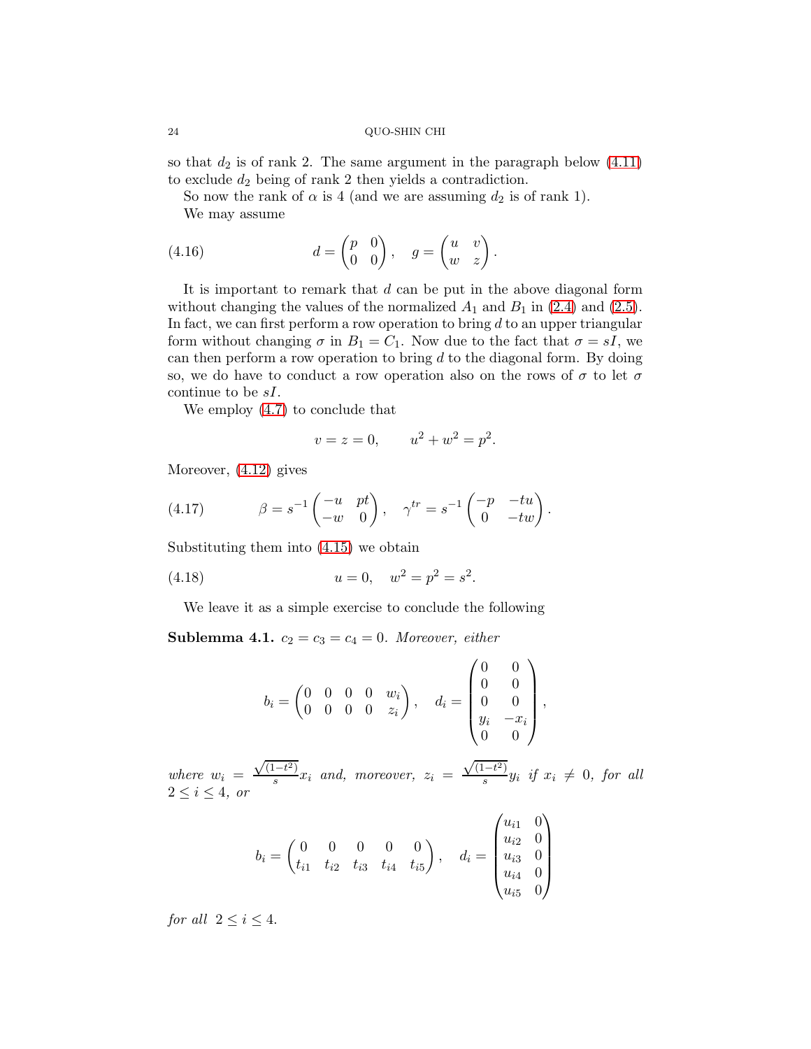so that $d_2$ is of rank 2. The same argument in the paragraph below (4.11) to exclude $d_2$ being of rank 2 then yields a contradiction.

So now the rank of $\alpha$ is 4 (and we are assuming $d_2$ is of rank 1).

We may assume

$$
d = \begin{pmatrix} p & 0 \\ 0 & 0 \end{pmatrix}, \quad g = \begin{pmatrix} u & v \\ w & z \end{pmatrix}. \tag{4.16}
$$

It is important to remark that $d$ can be put in the above diagonal form without changing the values of the normalized $A_1$ and $B_1$ in (2.4) and (2.5). In fact, we can first perform a row operation to bring $d$ to an upper triangular form without changing $\sigma$ in $B_1 = C_1$. Now due to the fact that $\sigma = sI$, we can then perform a row operation to bring $d$ to the diagonal form. By doing so, we do have to conduct a row operation also on the rows of $\sigma$ to let $\sigma$ continue to be $sI$.

We employ (4.7) to conclude that

$$
v = z = 0, \qquad u^2 + w^2 = p^2.
$$

Moreover, (4.12) gives

$$
\beta = s^{-1} \begin{pmatrix} -u & pt \\ -w & 0 \end{pmatrix}, \quad \gamma^{tr} = s^{-1} \begin{pmatrix} -p & -tu \\ 0 & -tw \end{pmatrix}. \tag{4.17}
$$

Substituting them into (4.15) we obtain

$$
u = 0, \quad w^2 = p^2 = s^2. \tag{4.18}
$$

We leave it as a simple exercise to conclude the following

**Sublemma 4.1.** *$c_2 = c_3 = c_4 = 0$. Moreover, either*

$$
b_i = \begin{pmatrix} 0 & 0 & 0 & 0 & w_i \\ 0 & 0 & 0 & 0 & z_i \end{pmatrix}, \quad d_i = \begin{pmatrix} 0 & 0 \\ 0 & 0 \\ 0 & 0 \\ y_i & -x_i \\ 0 & 0 \end{pmatrix},
$$

*where $w_i = \frac{\sqrt{(1-t^2)}}{s} x_i$ and, moreover, $z_i = \frac{\sqrt{(1-t^2)}}{s} y_i$ if $x_i \neq 0$, for all $2 \leq i \leq 4$, or*

$$
b_i = \begin{pmatrix} 0 & 0 & 0 & 0 & 0 \\ t_{i1} & t_{i2} & t_{i3} & t_{i4} & t_{i5} \end{pmatrix}, \quad d_i = \begin{pmatrix} u_{i1} & 0 \\ u_{i2} & 0 \\ u_{i3} & 0 \\ u_{i4} & 0 \\ u_{i5} & 0 \end{pmatrix}
$$

*for all $2 \leq i \leq 4$.*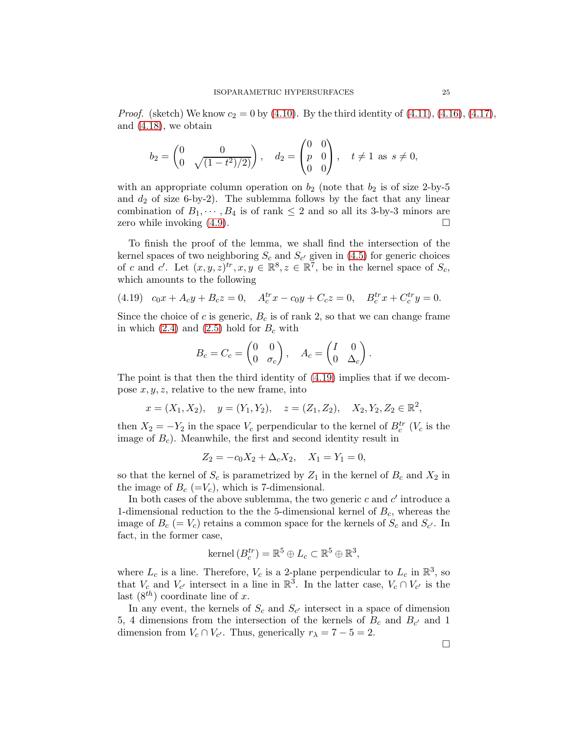*Proof.* (sketch) We know $c_2 = 0$ by (4.10). By the third identity of (4.11), (4.16), (4.17), and (4.18), we obtain

$$b_2 = \begin{pmatrix} 0 & 0 \\ 0 & \sqrt{(1-t^2)/2)} \end{pmatrix}, \quad d_2 = \begin{pmatrix} 0 & 0 \\ p & 0 \\ 0 & 0 \end{pmatrix}, \quad t \neq 1 \text{ as } s \neq 0,$$

with an appropriate column operation on $b_2$ (note that $b_2$ is of size 2-by-5 and $d_2$ of size 6-by-2). The sublemma follows by the fact that any linear combination of $B_1, \cdots, B_4$ is of rank $\leq 2$ and so all its 3-by-3 minors are zero while invoking (4.9). □

To finish the proof of the lemma, we shall find the intersection of the kernel spaces of two neighboring $S_c$ and $S_{c'}$ given in (4.5) for generic choices of $c$ and $c'$. Let $(x, y, z)^{tr}, x, y \in \mathbb{R}^8, z \in \mathbb{R}^7$, be in the kernel space of $S_c$, which amounts to the following

$$c_0 x + A_c y + B_c z = 0, \quad A_c^{tr} x - c_0 y + C_c z = 0, \quad B_c^{tr} x + C_c^{tr} y = 0. \tag{4.19}$$

Since the choice of $c$ is generic, $B_c$ is of rank 2, so that we can change frame in which (2.4) and (2.5) hold for $B_c$ with

$$B_c = C_c = \begin{pmatrix} 0 & 0 \\ 0 & \sigma_c \end{pmatrix}, \quad A_c = \begin{pmatrix} I & 0 \\ 0 & \Delta_c \end{pmatrix}.$$

The point is that then the third identity of (4.19) implies that if we decompose $x, y, z$, relative to the new frame, into

$$x = (X_1, X_2), \quad y = (Y_1, Y_2), \quad z = (Z_1, Z_2), \quad X_2, Y_2, Z_2 \in \mathbb{R}^2,$$

then $X_2 = -Y_2$ in the space $V_c$ perpendicular to the kernel of $B_c^{tr}$ ($V_c$ is the image of $B_c$). Meanwhile, the first and second identity result in

$$Z_2 = -c_0 X_2 + \Delta_c X_2, \quad X_1 = Y_1 = 0,$$

so that the kernel of $S_c$ is parametrized by $Z_1$ in the kernel of $B_c$ and $X_2$ in the image of $B_c$ ($=V_c$), which is 7-dimensional.

In both cases of the above sublemma, the two generic $c$ and $c'$ introduce a 1-dimensional reduction to the the 5-dimensional kernel of $B_c$, whereas the image of $B_c$ ($= V_c$) retains a common space for the kernels of $S_c$ and $S_{c'}$. In fact, in the former case,

$$\text{kernel}\,(B_c^{tr}) = \mathbb{R}^5 \oplus L_c \subset \mathbb{R}^5 \oplus \mathbb{R}^3,$$

where $L_c$ is a line. Therefore, $V_c$ is a 2-plane perpendicular to $L_c$ in $\mathbb{R}^3$, so that $V_c$ and $V_{c'}$ intersect in a line in $\mathbb{R}^3$. In the latter case, $V_c \cap V_{c'}$ is the last ($8^{th}$) coordinate line of $x$.

In any event, the kernels of $S_c$ and $S_{c'}$ intersect in a space of dimension 5, 4 dimensions from the intersection of the kernels of $B_c$ and $B_{c'}$ and 1 dimension from $V_c \cap V_{c'}$. Thus, generically $r_\lambda = 7 - 5 = 2$.

□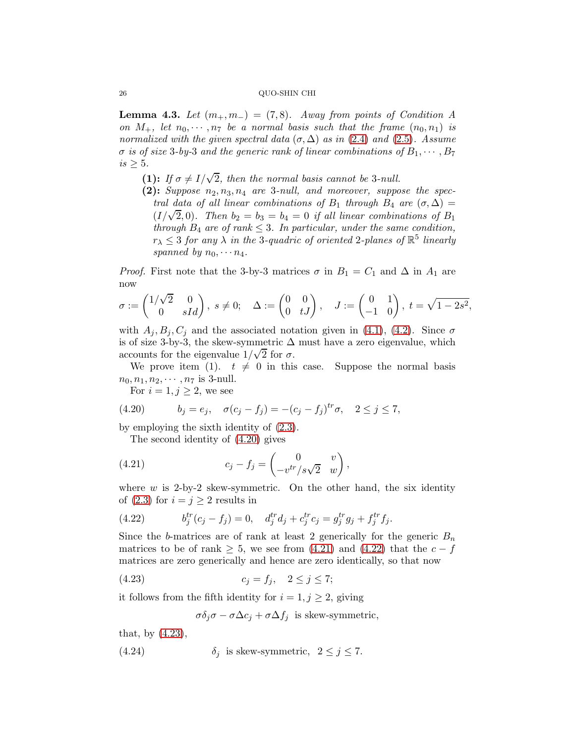**Lemma 4.3.** *Let $(m_+, m_-) = (7, 8)$. Away from points of Condition A on $M_+$, let $n_0, \cdots, n_7$ be a normal basis such that the frame $(n_0, n_1)$ is normalized with the given spectral data $(\sigma, \Delta)$ as in (2.4) and (2.5). Assume $\sigma$ is of size 3-by-3 and the generic rank of linear combinations of $B_1, \cdots, B_7$ is $\geq 5$.*

- **(1):** *If $\sigma \neq I/\sqrt{2}$, then the normal basis cannot be 3-null.*
- **(2):** *Suppose $n_2, n_3, n_4$ are 3-null, and moreover, suppose the spectral data of all linear combinations of $B_1$ through $B_4$ are $(\sigma, \Delta) = (I/\sqrt{2}, 0)$. Then $b_2 = b_3 = b_4 = 0$ if all linear combinations of $B_1$ through $B_4$ are of rank $\leq 3$. In particular, under the same condition, $r_\lambda \leq 3$ for any $\lambda$ in the 3-quadric of oriented 2-planes of $\mathbb{R}^5$ linearly spanned by $n_0, \cdots n_4$.*

*Proof.* First note that the 3-by-3 matrices $\sigma$ in $B_1 = C_1$ and $\Delta$ in $A_1$ are now

$$\sigma := \begin{pmatrix} 1/\sqrt{2} & 0 \\ 0 & sId \end{pmatrix},\ s \neq 0; \quad \Delta := \begin{pmatrix} 0 & 0 \\ 0 & tJ \end{pmatrix}, \quad J := \begin{pmatrix} 0 & 1 \\ -1 & 0 \end{pmatrix},\ t = \sqrt{1 - 2s^2},$$

with $A_j, B_j, C_j$ and the associated notation given in (4.1), (4.2). Since $\sigma$ is of size 3-by-3, the skew-symmetric $\Delta$ must have a zero eigenvalue, which accounts for the eigenvalue $1/\sqrt{2}$ for $\sigma$.

We prove item (1). $t \neq 0$ in this case. Suppose the normal basis $n_0, n_1, n_2, \cdots, n_7$ is 3-null.

For $i = 1, j \geq 2$, we see

$$b_j = e_j, \quad \sigma(c_j - f_j) = -(c_j - f_j)^{tr}\sigma, \quad 2 \leq j \leq 7, \tag{4.20}$$

by employing the sixth identity of (2.3).

The second identity of (4.20) gives

$$c_j - f_j = \begin{pmatrix} 0 & v \\ -v^{tr}/s\sqrt{2} & w \end{pmatrix}, \tag{4.21}$$

where $w$ is 2-by-2 skew-symmetric. On the other hand, the six identity of (2.3) for $i = j \geq 2$ results in

$$b_j^{tr}(c_j - f_j) = 0, \quad d_j^{tr}d_j + c_j^{tr}c_j = g_j^{tr}g_j + f_j^{tr}f_j. \tag{4.22}$$

Since the $b$-matrices are of rank at least 2 generically for the generic $B_n$ matrices to be of rank $\geq 5$, we see from (4.21) and (4.22) that the $c - f$ matrices are zero generically and hence are zero identically, so that now

$$c_j = f_j, \quad 2 \leq j \leq 7; \tag{4.23}$$

it follows from the fifth identity for $i = 1, j \geq 2$, giving

$$\sigma\delta_j\sigma - \sigma\Delta c_j + \sigma\Delta f_j \text{ is skew-symmetric,}$$

that, by (4.23),

$$\delta_j \text{ is skew-symmetric}, \ 2 \leq j \leq 7. \tag{4.24}$$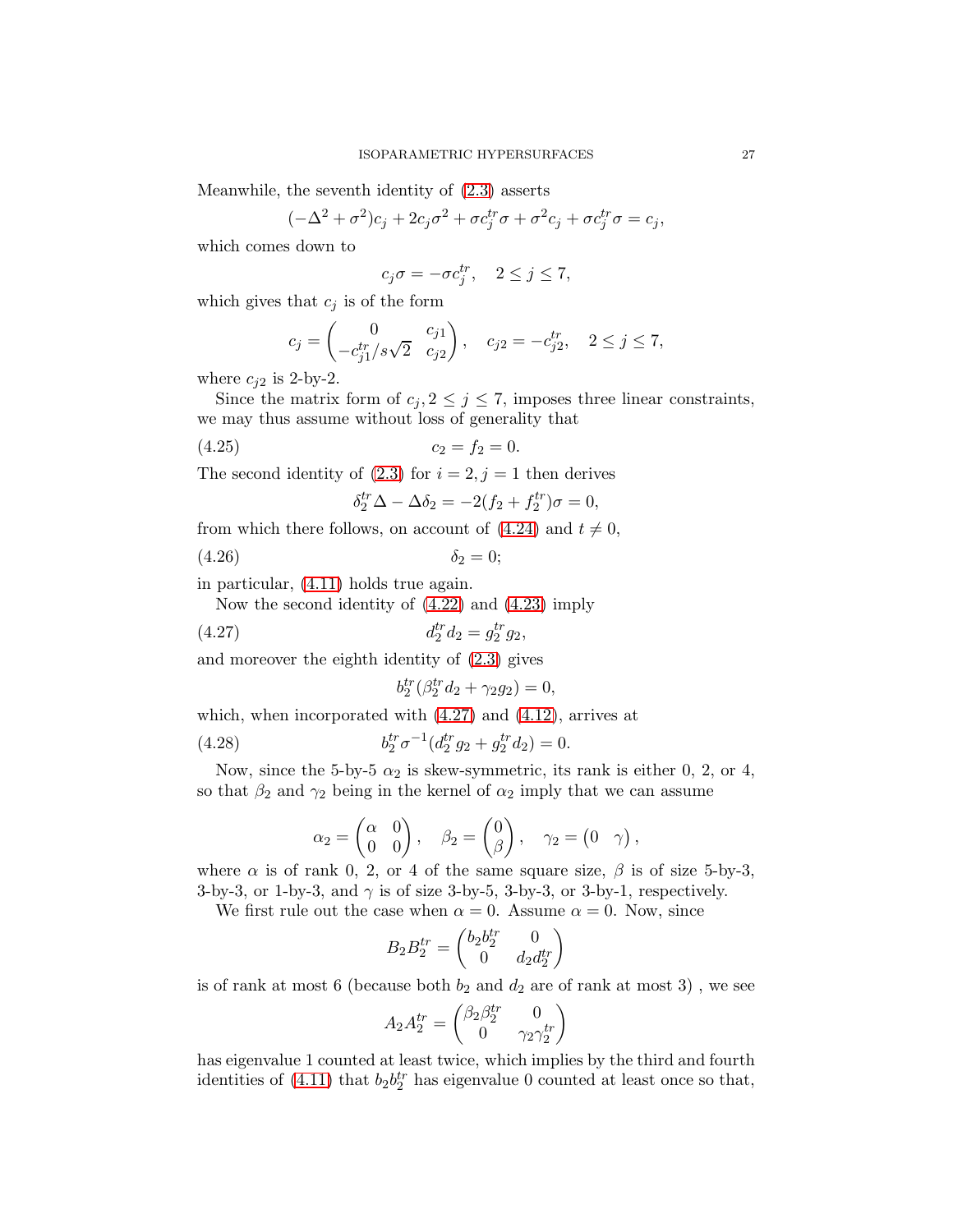Meanwhile, the seventh identity of (2.3) asserts

$$(-\Delta^2+\sigma^2)c_j + 2c_j\sigma^2 + \sigma c_j^{tr}\sigma + \sigma^2 c_j + \sigma c_j^{tr}\sigma = c_j,$$

which comes down to

$$c_j\sigma = -\sigma c_j^{tr}, \quad 2\leq j\leq 7,$$

which gives that $c_j$ is of the form

$$c_j = \begin{pmatrix} 0 & c_{j1} \\ -c_{j1}^{tr}/s\sqrt{2} & c_{j2}\end{pmatrix}, \quad c_{j2} = -c_{j2}^{tr}, \quad 2\leq j\leq 7,$$

where $c_{j2}$ is 2-by-2.

Since the matrix form of $c_j, 2\leq j\leq 7$, imposes three linear constraints, we may thus assume without loss of generality that

$$c_2 = f_2 = 0. \tag{4.25}$$

The second identity of (2.3) for $i=2, j=1$ then derives

$$\delta_2^{tr}\Delta - \Delta\delta_2 = -2(f_2+f_2^{tr})\sigma = 0,$$

from which there follows, on account of (4.24) and $t\neq 0$,

$$\delta_2 = 0; \tag{4.26}$$

in particular, (4.11) holds true again.

Now the second identity of (4.22) and (4.23) imply

$$d_2^{tr}d_2 = g_2^{tr}g_2, \tag{4.27}$$

and moreover the eighth identity of (2.3) gives

$$b_2^{tr}(\beta_2^{tr}d_2 + \gamma_2 g_2) = 0,$$

which, when incorporated with (4.27) and (4.12), arrives at

$$b_2^{tr}\sigma^{-1}(d_2^{tr}g_2 + g_2^{tr}d_2) = 0. \tag{4.28}$$

Now, since the 5-by-5 $\alpha_2$ is skew-symmetric, its rank is either 0, 2, or 4, so that $\beta_2$ and $\gamma_2$ being in the kernel of $\alpha_2$ imply that we can assume

$$\alpha_2 = \begin{pmatrix}\alpha & 0\\ 0 & 0\end{pmatrix}, \quad \beta_2 = \begin{pmatrix} 0 \\ \beta\end{pmatrix}, \quad \gamma_2 = \begin{pmatrix} 0 & \gamma\end{pmatrix},$$

where $\alpha$ is of rank 0, 2, or 4 of the same square size, $\beta$ is of size 5-by-3, 3-by-3, or 1-by-3, and $\gamma$ is of size 3-by-5, 3-by-3, or 3-by-1, respectively.

We first rule out the case when $\alpha = 0$. Assume $\alpha = 0$. Now, since

$$B_2B_2^{tr} = \begin{pmatrix} b_2b_2^{tr} & 0\\ 0 & d_2d_2^{tr}\end{pmatrix}$$

is of rank at most 6 (because both $b_2$ and $d_2$ are of rank at most 3) , we see

$$A_2A_2^{tr} = \begin{pmatrix}\beta_2\beta_2^{tr} & 0\\ 0 & \gamma_2\gamma_2^{tr}\end{pmatrix}$$

has eigenvalue 1 counted at least twice, which implies by the third and fourth identities of (4.11) that $b_2b_2^{tr}$ has eigenvalue 0 counted at least once so that,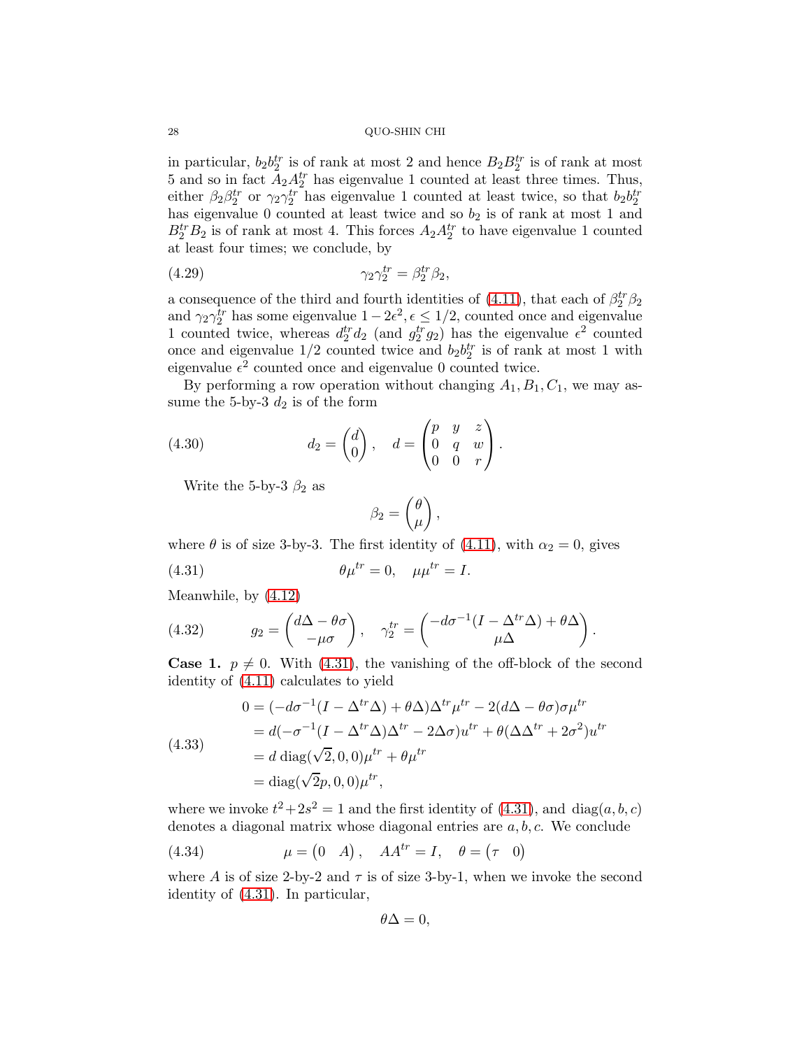in particular, $b_2 b_2^{tr}$ is of rank at most 2 and hence $B_2 B_2^{tr}$ is of rank at most 5 and so in fact $A_2 A_2^{tr}$ has eigenvalue 1 counted at least three times. Thus, either $\beta_2\beta_2^{tr}$ or $\gamma_2\gamma_2^{tr}$ has eigenvalue 1 counted at least twice, so that $b_2 b_2^{tr}$ has eigenvalue 0 counted at least twice and so $b_2$ is of rank at most 1 and $B_2^{tr} B_2$ is of rank at most 4. This forces $A_2 A_2^{tr}$ to have eigenvalue 1 counted at least four times; we conclude, by

$$\gamma_2\gamma_2^{tr} = \beta_2^{tr}\beta_2, \tag{4.29}$$

a consequence of the third and fourth identities of (4.11), that each of $\beta_2^{tr}\beta_2$ and $\gamma_2\gamma_2^{tr}$ has some eigenvalue $1-2\epsilon^2, \epsilon \leq 1/2$, counted once and eigenvalue 1 counted twice, whereas $d_2^{tr} d_2$ (and $g_2^{tr} g_2$) has the eigenvalue $\epsilon^2$ counted once and eigenvalue $1/2$ counted twice and $b_2 b_2^{tr}$ is of rank at most 1 with eigenvalue $\epsilon^2$ counted once and eigenvalue 0 counted twice.

By performing a row operation without changing $A_1, B_1, C_1$, we may assume the 5-by-3 $d_2$ is of the form

$$d_2 = \begin{pmatrix} d \\ 0 \end{pmatrix}, \quad d = \begin{pmatrix} p & y & z \\ 0 & q & w \\ 0 & 0 & r \end{pmatrix}. \tag{4.30}$$

Write the 5-by-3 $\beta_2$ as

$$\beta_2 = \begin{pmatrix} \theta \\ \mu \end{pmatrix},$$

where $\theta$ is of size 3-by-3. The first identity of (4.11), with $\alpha_2 = 0$, gives

$$\theta\mu^{tr} = 0, \quad \mu\mu^{tr} = I. \tag{4.31}$$

Meanwhile, by (4.12)

$$g_2 = \begin{pmatrix} d\Delta - \theta\sigma \\ -\mu\sigma \end{pmatrix}, \quad \gamma_2^{tr} = \begin{pmatrix} -d\sigma^{-1}(I - \Delta^{tr}\Delta) + \theta\Delta \\ \mu\Delta \end{pmatrix}. \tag{4.32}$$

**Case 1.** $p \neq 0$. With (4.31), the vanishing of the off-block of the second identity of (4.11) calculates to yield

$$\begin{aligned}
0 &= (-d\sigma^{-1}(I - \Delta^{tr}\Delta) + \theta\Delta)\Delta^{tr}\mu^{tr} - 2(d\Delta - \theta\sigma)\sigma\mu^{tr} \\
&= d(-\sigma^{-1}(I - \Delta^{tr}\Delta)\Delta^{tr} - 2\Delta\sigma)u^{tr} + \theta(\Delta\Delta^{tr} + 2\sigma^2)u^{tr} \\
&= d\,\mathrm{diag}(\sqrt{2}, 0, 0)\mu^{tr} + \theta\mu^{tr} \\
&= \mathrm{diag}(\sqrt{2}p, 0, 0)\mu^{tr},
\end{aligned} \tag{4.33}$$

where we invoke $t^2 + 2s^2 = 1$ and the first identity of (4.31), and $\mathrm{diag}(a, b, c)$ denotes a diagonal matrix whose diagonal entries are $a, b, c$. We conclude

$$\mu = \begin{pmatrix} 0 & A \end{pmatrix}, \quad AA^{tr} = I, \quad \theta = \begin{pmatrix} \tau & 0 \end{pmatrix} \tag{4.34}$$

where $A$ is of size 2-by-2 and $\tau$ is of size 3-by-1, when we invoke the second identity of (4.31). In particular,

$$\theta\Delta = 0,$$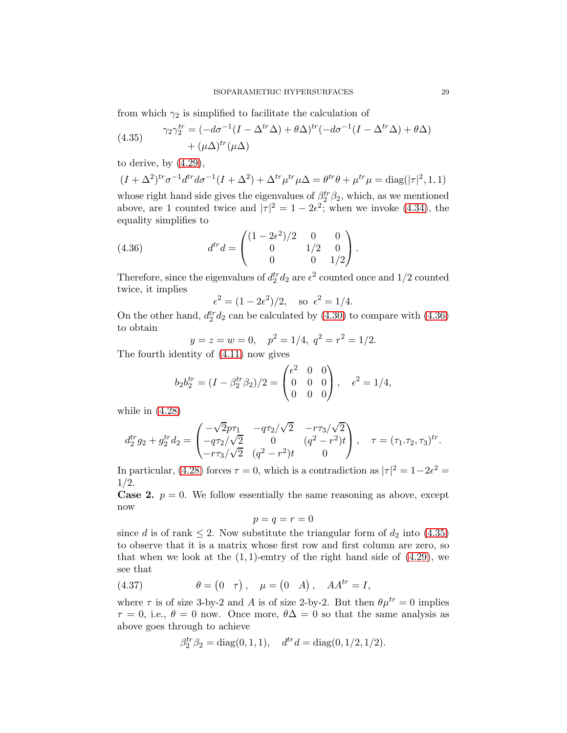from which $\gamma_2$ is simplified to facilitate the calculation of

$$\gamma_2\gamma_2^{tr} = (-d\sigma^{-1}(I - \Delta^{tr}\Delta) + \theta\Delta)^{tr}(-d\sigma^{-1}(I - \Delta^{tr}\Delta) + \theta\Delta) + (\mu\Delta)^{tr}(\mu\Delta) \tag{4.35}$$

to derive, by (4.29),

$$(I + \Delta^2)^{tr}\sigma^{-1}d^{tr}d\sigma^{-1}(I + \Delta^2) + \Delta^{tr}\mu^{tr}\mu\Delta = \theta^{tr}\theta + \mu^{tr}\mu = \operatorname{diag}(|\tau|^2, 1, 1)$$

whose right hand side gives the eigenvalues of $\beta_2^{tr}\beta_2$, which, as we mentioned above, are 1 counted twice and $|\tau|^2 = 1 - 2\epsilon^2$; when we invoke (4.34), the equality simplifies to

$$d^{tr}d = \begin{pmatrix} (1-2\epsilon^2)/2 & 0 & 0 \\ 0 & 1/2 & 0 \\ 0 & 0 & 1/2 \end{pmatrix}. \tag{4.36}$$

Therefore, since the eigenvalues of $d_2^{tr}d_2$ are $\epsilon^2$ counted once and $1/2$ counted twice, it implies

$$\epsilon^2 = (1 - 2\epsilon^2)/2, \quad \text{so } \epsilon^2 = 1/4.$$

On the other hand, $d_2^{tr}d_2$ can be calculated by (4.30) to compare with (4.36) to obtain

$$y = z = w = 0, \quad p^2 = 1/4,\ q^2 = r^2 = 1/2.$$

The fourth identity of (4.11) now gives

$$b_2 b_2^{tr} = (I - \beta_2^{tr}\beta_2)/2 = \begin{pmatrix} \epsilon^2 & 0 & 0 \\ 0 & 0 & 0 \\ 0 & 0 & 0 \end{pmatrix}, \quad \epsilon^2 = 1/4,$$

while in (4.28)

$$d_2^{tr}g_2 + g_2^{tr}d_2 = \begin{pmatrix} -\sqrt{2}p\tau_1 & -q\tau_2/\sqrt{2} & -r\tau_3/\sqrt{2} \\ -q\tau_2/\sqrt{2} & 0 & (q^2 - r^2)t \\ -r\tau_3/\sqrt{2} & (q^2 - r^2)t & 0 \end{pmatrix}, \quad \tau = (\tau_1.\tau_2, \tau_3)^{tr}.$$

In particular, (4.28) forces $\tau = 0$, which is a contradiction as $|\tau|^2 = 1 - 2\epsilon^2 = 1/2$.

**Case 2.** $p = 0$. We follow essentially the same reasoning as above, except now

$$p = q = r = 0$$

since $d$ is of rank $\leq 2$. Now substitute the triangular form of $d_2$ into (4.35) to observe that it is a matrix whose first row and first column are zero, so that when we look at the $(1,1)$-emtry of the right hand side of (4.29), we see that

$$\theta = \begin{pmatrix} 0 & \tau \end{pmatrix}, \quad \mu = \begin{pmatrix} 0 & A \end{pmatrix}, \quad AA^{tr} = I, \tag{4.37}$$

where $\tau$ is of size 3-by-2 and $A$ is of size 2-by-2. But then $\theta\mu^{tr} = 0$ implies $\tau = 0$, i.e., $\theta = 0$ now. Once more, $\theta\Delta = 0$ so that the same analysis as above goes through to achieve

$$\beta_2^{tr}\beta_2 = \operatorname{diag}(0, 1, 1), \quad d^{tr}d = \operatorname{diag}(0, 1/2, 1/2).$$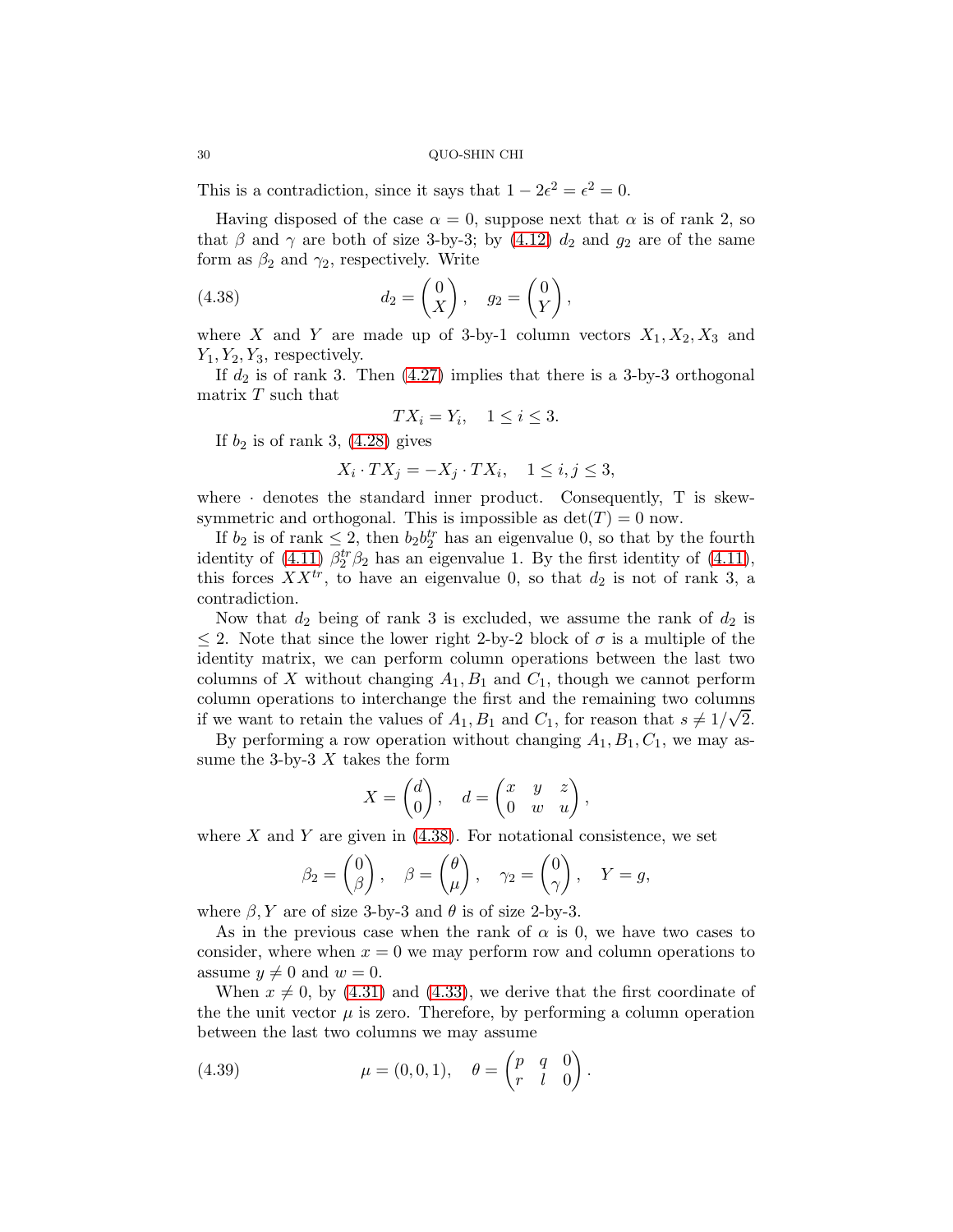This is a contradiction, since it says that $1 - 2\epsilon^2 = \epsilon^2 = 0$.

Having disposed of the case $\alpha = 0$, suppose next that $\alpha$ is of rank 2, so that $\beta$ and $\gamma$ are both of size 3-by-3; by (4.12) $d_2$ and $g_2$ are of the same form as $\beta_2$ and $\gamma_2$, respectively. Write

$$d_2 = \begin{pmatrix} 0 \\ X \end{pmatrix}, \quad g_2 = \begin{pmatrix} 0 \\ Y \end{pmatrix}, \tag{4.38}$$

where $X$ and $Y$ are made up of 3-by-1 column vectors $X_1, X_2, X_3$ and $Y_1, Y_2, Y_3$, respectively.

If $d_2$ is of rank 3. Then (4.27) implies that there is a 3-by-3 orthogonal matrix $T$ such that

$$TX_i = Y_i, \quad 1 \le i \le 3.$$

If $b_2$ is of rank 3, (4.28) gives

$$X_i \cdot TX_j = -X_j \cdot TX_i, \quad 1 \le i, j \le 3,$$

where $\cdot$ denotes the standard inner product. Consequently, T is skew-symmetric and orthogonal. This is impossible as $\det(T) = 0$ now.

If $b_2$ is of rank $\le 2$, then $b_2 b_2^{tr}$ has an eigenvalue 0, so that by the fourth identity of (4.11) $\beta_2^{tr}\beta_2$ has an eigenvalue 1. By the first identity of (4.11), this forces $XX^{tr}$, to have an eigenvalue 0, so that $d_2$ is not of rank 3, a contradiction.

Now that $d_2$ being of rank 3 is excluded, we assume the rank of $d_2$ is $\le 2$. Note that since the lower right 2-by-2 block of $\sigma$ is a multiple of the identity matrix, we can perform column operations between the last two columns of $X$ without changing $A_1, B_1$ and $C_1$, though we cannot perform column operations to interchange the first and the remaining two columns if we want to retain the values of $A_1, B_1$ and $C_1$, for reason that $s \ne 1/\sqrt{2}$.

By performing a row operation without changing $A_1, B_1, C_1$, we may assume the 3-by-3 $X$ takes the form

$$X = \begin{pmatrix} d \\ 0 \end{pmatrix}, \quad d = \begin{pmatrix} x & y & z \\ 0 & w & u \end{pmatrix},$$

where $X$ and $Y$ are given in (4.38). For notational consistence, we set

$$\beta_2 = \begin{pmatrix} 0 \\ \beta \end{pmatrix}, \quad \beta = \begin{pmatrix} \theta \\ \mu \end{pmatrix}, \quad \gamma_2 = \begin{pmatrix} 0 \\ \gamma \end{pmatrix}, \quad Y = g,$$

where $\beta, Y$ are of size 3-by-3 and $\theta$ is of size 2-by-3.

As in the previous case when the rank of $\alpha$ is 0, we have two cases to consider, where when $x = 0$ we may perform row and column operations to assume $y \ne 0$ and $w = 0$.

When $x \ne 0$, by (4.31) and (4.33), we derive that the first coordinate of the the unit vector $\mu$ is zero. Therefore, by performing a column operation between the last two columns we may assume

$$\mu = (0, 0, 1), \quad \theta = \begin{pmatrix} p & q & 0 \\ r & l & 0 \end{pmatrix}. \tag{4.39}$$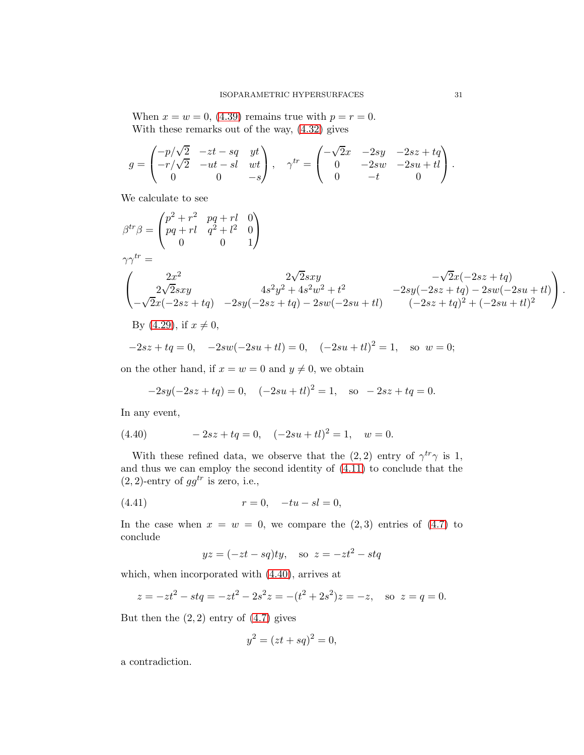When $x = w = 0$, (4.39) remains true with $p = r = 0$.

With these remarks out of the way, (4.32) gives

$$g = \begin{pmatrix} -p/\sqrt{2} & -zt - sq & yt \\ -r/\sqrt{2} & -ut - sl & wt \\ 0 & 0 & -s \end{pmatrix}, \quad \gamma^{tr} = \begin{pmatrix} -\sqrt{2}x & -2sy & -2sz + tq \\ 0 & -2sw & -2su + tl \\ 0 & -t & 0 \end{pmatrix}.$$

We calculate to see

$$\beta^{tr}\beta = \begin{pmatrix} p^2 + r^2 & pq + rl & 0 \\ pq + rl & q^2 + l^2 & 0 \\ 0 & 0 & 1 \end{pmatrix}$$

$$\gamma\gamma^{tr} =$$

$$\begin{pmatrix} 2x^2 & 2\sqrt{2}sxy & -\sqrt{2}x(-2sz+tq) \\ 2\sqrt{2}sxy & 4s^2y^2 + 4s^2w^2 + t^2 & -2sy(-2sz+tq) - 2sw(-2su+tl) \\ -\sqrt{2}x(-2sz+tq) & -2sy(-2sz+tq) - 2sw(-2su+tl) & (-2sz+tq)^2 + (-2su+tl)^2 \end{pmatrix}.$$

By (4.29), if $x \neq 0$,

$$-2sz + tq = 0, \quad -2sw(-2su + tl) = 0, \quad (-2su + tl)^2 = 1, \quad \text{so } \ w = 0;$$

on the other hand, if $x = w = 0$ and $y \neq 0$, we obtain

$$-2sy(-2sz + tq) = 0, \quad (-2su + tl)^2 = 1, \quad \text{so } \ -2sz + tq = 0.$$

In any event,

$$-2sz + tq = 0, \quad (-2su + tl)^2 = 1, \quad w = 0. \tag{4.40}$$

With these refined data, we observe that the $(2,2)$ entry of $\gamma^{tr}\gamma$ is 1, and thus we can employ the second identity of (4.11) to conclude that the $(2,2)$-entry of $gg^{tr}$ is zero, i.e.,

$$r = 0, \quad -tu - sl = 0, \tag{4.41}$$

In the case when $x = w = 0$, we compare the $(2,3)$ entries of (4.7) to conclude

$$yz = (-zt - sq)ty, \quad \text{so } \ z = -zt^2 - stq$$

which, when incorporated with (4.40), arrives at

$$z = -zt^2 - stq = -zt^2 - 2s^2z = -(t^2 + 2s^2)z = -z, \quad \text{so } \ z = q = 0.$$

But then the $(2,2)$ entry of (4.7) gives

$$y^2 = (zt + sq)^2 = 0,$$

a contradiction.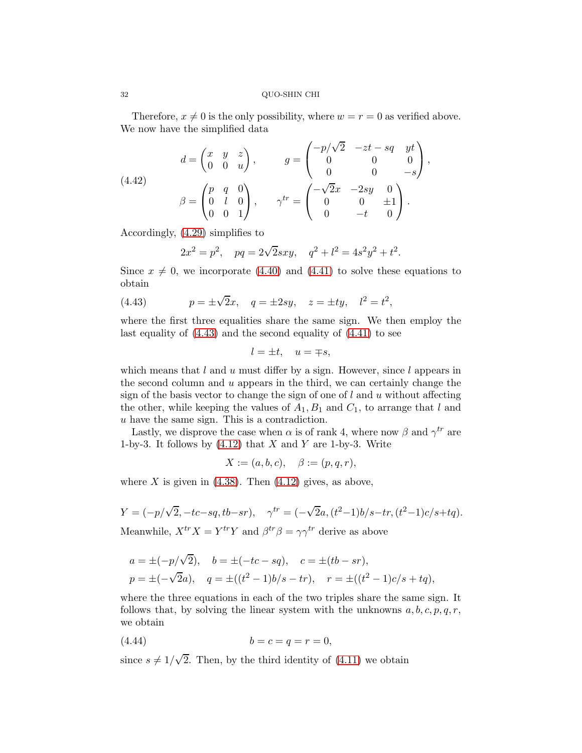Therefore, $x \neq 0$ is the only possibility, where $w = r = 0$ as verified above. We now have the simplified data

$$
\begin{aligned}
d &= \begin{pmatrix} x & y & z \\ 0 & 0 & u \end{pmatrix}, \qquad g = \begin{pmatrix} -p/\sqrt{2} & -zt - sq & yt \\ 0 & 0 & 0 \\ 0 & 0 & -s \end{pmatrix}, \\
\beta &= \begin{pmatrix} p & q & 0 \\ 0 & l & 0 \\ 0 & 0 & 1 \end{pmatrix}, \qquad \gamma^{tr} = \begin{pmatrix} -\sqrt{2}x & -2sy & 0 \\ 0 & 0 & \pm 1 \\ 0 & -t & 0 \end{pmatrix}.
\end{aligned} \tag{4.42}
$$

Accordingly, (4.29) simplifies to

$$
2x^2 = p^2, \quad pq = 2\sqrt{2}sxy, \quad q^2 + l^2 = 4s^2y^2 + t^2.
$$

Since $x \neq 0$, we incorporate (4.40) and (4.41) to solve these equations to obtain

$$
p = \pm\sqrt{2}x, \quad q = \pm 2sy, \quad z = \pm ty, \quad l^2 = t^2, \tag{4.43}
$$

where the first three equalities share the same sign. We then employ the last equality of (4.43) and the second equality of (4.41) to see

$$
l = \pm t, \quad u = \mp s,
$$

which means that $l$ and $u$ must differ by a sign. However, since $l$ appears in the second column and $u$ appears in the third, we can certainly change the sign of the basis vector to change the sign of one of $l$ and $u$ without affecting the other, while keeping the values of $A_1, B_1$ and $C_1$, to arrange that $l$ and $u$ have the same sign. This is a contradiction.

Lastly, we disprove the case when $\alpha$ is of rank 4, where now $\beta$ and $\gamma^{tr}$ are 1-by-3. It follows by (4.12) that $X$ and $Y$ are 1-by-3. Write

$$
X := (a, b, c), \quad \beta := (p, q, r),
$$

where $X$ is given in (4.38). Then (4.12) gives, as above,

$$
Y = (-p/\sqrt{2}, -tc - sq, tb - sr), \quad \gamma^{tr} = (-\sqrt{2}a, (t^2-1)b/s - tr, (t^2-1)c/s + tq).
$$

Meanwhile, $X^{tr}X = Y^{tr}Y$ and $\beta^{tr}\beta = \gamma\gamma^{tr}$ derive as above

$$
\begin{aligned}
&a = \pm(-p/\sqrt{2}), \quad b = \pm(-tc - sq), \quad c = \pm(tb - sr), \\
&p = \pm(-\sqrt{2}a), \quad q = \pm((t^2-1)b/s - tr), \quad r = \pm((t^2-1)c/s + tq),
\end{aligned}
$$

where the three equations in each of the two triples share the same sign. It follows that, by solving the linear system with the unknowns $a, b, c, p, q, r$, we obtain

$$
b = c = q = r = 0, \tag{4.44}
$$

since $s \neq 1/\sqrt{2}$. Then, by the third identity of (4.11) we obtain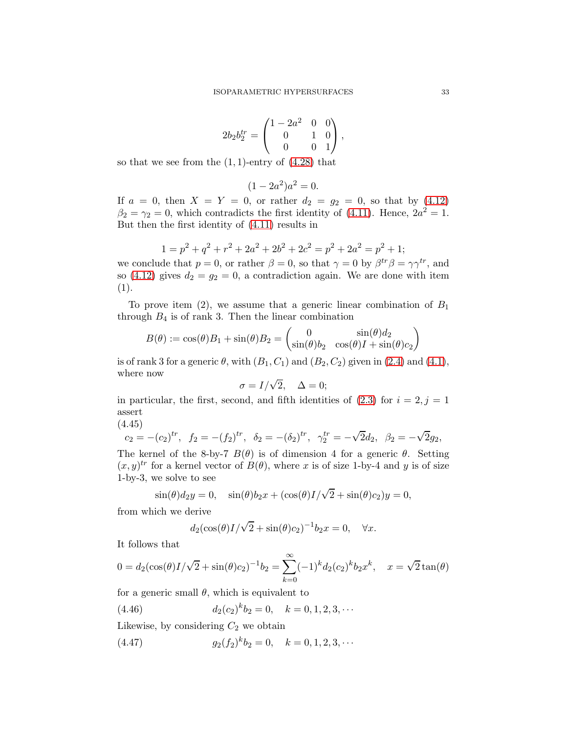$$2b_2b_2^{tr} = \begin{pmatrix} 1-2a^2 & 0 & 0 \\ 0 & 1 & 0 \\ 0 & 0 & 1 \end{pmatrix},$$

so that we see from the $(1,1)$-entry of (4.28) that

$$(1-2a^2)a^2 = 0.$$

If $a = 0$, then $X = Y = 0$, or rather $d_2 = g_2 = 0$, so that by (4.12) $\beta_2 = \gamma_2 = 0$, which contradicts the first identity of (4.11). Hence, $2a^2 = 1$. But then the first identity of (4.11) results in

$$1 = p^2 + q^2 + r^2 + 2a^2 + 2b^2 + 2c^2 = p^2 + 2a^2 = p^2 + 1;$$

we conclude that $p = 0$, or rather $\beta = 0$, so that $\gamma = 0$ by $\beta^{tr}\beta = \gamma\gamma^{tr}$, and so (4.12) gives $d_2 = g_2 = 0$, a contradiction again. We are done with item (1).

To prove item (2), we assume that a generic linear combination of $B_1$ through $B_4$ is of rank 3. Then the linear combination

$$B(\theta) := \cos(\theta)B_1 + \sin(\theta)B_2 = \begin{pmatrix} 0 & \sin(\theta)d_2 \\ \sin(\theta)b_2 & \cos(\theta)I + \sin(\theta)c_2 \end{pmatrix}$$

is of rank 3 for a generic $\theta$, with $(B_1, C_1)$ and $(B_2, C_2)$ given in (2.4) and (4.1), where now

$$\sigma = I/\sqrt{2}, \quad \Delta = 0;$$

in particular, the first, second, and fifth identities of (2.3) for $i = 2, j = 1$ assert

(4.45)
$$c_2 = -(c_2)^{tr}, \;\; f_2 = -(f_2)^{tr}, \;\; \delta_2 = -(\delta_2)^{tr}, \;\; \gamma_2^{tr} = -\sqrt{2}d_2, \;\; \beta_2 = -\sqrt{2}g_2,$$

The kernel of the 8-by-7 $B(\theta)$ is of dimension 4 for a generic $\theta$. Setting $(x,y)^{tr}$ for a kernel vector of $B(\theta)$, where $x$ is of size 1-by-4 and $y$ is of size 1-by-3, we solve to see

$$\sin(\theta)d_2y = 0, \quad \sin(\theta)b_2x + (\cos(\theta)I/\sqrt{2} + \sin(\theta)c_2)y = 0,$$

from which we derive

$$d_2(\cos(\theta)I/\sqrt{2} + \sin(\theta)c_2)^{-1}b_2x = 0, \quad \forall x.$$

It follows that

$$0 = d_2(\cos(\theta)I/\sqrt{2} + \sin(\theta)c_2)^{-1}b_2 = \sum_{k=0}^{\infty}(-1)^k d_2(c_2)^k b_2 x^k, \quad x = \sqrt{2}\tan(\theta)$$

for a generic small $\theta$, which is equivalent to

(4.46)
$$d_2(c_2)^k b_2 = 0, \quad k = 0, 1, 2, 3, \cdots$$

Likewise, by considering $C_2$ we obtain

(4.47)
$$g_2(f_2)^k b_2 = 0, \quad k = 0, 1, 2, 3, \cdots$$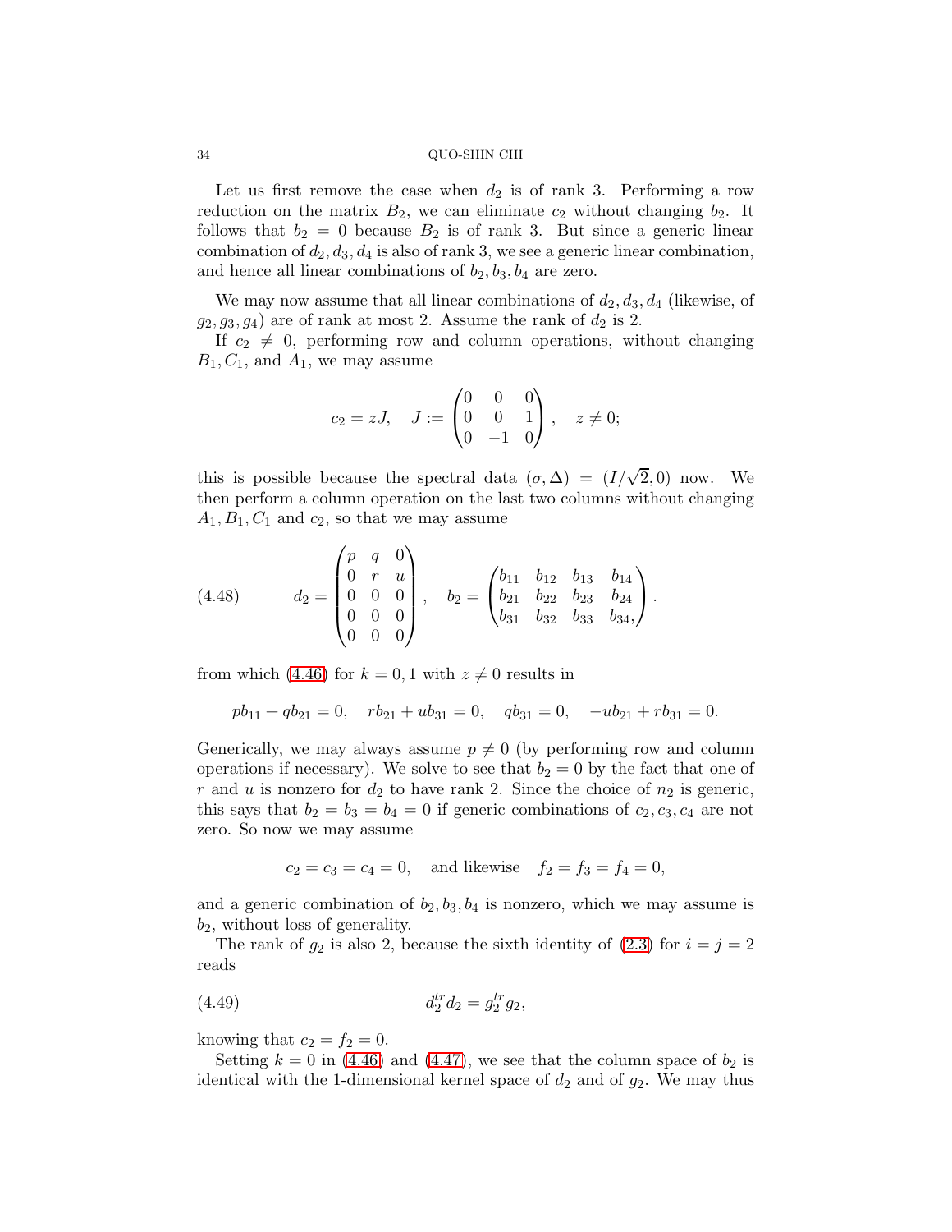Let us first remove the case when $d_2$ is of rank 3. Performing a row reduction on the matrix $B_2$, we can eliminate $c_2$ without changing $b_2$. It follows that $b_2 = 0$ because $B_2$ is of rank 3. But since a generic linear combination of $d_2, d_3, d_4$ is also of rank 3, we see a generic linear combination, and hence all linear combinations of $b_2, b_3, b_4$ are zero.

We may now assume that all linear combinations of $d_2, d_3, d_4$ (likewise, of $g_2, g_3, g_4$) are of rank at most 2. Assume the rank of $d_2$ is 2.

If $c_2 \neq 0$, performing row and column operations, without changing $B_1, C_1$, and $A_1$, we may assume

$$c_2 = zJ, \quad J := \begin{pmatrix} 0 & 0 & 0 \\ 0 & 0 & 1 \\ 0 & -1 & 0 \end{pmatrix}, \quad z \neq 0;$$

this is possible because the spectral data $(\sigma, \Delta) = (I/\sqrt{2}, 0)$ now. We then perform a column operation on the last two columns without changing $A_1, B_1, C_1$ and $c_2$, so that we may assume

$$d_2 = \begin{pmatrix} p & q & 0 \\ 0 & r & u \\ 0 & 0 & 0 \\ 0 & 0 & 0 \\ 0 & 0 & 0 \end{pmatrix}, \quad b_2 = \begin{pmatrix} b_{11} & b_{12} & b_{13} & b_{14} \\ b_{21} & b_{22} & b_{23} & b_{24} \\ b_{31} & b_{32} & b_{33} & b_{34}, \end{pmatrix}. \tag{4.48}$$

from which (4.46) for $k = 0, 1$ with $z \neq 0$ results in

$$pb_{11} + qb_{21} = 0, \quad rb_{21} + ub_{31} = 0, \quad qb_{31} = 0, \quad -ub_{21} + rb_{31} = 0.$$

Generically, we may always assume $p \neq 0$ (by performing row and column operations if necessary). We solve to see that $b_2 = 0$ by the fact that one of $r$ and $u$ is nonzero for $d_2$ to have rank 2. Since the choice of $n_2$ is generic, this says that $b_2 = b_3 = b_4 = 0$ if generic combinations of $c_2, c_3, c_4$ are not zero. So now we may assume

$$c_2 = c_3 = c_4 = 0, \quad \text{and likewise} \quad f_2 = f_3 = f_4 = 0,$$

and a generic combination of $b_2, b_3, b_4$ is nonzero, which we may assume is $b_2$, without loss of generality.

The rank of $g_2$ is also 2, because the sixth identity of (2.3) for $i = j = 2$ reads

$$d_2^{tr} d_2 = g_2^{tr} g_2, \tag{4.49}$$

knowing that $c_2 = f_2 = 0$.

Setting $k = 0$ in (4.46) and (4.47), we see that the column space of $b_2$ is identical with the 1-dimensional kernel space of $d_2$ and of $g_2$. We may thus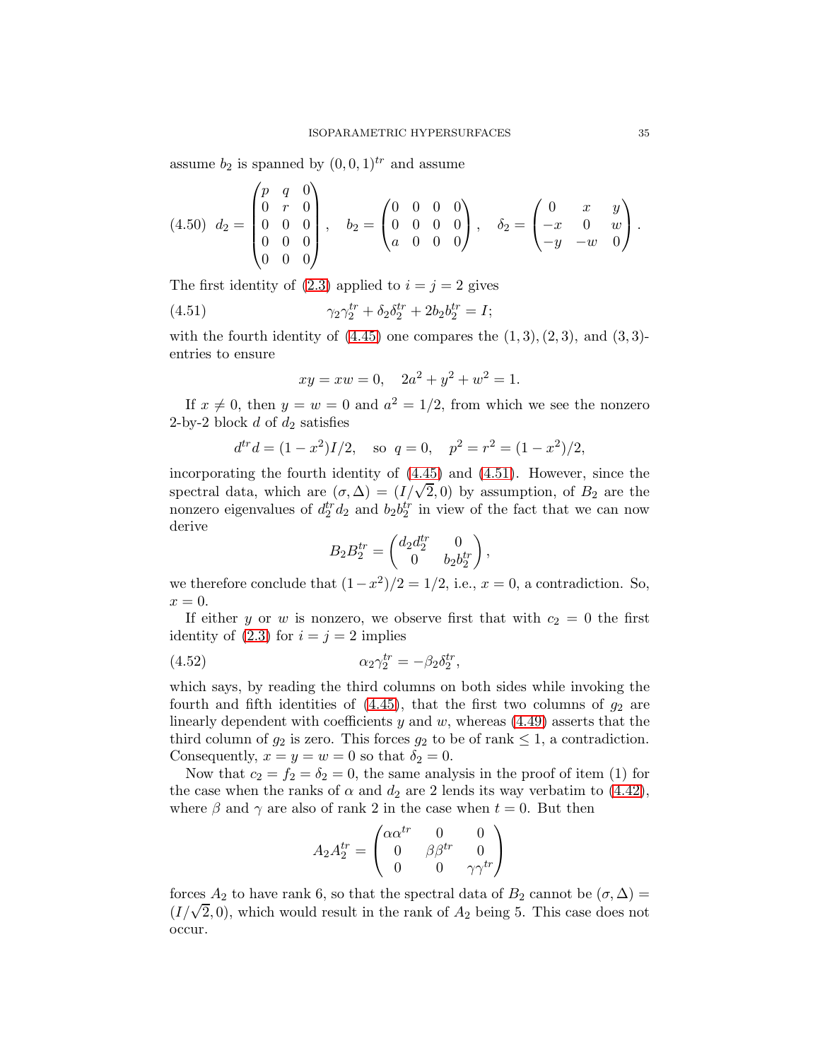assume $b_2$ is spanned by $(0,0,1)^{tr}$ and assume

$$
(4.50)\quad d_2 = \begin{pmatrix} p & q & 0 \\ 0 & r & 0 \\ 0 & 0 & 0 \\ 0 & 0 & 0 \\ 0 & 0 & 0 \end{pmatrix}, \quad b_2 = \begin{pmatrix} 0 & 0 & 0 & 0 \\ 0 & 0 & 0 & 0 \\ a & 0 & 0 & 0 \end{pmatrix}, \quad \delta_2 = \begin{pmatrix} 0 & x & y \\ -x & 0 & w \\ -y & -w & 0 \end{pmatrix}.
$$

The first identity of (2.3) applied to $i = j = 2$ gives

$$
(4.51)\qquad \gamma_2\gamma_2^{tr} + \delta_2\delta_2^{tr} + 2b_2b_2^{tr} = I;
$$

with the fourth identity of (4.45) one compares the $(1,3), (2,3)$, and $(3,3)$-entries to ensure

$$
xy = xw = 0, \quad 2a^2 + y^2 + w^2 = 1.
$$

If $x \neq 0$, then $y = w = 0$ and $a^2 = 1/2$, from which we see the nonzero 2-by-2 block $d$ of $d_2$ satisfies

$$
d^{tr}d = (1 - x^2)I/2, \quad \text{so } q = 0, \quad p^2 = r^2 = (1 - x^2)/2,
$$

incorporating the fourth identity of (4.45) and (4.51). However, since the spectral data, which are $(\sigma, \Delta) = (I/\sqrt{2}, 0)$ by assumption, of $B_2$ are the nonzero eigenvalues of $d_2^{tr}d_2$ and $b_2b_2^{tr}$ in view of the fact that we can now derive

$$
B_2B_2^{tr} = \begin{pmatrix} d_2d_2^{tr} & 0 \\ 0 & b_2b_2^{tr} \end{pmatrix},
$$

we therefore conclude that $(1 - x^2)/2 = 1/2$, i.e., $x = 0$, a contradiction. So, $x = 0$.

If either $y$ or $w$ is nonzero, we observe first that with $c_2 = 0$ the first identity of (2.3) for $i = j = 2$ implies

$$
(4.52)\qquad \alpha_2\gamma_2^{tr} = -\beta_2\delta_2^{tr},
$$

which says, by reading the third columns on both sides while invoking the fourth and fifth identities of (4.45), that the first two columns of $g_2$ are linearly dependent with coefficients $y$ and $w$, whereas (4.49) asserts that the third column of $g_2$ is zero. This forces $g_2$ to be of rank $\leq 1$, a contradiction. Consequently, $x = y = w = 0$ so that $\delta_2 = 0$.

Now that $c_2 = f_2 = \delta_2 = 0$, the same analysis in the proof of item (1) for the case when the ranks of $\alpha$ and $d_2$ are 2 lends its way verbatim to (4.42), where $\beta$ and $\gamma$ are also of rank 2 in the case when $t = 0$. But then

$$
A_2A_2^{tr} = \begin{pmatrix} \alpha\alpha^{tr} & 0 & 0 \\ 0 & \beta\beta^{tr} & 0 \\ 0 & 0 & \gamma\gamma^{tr} \end{pmatrix}
$$

forces $A_2$ to have rank 6, so that the spectral data of $B_2$ cannot be $(\sigma, \Delta) = (I/\sqrt{2}, 0)$, which would result in the rank of $A_2$ being 5. This case does not occur.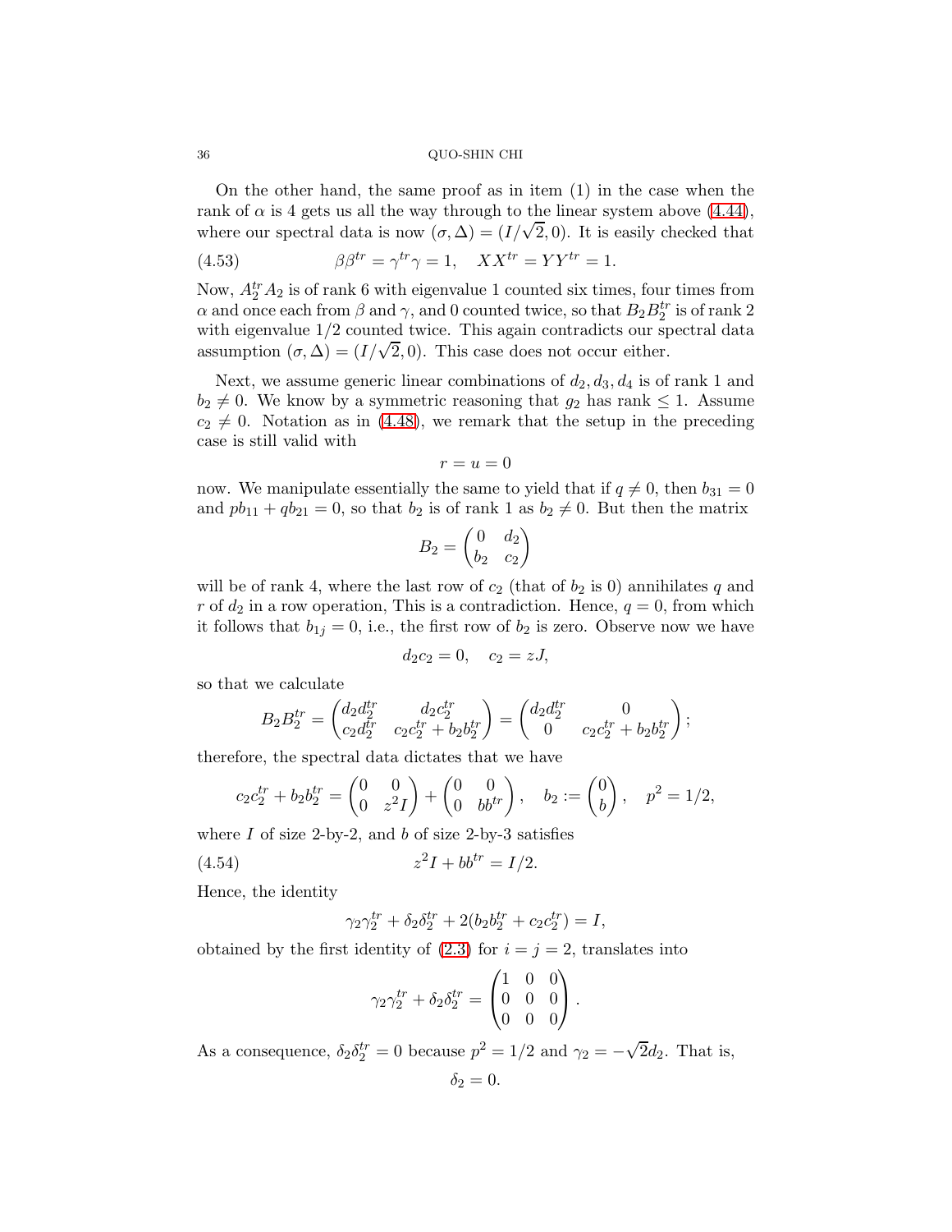On the other hand, the same proof as in item (1) in the case when the rank of $\alpha$ is 4 gets us all the way through to the linear system above (4.44), where our spectral data is now $(\sigma, \Delta) = (I/\sqrt{2}, 0)$. It is easily checked that

$$\beta\beta^{tr} = \gamma^{tr}\gamma = 1, \quad XX^{tr} = YY^{tr} = 1. \tag{4.53}$$

Now, $A_2^{tr}A_2$ is of rank 6 with eigenvalue 1 counted six times, four times from $\alpha$ and once each from $\beta$ and $\gamma$, and 0 counted twice, so that $B_2B_2^{tr}$ is of rank 2 with eigenvalue 1/2 counted twice. This again contradicts our spectral data assumption $(\sigma, \Delta) = (I/\sqrt{2}, 0)$. This case does not occur either.

Next, we assume generic linear combinations of $d_2, d_3, d_4$ is of rank 1 and $b_2 \neq 0$. We know by a symmetric reasoning that $g_2$ has rank $\leq 1$. Assume $c_2 \neq 0$. Notation as in (4.48), we remark that the setup in the preceding case is still valid with

$$r = u = 0$$

now. We manipulate essentially the same to yield that if $q \neq 0$, then $b_{31} = 0$ and $pb_{11} + qb_{21} = 0$, so that $b_2$ is of rank 1 as $b_2 \neq 0$. But then the matrix

$$B_2 = \begin{pmatrix} 0 & d_2 \\ b_2 & c_2 \end{pmatrix}$$

will be of rank 4, where the last row of $c_2$ (that of $b_2$ is 0) annihilates $q$ and $r$ of $d_2$ in a row operation, This is a contradiction. Hence, $q = 0$, from which it follows that $b_{1j} = 0$, i.e., the first row of $b_2$ is zero. Observe now we have

$$d_2c_2 = 0, \quad c_2 = zJ,$$

so that we calculate

$$B_2B_2^{tr} = \begin{pmatrix} d_2d_2^{tr} & d_2c_2^{tr} \\ c_2d_2^{tr} & c_2c_2^{tr} + b_2b_2^{tr} \end{pmatrix} = \begin{pmatrix} d_2d_2^{tr} & 0 \\ 0 & c_2c_2^{tr} + b_2b_2^{tr} \end{pmatrix};$$

therefore, the spectral data dictates that we have

$$c_2c_2^{tr} + b_2b_2^{tr} = \begin{pmatrix} 0 & 0 \\ 0 & z^2I \end{pmatrix} + \begin{pmatrix} 0 & 0 \\ 0 & bb^{tr} \end{pmatrix}, \quad b_2 := \begin{pmatrix} 0 \\ b \end{pmatrix}, \quad p^2 = 1/2,$$

where $I$ of size 2-by-2, and $b$ of size 2-by-3 satisfies

$$z^2I + bb^{tr} = I/2. \tag{4.54}$$

Hence, the identity

$$\gamma_2\gamma_2^{tr} + \delta_2\delta_2^{tr} + 2(b_2b_2^{tr} + c_2c_2^{tr}) = I,$$

obtained by the first identity of (2.3) for $i = j = 2$, translates into

$$\gamma_2\gamma_2^{tr} + \delta_2\delta_2^{tr} = \begin{pmatrix} 1 & 0 & 0 \\ 0 & 0 & 0 \\ 0 & 0 & 0 \end{pmatrix}.$$

As a consequence, $\delta_2\delta_2^{tr} = 0$ because $p^2 = 1/2$ and $\gamma_2 = -\sqrt{2}d_2$. That is,

$$\delta_2 = 0.$$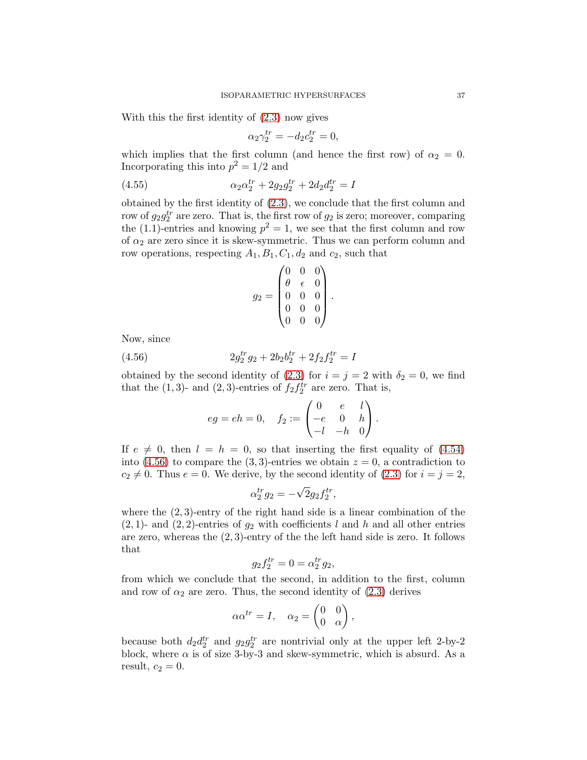With this the first identity of (2.3) now gives

$$\alpha_2 \gamma_2^{tr} = -d_2 c_2^{tr} = 0,$$

which implies that the first column (and hence the first row) of $\alpha_2 = 0$. Incorporating this into $p^2 = 1/2$ and

$$\alpha_2 \alpha_2^{tr} + 2g_2 g_2^{tr} + 2d_2 d_2^{tr} = I \tag{4.55}$$

obtained by the first identity of (2.3), we conclude that the first column and row of $g_2 g_2^{tr}$ are zero. That is, the first row of $g_2$ is zero; moreover, comparing the (1.1)-entries and knowing $p^2 = 1$, we see that the first column and row of $\alpha_2$ are zero since it is skew-symmetric. Thus we can perform column and row operations, respecting $A_1, B_1, C_1, d_2$ and $c_2$, such that

$$g_2 = \begin{pmatrix} 0 & 0 & 0 \\ \theta & \epsilon & 0 \\ 0 & 0 & 0 \\ 0 & 0 & 0 \\ 0 & 0 & 0 \end{pmatrix}.$$

Now, since

$$2g_2^{tr} g_2 + 2b_2 b_2^{tr} + 2f_2 f_2^{tr} = I \tag{4.56}$$

obtained by the second identity of (2.3) for $i = j = 2$ with $\delta_2 = 0$, we find that the $(1,3)$- and $(2,3)$-entries of $f_2 f_2^{tr}$ are zero. That is,

$$eg = eh = 0, \quad f_2 := \begin{pmatrix} 0 & e & l \\ -e & 0 & h \\ -l & -h & 0 \end{pmatrix}.$$

If $e \neq 0$, then $l = h = 0$, so that inserting the first equality of (4.54) into (4.56) to compare the $(3,3)$-entries we obtain $z = 0$, a contradiction to $c_2 \neq 0$. Thus $e = 0$. We derive, by the second identity of (2.3) for $i = j = 2$,

$$\alpha_2^{tr} g_2 = -\sqrt{2} g_2 f_2^{tr},$$

where the $(2,3)$-entry of the right hand side is a linear combination of the $(2,1)$- and $(2,2)$-entries of $g_2$ with coefficients $l$ and $h$ and all other entries are zero, whereas the $(2,3)$-entry of the the left hand side is zero. It follows that

$$g_2 f_2^{tr} = 0 = \alpha_2^{tr} g_2,$$

from which we conclude that the second, in addition to the first, column and row of $\alpha_2$ are zero. Thus, the second identity of (2.3) derives

$$\alpha \alpha^{tr} = I, \quad \alpha_2 = \begin{pmatrix} 0 & 0 \\ 0 & \alpha \end{pmatrix},$$

because both $d_2 d_2^{tr}$ and $g_2 g_2^{tr}$ are nontrivial only at the upper left 2-by-2 block, where $\alpha$ is of size 3-by-3 and skew-symmetric, which is absurd. As a result, $c_2 = 0$.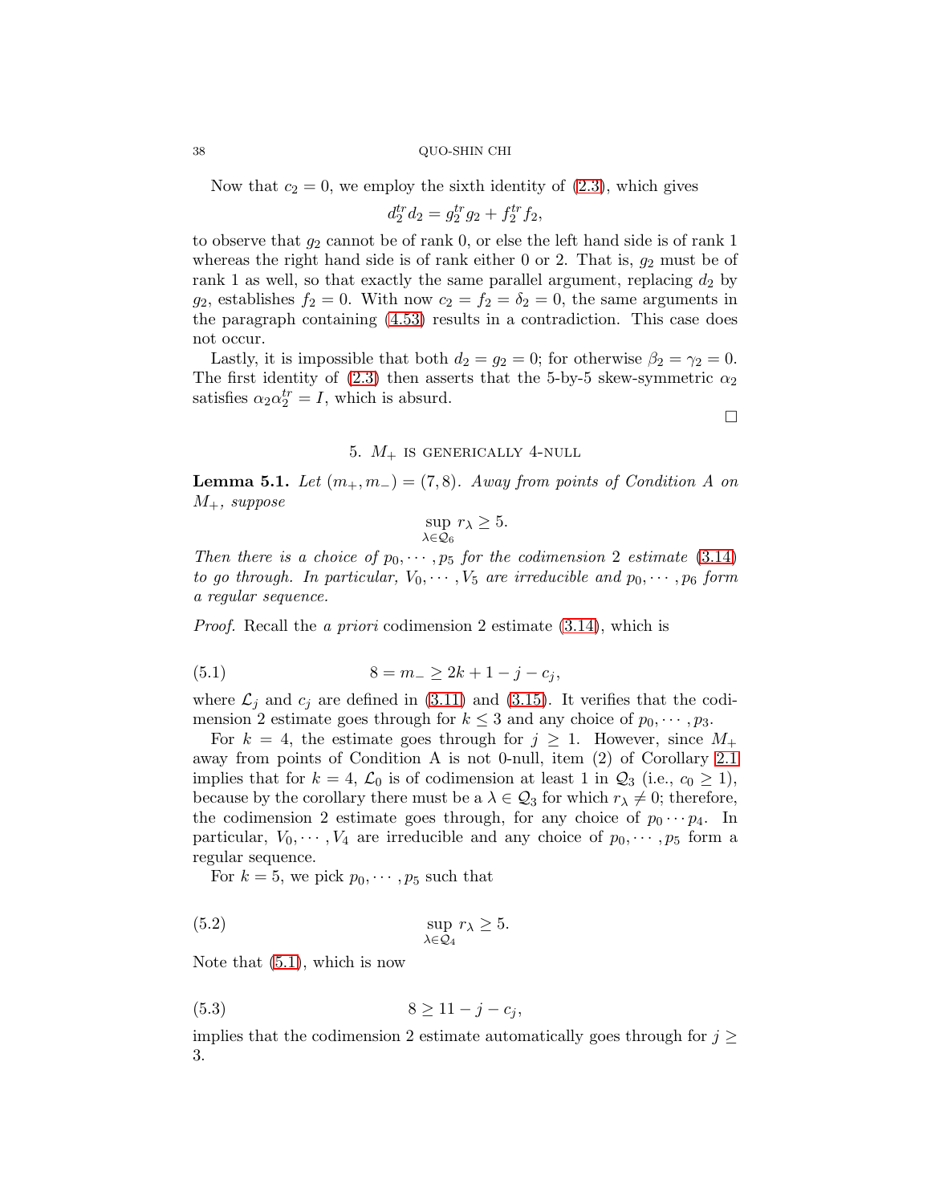Now that $c_2 = 0$, we employ the sixth identity of (2.3), which gives

$$d_2^{tr} d_2 = g_2^{tr} g_2 + f_2^{tr} f_2,$$

to observe that $g_2$ cannot be of rank 0, or else the left hand side is of rank 1 whereas the right hand side is of rank either 0 or 2. That is, $g_2$ must be of rank 1 as well, so that exactly the same parallel argument, replacing $d_2$ by $g_2$, establishes $f_2 = 0$. With now $c_2 = f_2 = \delta_2 = 0$, the same arguments in the paragraph containing (4.53) results in a contradiction. This case does not occur.

Lastly, it is impossible that both $d_2 = g_2 = 0$; for otherwise $\beta_2 = \gamma_2 = 0$. The first identity of (2.3) then asserts that the 5-by-5 skew-symmetric $\alpha_2$ satisfies $\alpha_2 \alpha_2^{tr} = I$, which is absurd.

□

## 5. $M_+$ is generically 4-null

**Lemma 5.1.** *Let $(m_+, m_-) = (7, 8)$. Away from points of Condition A on $M_+$, suppose*

$$\sup_{\lambda \in \mathcal{Q}_6} r_\lambda \geq 5.$$

*Then there is a choice of $p_0, \cdots, p_5$ for the codimension 2 estimate (3.14) to go through. In particular, $V_0, \cdots, V_5$ are irreducible and $p_0, \cdots, p_6$ form a regular sequence.*

*Proof.* Recall the *a priori* codimension 2 estimate (3.14), which is

$$8 = m_- \geq 2k + 1 - j - c_j, \tag{5.1}$$

where $\mathcal{L}_j$ and $c_j$ are defined in (3.11) and (3.15). It verifies that the codimension 2 estimate goes through for $k \leq 3$ and any choice of $p_0, \cdots, p_3$.

For $k = 4$, the estimate goes through for $j \geq 1$. However, since $M_+$ away from points of Condition A is not 0-null, item (2) of Corollary 2.1 implies that for $k = 4$, $\mathcal{L}_0$ is of codimension at least 1 in $\mathcal{Q}_3$ (i.e., $c_0 \geq 1$), because by the corollary there must be a $\lambda \in \mathcal{Q}_3$ for which $r_\lambda \neq 0$; therefore, the codimension 2 estimate goes through, for any choice of $p_0 \cdots p_4$. In particular, $V_0, \cdots, V_4$ are irreducible and any choice of $p_0, \cdots, p_5$ form a regular sequence.

For $k = 5$, we pick $p_0, \cdots, p_5$ such that

$$\sup_{\lambda \in \mathcal{Q}_4} r_\lambda \geq 5. \tag{5.2}$$

Note that (5.1), which is now

$$8 \geq 11 - j - c_j, \tag{5.3}$$

implies that the codimension 2 estimate automatically goes through for $j \geq 3$.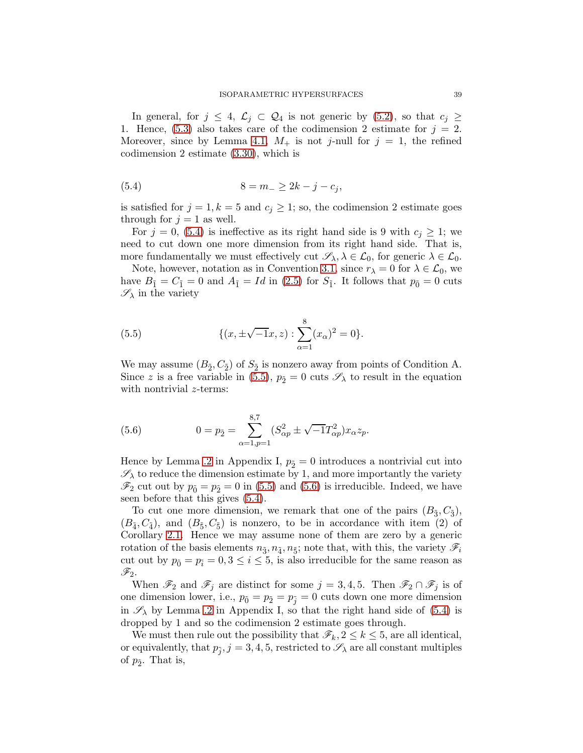In general, for $j \leq 4$, $\mathcal{L}_j \subset \mathcal{Q}_4$ is not generic by (5.2), so that $c_j \geq 1$. Hence, (5.3) also takes care of the codimension 2 estimate for $j = 2$. Moreover, since by Lemma 4.1, $M_+$ is not $j$-null for $j = 1$, the refined codimension 2 estimate (3.30), which is

$$8 = m_- \geq 2k - j - c_j, \tag{5.4}$$

is satisfied for $j = 1, k = 5$ and $c_j \geq 1$; so, the codimension 2 estimate goes through for $j = 1$ as well.

For $j = 0$, (5.4) is ineffective as its right hand side is 9 with $c_j \geq 1$; we need to cut down one more dimension from its right hand side. That is, more fundamentally we must effectively cut $\mathscr{S}_\lambda, \lambda \in \mathcal{L}_0$, for generic $\lambda \in \mathcal{L}_0$.

Note, however, notation as in Convention 3.1, since $r_\lambda = 0$ for $\lambda \in \mathcal{L}_0$, we have $B_{\tilde{1}} = C_{\tilde{1}} = 0$ and $A_{\tilde{1}} = Id$ in (2.5) for $S_{\tilde{1}}$. It follows that $p_{\tilde{0}} = 0$ cuts $\mathscr{S}_\lambda$ in the variety

$$\{(x, \pm\sqrt{-1}x, z) : \sum_{\alpha=1}^{8} (x_\alpha)^2 = 0\}. \tag{5.5}$$

We may assume $(B_{\tilde{2}}, C_{\tilde{2}})$ of $S_{\tilde{2}}$ is nonzero away from points of Condition A. Since $z$ is a free variable in (5.5), $p_{\tilde{2}} = 0$ cuts $\mathscr{S}_\lambda$ to result in the equation with nontrivial $z$-terms:

$$0 = p_{\tilde{2}} = \sum_{\alpha=1,p=1}^{8,7} (S^2_{\alpha p} \pm \sqrt{-1}T^2_{\alpha p}) x_\alpha z_p. \tag{5.6}$$

Hence by Lemma .2 in Appendix I, $p_{\tilde{2}} = 0$ introduces a nontrivial cut into $\mathscr{S}_\lambda$ to reduce the dimension estimate by 1, and more importantly the variety $\mathscr{F}_2$ cut out by $p_{\tilde{0}} = p_{\tilde{2}} = 0$ in (5.5) and (5.6) is irreducible. Indeed, we have seen before that this gives (5.4).

To cut one more dimension, we remark that one of the pairs $(B_{\tilde{3}}, C_{\tilde{3}})$, $(B_{\tilde{4}}, C_{\tilde{4}})$, and $(B_{\tilde{5}}, C_{\tilde{5}})$ is nonzero, to be in accordance with item (2) of Corollary 2.1. Hence we may assume none of them are zero by a generic rotation of the basis elements $n_{\tilde{3}}, n_{\tilde{4}}, n_{\tilde{5}}$; note that, with this, the variety $\mathscr{F}_i$ cut out by $p_{\tilde{0}} = p_{\tilde{i}} = 0, 3 \leq i \leq 5$, is also irreducible for the same reason as $\mathscr{F}_2$.

When $\mathscr{F}_2$ and $\mathscr{F}_j$ are distinct for some $j = 3, 4, 5$. Then $\mathscr{F}_2 \cap \mathscr{F}_j$ is of one dimension lower, i.e., $p_{\tilde{0}} = p_{\tilde{2}} = p_{\tilde{j}} = 0$ cuts down one more dimension in $\mathscr{S}_\lambda$ by Lemma .2 in Appendix I, so that the right hand side of (5.4) is dropped by 1 and so the codimension 2 estimate goes through.

We must then rule out the possibility that $\mathscr{F}_k, 2 \leq k \leq 5$, are all identical, or equivalently, that $p_{\tilde{j}}, j = 3, 4, 5$, restricted to $\mathscr{S}_\lambda$ are all constant multiples of $p_{\tilde{2}}$. That is,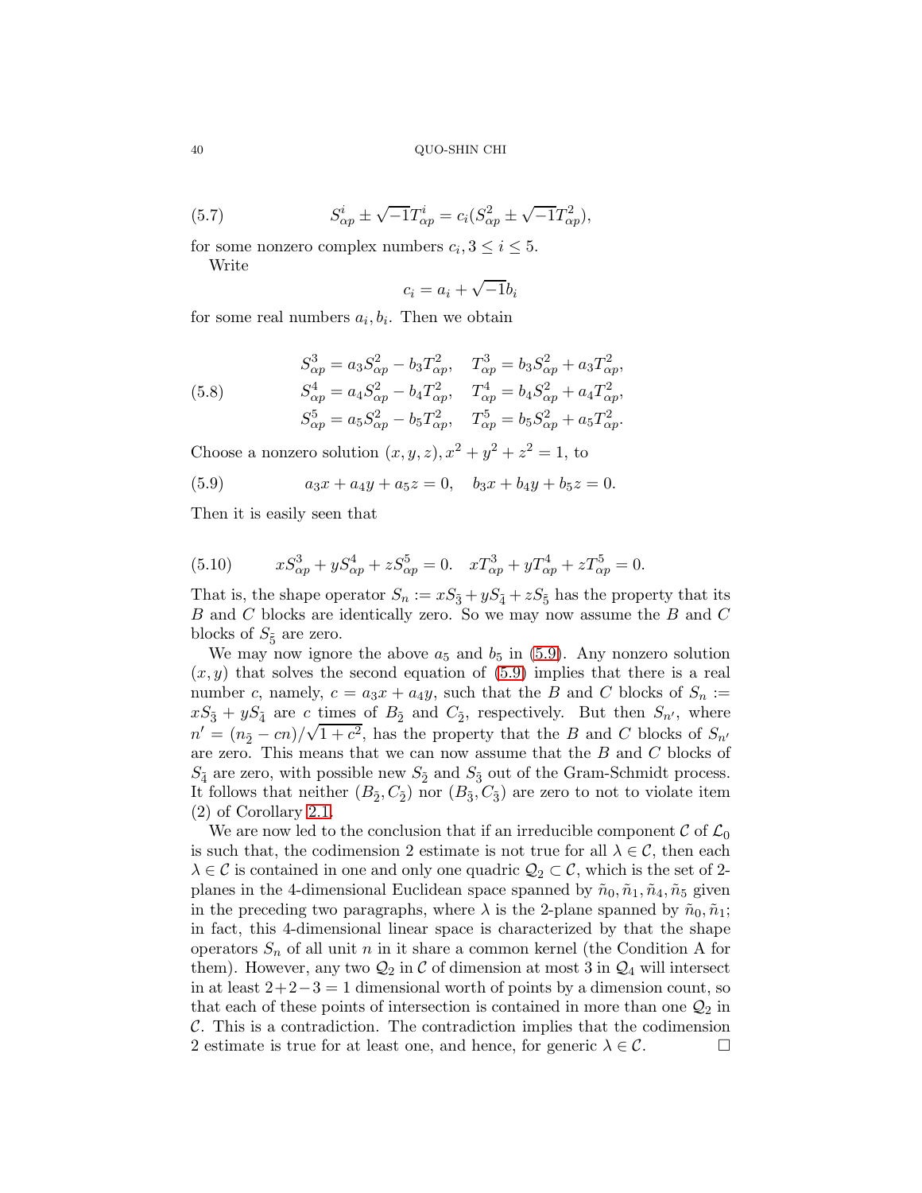$$S^i_{\alpha p} \pm \sqrt{-1}T^i_{\alpha p} = c_i(S^2_{\alpha p} \pm \sqrt{-1}T^2_{\alpha p}), \tag{5.7}$$

for some nonzero complex numbers $c_i, 3 \leq i \leq 5$.

Write

$$c_i = a_i + \sqrt{-1}b_i$$

for some real numbers $a_i, b_i$. Then we obtain

$$\begin{aligned}
S^3_{\alpha p} &= a_3 S^2_{\alpha p} - b_3 T^2_{\alpha p}, \quad T^3_{\alpha p} = b_3 S^2_{\alpha p} + a_3 T^2_{\alpha p},\\
S^4_{\alpha p} &= a_4 S^2_{\alpha p} - b_4 T^2_{\alpha p}, \quad T^4_{\alpha p} = b_4 S^2_{\alpha p} + a_4 T^2_{\alpha p},\\
S^5_{\alpha p} &= a_5 S^2_{\alpha p} - b_5 T^2_{\alpha p}, \quad T^5_{\alpha p} = b_5 S^2_{\alpha p} + a_5 T^2_{\alpha p}.
\end{aligned} \tag{5.8}$$

Choose a nonzero solution $(x, y, z), x^2 + y^2 + z^2 = 1$, to

$$a_3 x + a_4 y + a_5 z = 0, \quad b_3 x + b_4 y + b_5 z = 0. \tag{5.9}$$

Then it is easily seen that

$$x S^3_{\alpha p} + y S^4_{\alpha p} + z S^5_{\alpha p} = 0. \quad x T^3_{\alpha p} + y T^4_{\alpha p} + z T^5_{\alpha p} = 0. \tag{5.10}$$

That is, the shape operator $S_n := x S_{\tilde{3}} + y S_{\tilde{4}} + z S_{\tilde{5}}$ has the property that its $B$ and $C$ blocks are identically zero. So we may now assume the $B$ and $C$ blocks of $S_{\tilde{5}}$ are zero.

We may now ignore the above $a_5$ and $b_5$ in (5.9). Any nonzero solution $(x, y)$ that solves the second equation of (5.9) implies that there is a real number $c$, namely, $c = a_3 x + a_4 y$, such that the $B$ and $C$ blocks of $S_n := x S_{\tilde{3}} + y S_{\tilde{4}}$ are $c$ times of $B_{\tilde{2}}$ and $C_{\tilde{2}}$, respectively. But then $S_{n'}$, where $n' = (n_{\tilde{2}} - cn)/\sqrt{1 + c^2}$, has the property that the $B$ and $C$ blocks of $S_{n'}$ are zero. This means that we can now assume that the $B$ and $C$ blocks of $S_{\tilde{4}}$ are zero, with possible new $S_{\tilde{2}}$ and $S_{\tilde{3}}$ out of the Gram-Schmidt process. It follows that neither $(B_{\tilde{2}}, C_{\tilde{2}})$ nor $(B_{\tilde{3}}, C_{\tilde{3}})$ are zero to not to violate item (2) of Corollary 2.1.

We are now led to the conclusion that if an irreducible component $\mathcal{C}$ of $\mathcal{L}_0$ is such that, the codimension 2 estimate is not true for all $\lambda \in \mathcal{C}$, then each $\lambda \in \mathcal{C}$ is contained in one and only one quadric $\mathcal{Q}_2 \subset \mathcal{C}$, which is the set of 2-planes in the 4-dimensional Euclidean space spanned by $\tilde{n}_0, \tilde{n}_1, \tilde{n}_4, \tilde{n}_5$ given in the preceding two paragraphs, where $\lambda$ is the 2-plane spanned by $\tilde{n}_0, \tilde{n}_1$; in fact, this 4-dimensional linear space is characterized by that the shape operators $S_n$ of all unit $n$ in it share a common kernel (the Condition A for them). However, any two $\mathcal{Q}_2$ in $\mathcal{C}$ of dimension at most 3 in $\mathcal{Q}_4$ will intersect in at least $2+2-3 = 1$ dimensional worth of points by a dimension count, so that each of these points of intersection is contained in more than one $\mathcal{Q}_2$ in $\mathcal{C}$. This is a contradiction. The contradiction implies that the codimension 2 estimate is true for at least one, and hence, for generic $\lambda \in \mathcal{C}$. □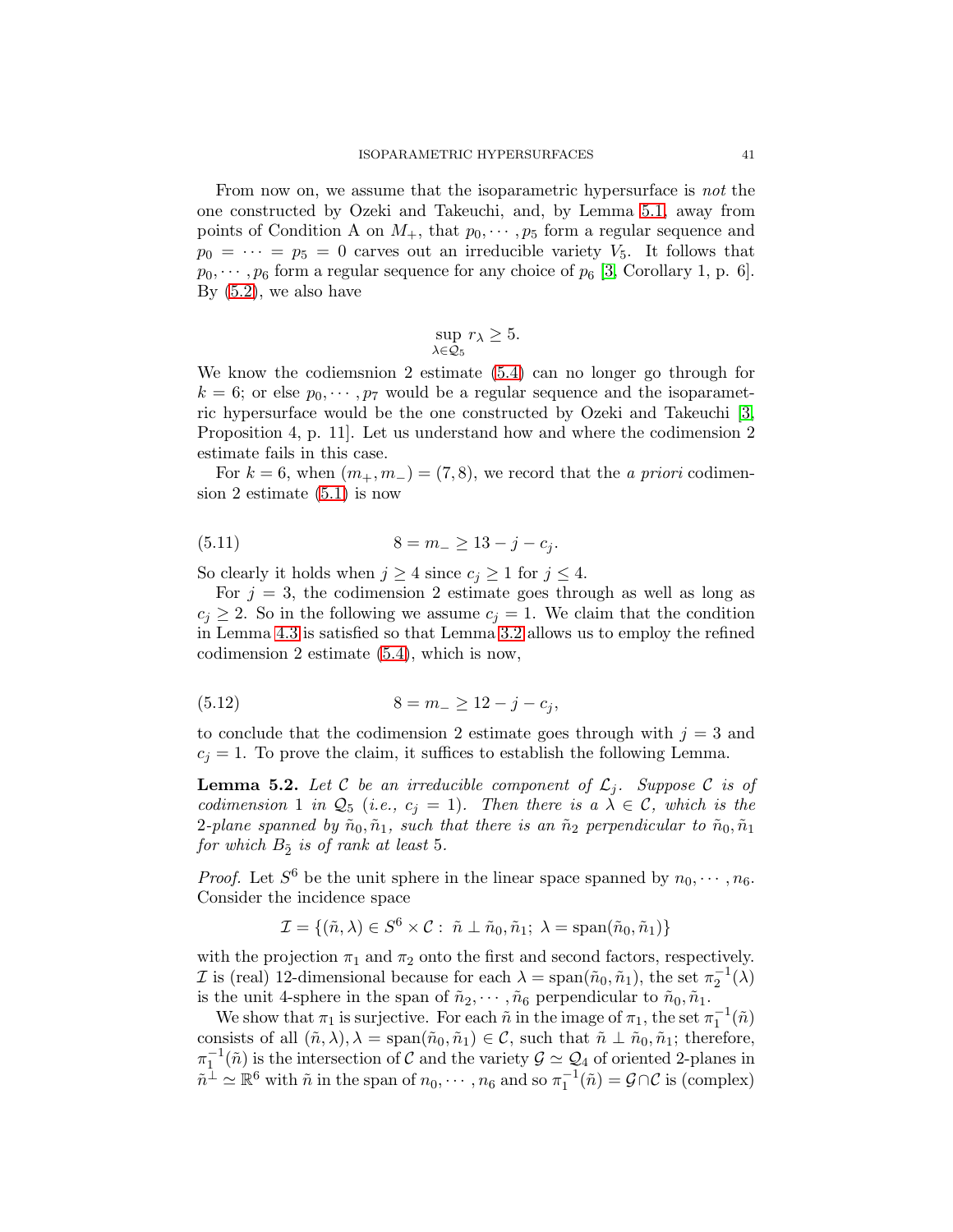From now on, we assume that the isoparametric hypersurface is *not* the one constructed by Ozeki and Takeuchi, and, by Lemma 5.1, away from points of Condition A on $M_+$, that $p_0, \cdots, p_5$ form a regular sequence and $p_0 = \cdots = p_5 = 0$ carves out an irreducible variety $V_5$. It follows that $p_0, \cdots, p_6$ form a regular sequence for any choice of $p_6$ [3, Corollary 1, p. 6]. By (5.2), we also have

$$\sup_{\lambda \in \mathcal{Q}_5} r_\lambda \geq 5.$$

We know the codiemsnion 2 estimate (5.4) can no longer go through for $k = 6$; or else $p_0, \cdots, p_7$ would be a regular sequence and the isoparametric hypersurface would be the one constructed by Ozeki and Takeuchi [3, Proposition 4, p. 11]. Let us understand how and where the codimension 2 estimate fails in this case.

For $k = 6$, when $(m_+, m_-) = (7, 8)$, we record that the *a priori* codimension 2 estimate (5.1) is now

$$8 = m_- \geq 13 - j - c_j. \tag{5.11}$$

So clearly it holds when $j \geq 4$ since $c_j \geq 1$ for $j \leq 4$.

For $j = 3$, the codimension 2 estimate goes through as well as long as $c_j \geq 2$. So in the following we assume $c_j = 1$. We claim that the condition in Lemma 4.3 is satisfied so that Lemma 3.2 allows us to employ the refined codimension 2 estimate (5.4), which is now,

$$8 = m_- \geq 12 - j - c_j, \tag{5.12}$$

to conclude that the codimension 2 estimate goes through with $j = 3$ and $c_j = 1$. To prove the claim, it suffices to establish the following Lemma.

**Lemma 5.2.** *Let $\mathcal{C}$ be an irreducible component of $\mathcal{L}_j$. Suppose $\mathcal{C}$ is of codimension 1 in $\mathcal{Q}_5$ (i.e., $c_j = 1$). Then there is a $\lambda \in \mathcal{C}$, which is the 2-plane spanned by $\tilde{n}_0, \tilde{n}_1$, such that there is an $\tilde{n}_2$ perpendicular to $\tilde{n}_0, \tilde{n}_1$ for which $B_{\tilde{2}}$ is of rank at least 5.*

*Proof.* Let $S^6$ be the unit sphere in the linear space spanned by $n_0, \cdots, n_6$. Consider the incidence space

$$\mathcal{I} = \{(\tilde{n}, \lambda) \in S^6 \times \mathcal{C} : \ \tilde{n} \perp \tilde{n}_0, \tilde{n}_1; \ \lambda = \text{span}(\tilde{n}_0, \tilde{n}_1)\}$$

with the projection $\pi_1$ and $\pi_2$ onto the first and second factors, respectively. $\mathcal{I}$ is (real) 12-dimensional because for each $\lambda = \text{span}(\tilde{n}_0, \tilde{n}_1)$, the set $\pi_2^{-1}(\lambda)$ is the unit 4-sphere in the span of $\tilde{n}_2, \cdots, \tilde{n}_6$ perpendicular to $\tilde{n}_0, \tilde{n}_1$.

We show that $\pi_1$ is surjective. For each $\tilde{n}$ in the image of $\pi_1$, the set $\pi_1^{-1}(\tilde{n})$ consists of all $(\tilde{n}, \lambda), \lambda = \text{span}(\tilde{n}_0, \tilde{n}_1) \in \mathcal{C}$, such that $\tilde{n} \perp \tilde{n}_0, \tilde{n}_1$; therefore, $\pi_1^{-1}(\tilde{n})$ is the intersection of $\mathcal{C}$ and the variety $\mathcal{G} \simeq \mathcal{Q}_4$ of oriented 2-planes in $\tilde{n}^\perp \simeq \mathbb{R}^6$ with $\tilde{n}$ in the span of $n_0, \cdots, n_6$ and so $\pi_1^{-1}(\tilde{n}) = \mathcal{G} \cap \mathcal{C}$ is (complex)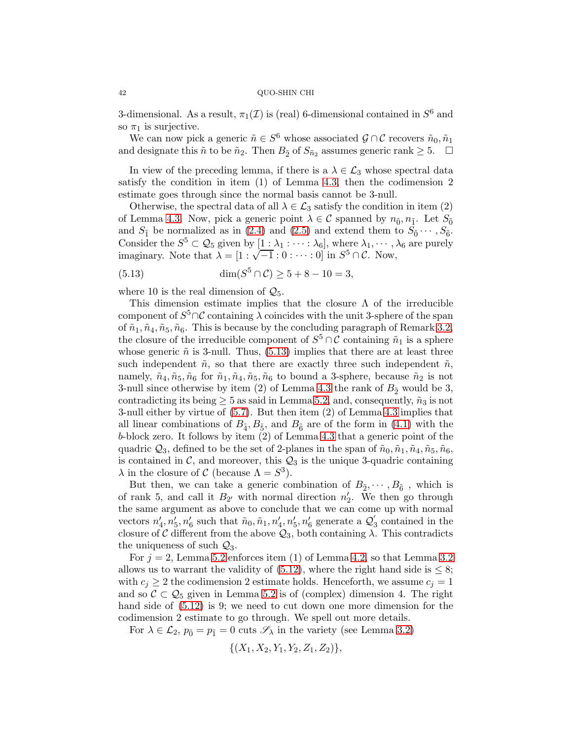3-dimensional. As a result, $\pi_1(\mathcal{I})$ is (real) 6-dimensional contained in $S^6$ and so $\pi_1$ is surjective.

We can now pick a generic $\tilde{n} \in S^6$ whose associated $\mathcal{G} \cap \mathcal{C}$ recovers $\tilde{n}_0, \tilde{n}_1$ and designate this $\tilde{n}$ to be $\tilde{n}_2$. Then $B_{\tilde{2}}$ of $S_{\tilde{n}_2}$ assumes generic rank $\geq 5$. $\square$

In view of the preceding lemma, if there is a $\lambda \in \mathcal{L}_3$ whose spectral data satisfy the condition in item (1) of Lemma 4.3, then the codimension 2 estimate goes through since the normal basis cannot be 3-null.

Otherwise, the spectral data of all $\lambda \in \mathcal{L}_3$ satisfy the condition in item (2) of Lemma 4.3. Now, pick a generic point $\lambda \in \mathcal{C}$ spanned by $n_{\tilde{0}}, n_{\tilde{1}}$. Let $S_{\tilde{0}}$ and $S_{\tilde{1}}$ be normalized as in (2.4) and (2.5) and extend them to $S_{\tilde{0}} \cdots, S_{\tilde{6}}$. Consider the $S^5 \subset \mathcal{Q}_5$ given by $[1 : \lambda_1 : \cdots : \lambda_6]$, where $\lambda_1, \cdots, \lambda_6$ are purely imaginary. Note that $\lambda = [1 : \sqrt{-1} : 0 : \cdots : 0]$ in $S^5 \cap \mathcal{C}$. Now,

$$\dim(S^5 \cap \mathcal{C}) \geq 5 + 8 - 10 = 3, \tag{5.13}$$

where 10 is the real dimension of $\mathcal{Q}_5$.

This dimension estimate implies that the closure $\Lambda$ of the irreducible component of $S^5 \cap \mathcal{C}$ containing $\lambda$ coincides with the unit 3-sphere of the span of $\tilde{n}_1, \tilde{n}_4, \tilde{n}_5, \tilde{n}_6$. This is because by the concluding paragraph of Remark 3.2, the closure of the irreducible component of $S^5 \cap \mathcal{C}$ containing $\tilde{n}_1$ is a sphere whose generic $\tilde{n}$ is 3-null. Thus, (5.13) implies that there are at least three such independent $\tilde{n}$, so that there are exactly three such independent $\tilde{n}$, namely, $\tilde{n}_4, \tilde{n}_5, \tilde{n}_6$ for $\tilde{n}_1, \tilde{n}_4, \tilde{n}_5, \tilde{n}_6$ to bound a 3-sphere, because $\tilde{n}_2$ is not 3-null since otherwise by item (2) of Lemma 4.3 the rank of $B_{\tilde{2}}$ would be 3, contradicting its being $\geq 5$ as said in Lemma 5.2, and, consequently, $\tilde{n}_3$ is not 3-null either by virtue of (5.7). But then item (2) of Lemma 4.3 implies that all linear combinations of $B_{\tilde{4}}, B_{\tilde{5}}$, and $B_{\tilde{6}}$ are of the form in (4.1) with the $b$-block zero. It follows by item (2) of Lemma 4.3 that a generic point of the quadric $\mathcal{Q}_3$, defined to be the set of 2-planes in the span of $\tilde{n}_0, \tilde{n}_1, \tilde{n}_4, \tilde{n}_5, \tilde{n}_6$, is contained in $\mathcal{C}$, and moreover, this $\mathcal{Q}_3$ is the unique 3-quadric containing $\lambda$ in the closure of $\mathcal{C}$ (because $\Lambda = S^3$).

But then, we can take a generic combination of $B_{\tilde{2}}, \cdots, B_{\tilde{6}}$ , which is of rank 5, and call it $B_{2'}$ with normal direction $n_2'$. We then go through the same argument as above to conclude that we can come up with normal vectors $n_4', n_5', n_6'$ such that $\tilde{n}_0, \tilde{n}_1, n_4', n_5', n_6'$ generate a $\mathcal{Q}_3'$ contained in the closure of $\mathcal{C}$ different from the above $\mathcal{Q}_3$, both containing $\lambda$. This contradicts the uniqueness of such $\mathcal{Q}_3$.

For $j = 2$, Lemma 5.2 enforces item (1) of Lemma 4.2, so that Lemma 3.2 allows us to warrant the validity of (5.12), where the right hand side is $\leq 8$; with $c_j \geq 2$ the codimension 2 estimate holds. Henceforth, we assume $c_j = 1$ and so $\mathcal{C} \subset \mathcal{Q}_5$ given in Lemma 5.2 is of (complex) dimension 4. The right hand side of (5.12) is 9; we need to cut down one more dimension for the codimension 2 estimate to go through. We spell out more details.

For $\lambda \in \mathcal{L}_2$, $p_{\tilde{0}} = p_{\tilde{1}} = 0$ cuts $\mathscr{S}_\lambda$ in the variety (see Lemma 3.2)

$$\{(X_1, X_2, Y_1, Y_2, Z_1, Z_2)\},$$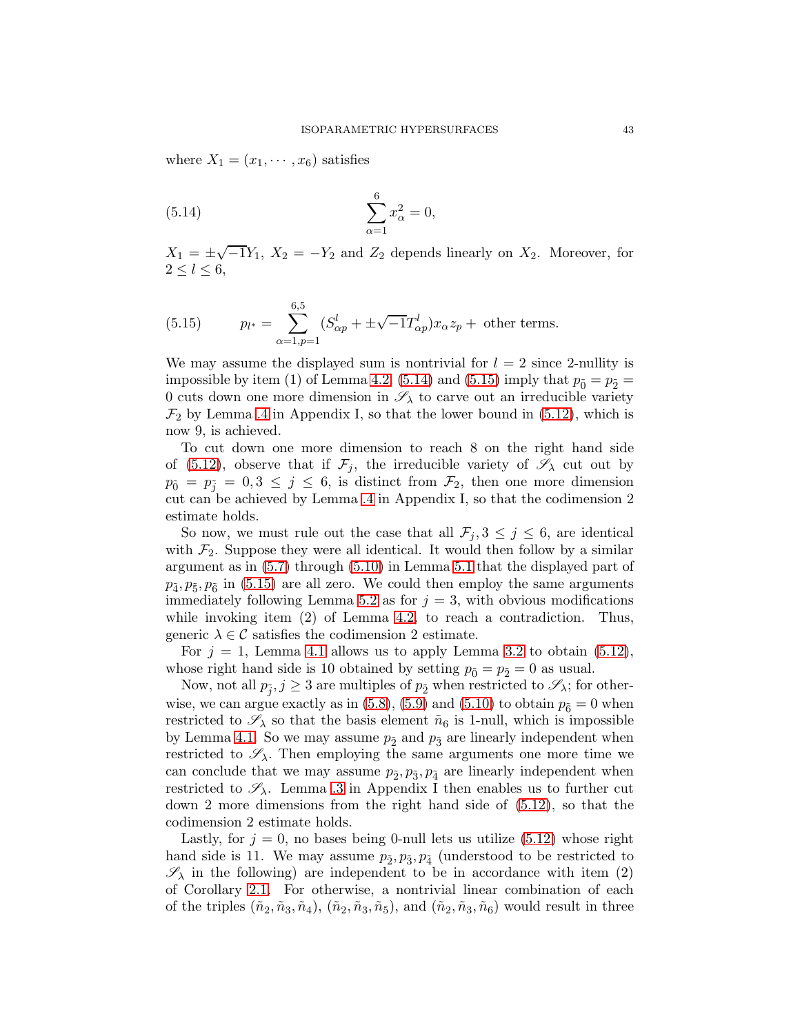where $X_1 = (x_1, \cdots, x_6)$ satisfies

$$\sum_{\alpha=1}^{6} x_\alpha^2 = 0, \tag{5.14}$$

$X_1 = \pm\sqrt{-1}Y_1$, $X_2 = -Y_2$ and $Z_2$ depends linearly on $X_2$. Moreover, for $2 \leq l \leq 6$,

$$p_{l^*} = \sum_{\alpha=1,p=1}^{6,5} (S_{\alpha p}^l + \pm\sqrt{-1}T_{\alpha p}^l)x_\alpha z_p + \text{ other terms.} \tag{5.15}$$

We may assume the displayed sum is nontrivial for $l = 2$ since 2-nullity is impossible by item (1) of Lemma 4.2. (5.14) and (5.15) imply that $p_{\bar{0}} = p_{\bar{2}} = 0$ cuts down one more dimension in $\mathscr{S}_\lambda$ to carve out an irreducible variety $\mathcal{F}_2$ by Lemma .4 in Appendix I, so that the lower bound in (5.12), which is now 9, is achieved.

To cut down one more dimension to reach 8 on the right hand side of (5.12), observe that if $\mathcal{F}_j$, the irreducible variety of $\mathscr{S}_\lambda$ cut out by $p_{\bar{0}} = p_{\bar{j}} = 0, 3 \leq j \leq 6$, is distinct from $\mathcal{F}_2$, then one more dimension cut can be achieved by Lemma .4 in Appendix I, so that the codimension 2 estimate holds.

So now, we must rule out the case that all $\mathcal{F}_j, 3 \leq j \leq 6$, are identical with $\mathcal{F}_2$. Suppose they were all identical. It would then follow by a similar argument as in (5.7) through (5.10) in Lemma 5.1 that the displayed part of $p_{\bar{4}}, p_{\bar{5}}, p_{\bar{6}}$ in (5.15) are all zero. We could then employ the same arguments immediately following Lemma 5.2 as for $j = 3$, with obvious modifications while invoking item (2) of Lemma 4.2, to reach a contradiction. Thus, generic $\lambda \in \mathcal{C}$ satisfies the codimension 2 estimate.

For $j = 1$, Lemma 4.1 allows us to apply Lemma 3.2 to obtain (5.12), whose right hand side is 10 obtained by setting $p_{\bar{0}} = p_{\bar{2}} = 0$ as usual.

Now, not all $p_{\bar{j}}, j \geq 3$ are multiples of $p_{\bar{2}}$ when restricted to $\mathscr{S}_\lambda$; for otherwise, we can argue exactly as in (5.8), (5.9) and (5.10) to obtain $p_{\bar{6}} = 0$ when restricted to $\mathscr{S}_\lambda$ so that the basis element $\tilde{n}_6$ is 1-null, which is impossible by Lemma 4.1. So we may assume $p_{\bar{2}}$ and $p_{\bar{3}}$ are linearly independent when restricted to $\mathscr{S}_\lambda$. Then employing the same arguments one more time we can conclude that we may assume $p_{\bar{2}}, p_{\bar{3}}, p_{\bar{4}}$ are linearly independent when restricted to $\mathscr{S}_\lambda$. Lemma .3 in Appendix I then enables us to further cut down 2 more dimensions from the right hand side of (5.12), so that the codimension 2 estimate holds.

Lastly, for $j = 0$, no bases being 0-null lets us utilize (5.12) whose right hand side is 11. We may assume $p_{\bar{2}}, p_{\bar{3}}, p_{\bar{4}}$ (understood to be restricted to $\mathscr{S}_\lambda$ in the following) are independent to be in accordance with item (2) of Corollary 2.1. For otherwise, a nontrivial linear combination of each of the triples $(\tilde{n}_2, \tilde{n}_3, \tilde{n}_4)$, $(\tilde{n}_2, \tilde{n}_3, \tilde{n}_5)$, and $(\tilde{n}_2, \tilde{n}_3, \tilde{n}_6)$ would result in three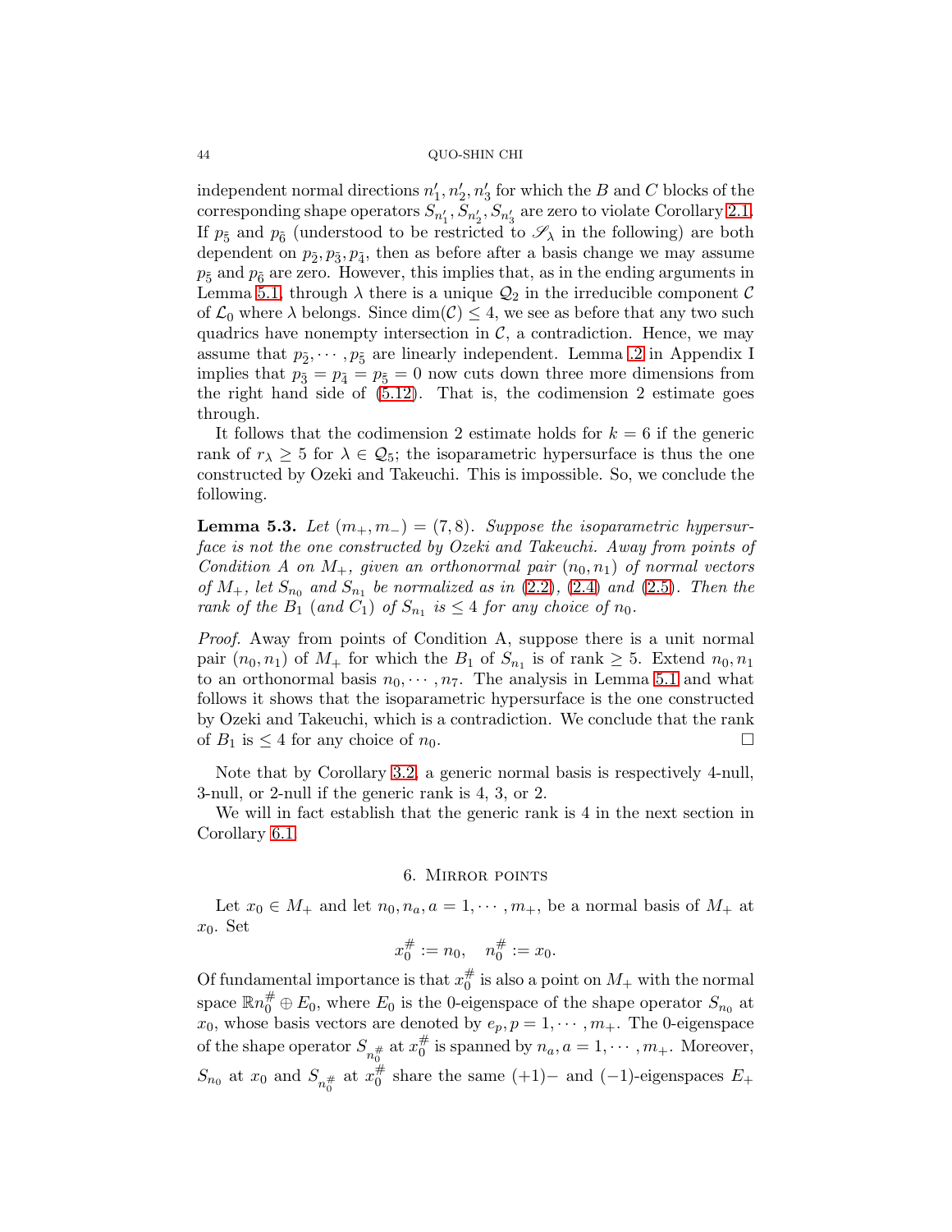independent normal directions $n_1', n_2', n_3'$ for which the $B$ and $C$ blocks of the corresponding shape operators $S_{n_1'}, S_{n_2'}, S_{n_3'}$ are zero to violate Corollary 2.1. If $p_{\bar{5}}$ and $p_{\bar{6}}$ (understood to be restricted to $\mathscr{S}_\lambda$ in the following) are both dependent on $p_{\bar{2}}, p_{\bar{3}}, p_{\bar{4}}$, then as before after a basis change we may assume $p_{\bar{5}}$ and $p_{\bar{6}}$ are zero. However, this implies that, as in the ending arguments in Lemma 5.1, through $\lambda$ there is a unique $\mathcal{Q}_2$ in the irreducible component $\mathcal{C}$ of $\mathcal{L}_0$ where $\lambda$ belongs. Since $\dim(\mathcal{C}) \leq 4$, we see as before that any two such quadrics have nonempty intersection in $\mathcal{C}$, a contradiction. Hence, we may assume that $p_{\bar{2}}, \cdots, p_{\bar{5}}$ are linearly independent. Lemma .2 in Appendix I implies that $p_{\bar{3}} = p_{\bar{4}} = p_{\bar{5}} = 0$ now cuts down three more dimensions from the right hand side of (5.12). That is, the codimension 2 estimate goes through.

It follows that the codimension 2 estimate holds for $k = 6$ if the generic rank of $r_\lambda \geq 5$ for $\lambda \in \mathcal{Q}_5$; the isoparametric hypersurface is thus the one constructed by Ozeki and Takeuchi. This is impossible. So, we conclude the following.

**Lemma 5.3.** *Let $(m_+, m_-) = (7, 8)$. Suppose the isoparametric hypersurface is not the one constructed by Ozeki and Takeuchi. Away from points of Condition A on $M_+$, given an orthonormal pair $(n_0, n_1)$ of normal vectors of $M_+$, let $S_{n_0}$ and $S_{n_1}$ be normalized as in (2.2), (2.4) and (2.5). Then the rank of the $B_1$ (and $C_1$) of $S_{n_1}$ is $\leq 4$ for any choice of $n_0$.*

*Proof.* Away from points of Condition A, suppose there is a unit normal pair $(n_0, n_1)$ of $M_+$ for which the $B_1$ of $S_{n_1}$ is of rank $\geq 5$. Extend $n_0, n_1$ to an orthonormal basis $n_0, \cdots, n_7$. The analysis in Lemma 5.1 and what follows it shows that the isoparametric hypersurface is the one constructed by Ozeki and Takeuchi, which is a contradiction. We conclude that the rank of $B_1$ is $\leq 4$ for any choice of $n_0$. □

Note that by Corollary 3.2, a generic normal basis is respectively 4-null, 3-null, or 2-null if the generic rank is 4, 3, or 2.

We will in fact establish that the generic rank is 4 in the next section in Corollary 6.1.

## 6. Mirror points

Let $x_0 \in M_+$ and let $n_0, n_a, a = 1, \cdots, m_+$, be a normal basis of $M_+$ at $x_0$. Set

$$x_0^\# := n_0, \quad n_0^\# := x_0.$$

Of fundamental importance is that $x_0^\#$ is also a point on $M_+$ with the normal space $\mathbb{R}n_0^\# \oplus E_0$, where $E_0$ is the 0-eigenspace of the shape operator $S_{n_0}$ at $x_0$, whose basis vectors are denoted by $e_p, p = 1, \cdots, m_+$. The 0-eigenspace of the shape operator $S_{n_0^\#}$ at $x_0^\#$ is spanned by $n_a, a = 1, \cdots, m_+$. Moreover, $S_{n_0}$ at $x_0$ and $S_{n_0^\#}$ at $x_0^\#$ share the same $(+1)-$ and $(-1)$-eigenspaces $E_+$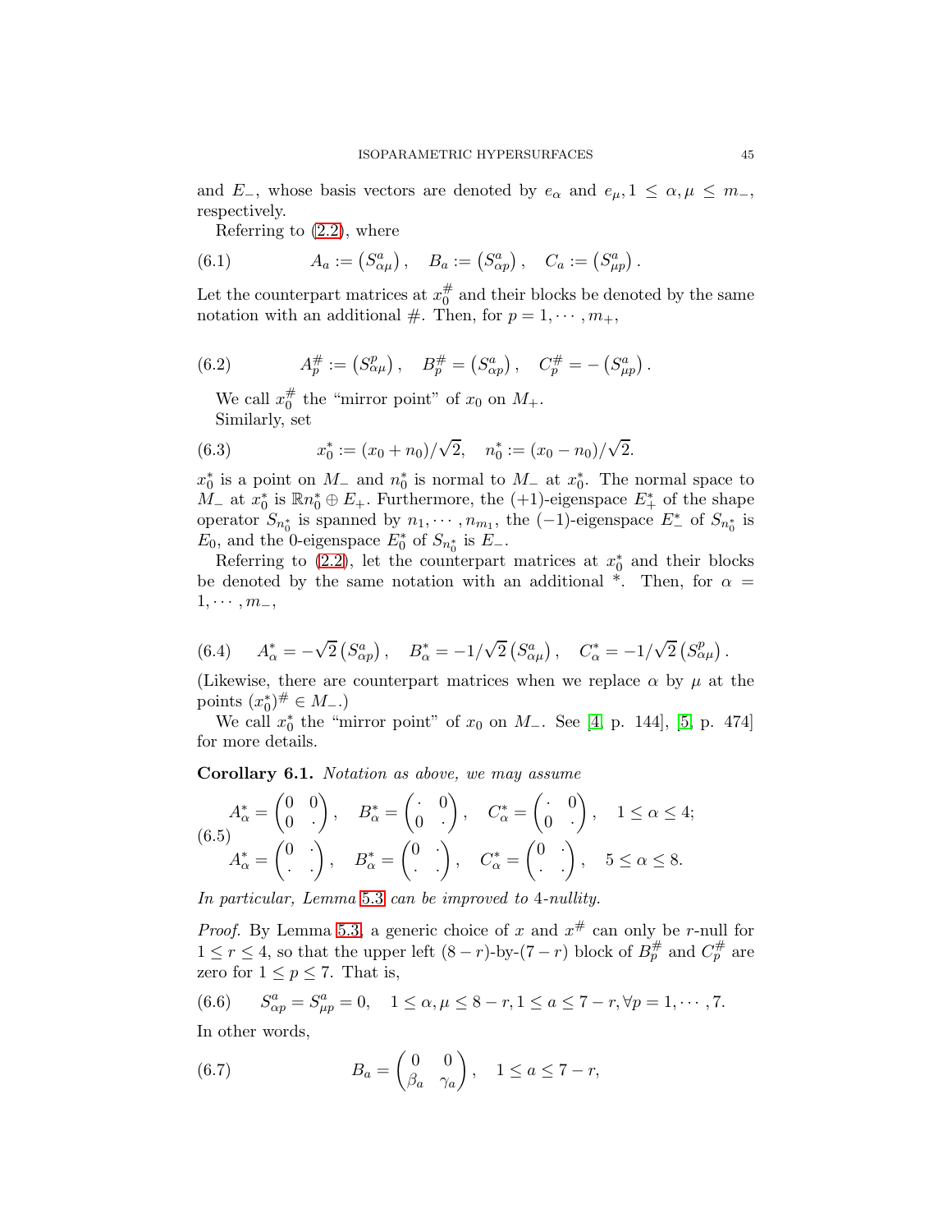and $E_-$, whose basis vectors are denoted by $e_\alpha$ and $e_\mu, 1 \le \alpha, \mu \le m_-$, respectively.

Referring to (2.2), where

$$A_a := \left(S^a_{\alpha\mu}\right), \quad B_a := \left(S^a_{\alpha p}\right), \quad C_a := \left(S^a_{\mu p}\right). \tag{6.1}$$

Let the counterpart matrices at $x_0^\#$ and their blocks be denoted by the same notation with an additional $\#$. Then, for $p = 1, \cdots, m_+$,

$$A_p^\# := \left(S^p_{\alpha\mu}\right), \quad B_p^\# = \left(S^a_{\alpha p}\right), \quad C_p^\# = -\left(S^a_{\mu p}\right). \tag{6.2}$$

We call $x_0^\#$ the "mirror point" of $x_0$ on $M_+$.

Similarly, set

$$x_0^* := (x_0 + n_0)/\sqrt{2}, \quad n_0^* := (x_0 - n_0)/\sqrt{2}. \tag{6.3}$$

$x_0^*$ is a point on $M_-$ and $n_0^*$ is normal to $M_-$ at $x_0^*$. The normal space to $M_-$ at $x_0^*$ is $\mathbb{R}n_0^* \oplus E_+$. Furthermore, the $(+1)$-eigenspace $E_+^*$ of the shape operator $S_{n_0^*}$ is spanned by $n_1, \cdots, n_{m_1}$, the $(-1)$-eigenspace $E_-^*$ of $S_{n_0^*}$ is $E_0$, and the 0-eigenspace $E_0^*$ of $S_{n_0^*}$ is $E_-$.

Referring to (2.2), let the counterpart matrices at $x_0^*$ and their blocks be denoted by the same notation with an additional $*$. Then, for $\alpha = 1, \cdots, m_-$,

$$A_\alpha^* = -\sqrt{2}\left(S^a_{\alpha p}\right), \quad B_\alpha^* = -1/\sqrt{2}\left(S^a_{\alpha\mu}\right), \quad C_\alpha^* = -1/\sqrt{2}\left(S^p_{\alpha\mu}\right). \tag{6.4}$$

(Likewise, there are counterpart matrices when we replace $\alpha$ by $\mu$ at the points $(x_0^*)^\# \in M_-$.)

We call $x_0^*$ the "mirror point" of $x_0$ on $M_-$. See [4, p. 144], [5, p. 474] for more details.

**Corollary 6.1.** *Notation as above, we may assume*

$$\begin{aligned} A_\alpha^* &= \begin{pmatrix} 0 & 0 \\ 0 & \cdot \end{pmatrix}, \quad B_\alpha^* = \begin{pmatrix} \cdot & 0 \\ 0 & \cdot \end{pmatrix}, \quad C_\alpha^* = \begin{pmatrix} \cdot & 0 \\ 0 & \cdot \end{pmatrix}, \quad 1 \le \alpha \le 4; \\ A_\alpha^* &= \begin{pmatrix} 0 & \cdot \\ \cdot & \cdot \end{pmatrix}, \quad B_\alpha^* = \begin{pmatrix} 0 & \cdot \\ \cdot & \cdot \end{pmatrix}, \quad C_\alpha^* = \begin{pmatrix} 0 & \cdot \\ \cdot & \cdot \end{pmatrix}, \quad 5 \le \alpha \le 8. \end{aligned} \tag{6.5}$$

*In particular, Lemma 5.3 can be improved to 4-nullity.*

*Proof.* By Lemma 5.3, a generic choice of $x$ and $x^\#$ can only be $r$-null for $1 \le r \le 4$, so that the upper left $(8-r)$-by-$(7-r)$ block of $B_p^\#$ and $C_p^\#$ are zero for $1 \le p \le 7$. That is,

$$S^a_{\alpha p} = S^a_{\mu p} = 0, \quad 1 \le \alpha, \mu \le 8 - r, 1 \le a \le 7 - r, \forall p = 1, \cdots, 7. \tag{6.6}$$

In other words,

$$B_a = \begin{pmatrix} 0 & 0 \\ \beta_a & \gamma_a \end{pmatrix}, \quad 1 \le a \le 7 - r, \tag{6.7}$$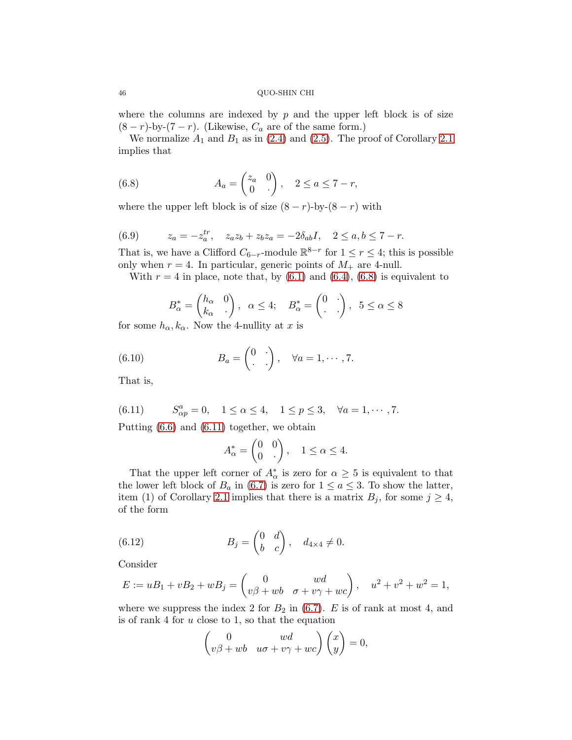where the columns are indexed by $p$ and the upper left block is of size $(8-r)$-by-$(7-r)$. (Likewise, $C_a$ are of the same form.)

We normalize $A_1$ and $B_1$ as in (2.4) and (2.5). The proof of Corollary 2.1 implies that

$$A_a = \begin{pmatrix} z_a & 0 \\ 0 & \cdot \end{pmatrix}, \quad 2 \le a \le 7-r, \tag{6.8}$$

where the upper left block is of size $(8-r)$-by-$(8-r)$ with

$$z_a = -z_a^{tr}, \quad z_a z_b + z_b z_a = -2\delta_{ab} I, \quad 2 \le a, b \le 7-r. \tag{6.9}$$

That is, we have a Clifford $C_{6-r}$-module $\mathbb{R}^{8-r}$ for $1 \le r \le 4$; this is possible only when $r = 4$. In particular, generic points of $M_+$ are 4-null.

With $r = 4$ in place, note that, by (6.1) and (6.4), (6.8) is equivalent to

$$B_\alpha^* = \begin{pmatrix} h_\alpha & 0 \\ k_\alpha & \cdot \end{pmatrix}, \ \alpha \le 4; \quad B_\alpha^* = \begin{pmatrix} 0 & \cdot \\ \cdot & \cdot \end{pmatrix}, \ 5 \le \alpha \le 8$$

for some $h_\alpha, k_\alpha$. Now the 4-nullity at $x$ is

$$B_a = \begin{pmatrix} 0 & \cdot \\ \cdot & \cdot \end{pmatrix}, \quad \forall a = 1, \cdots, 7. \tag{6.10}$$

That is,

$$S_{\alpha p}^a = 0, \quad 1 \le \alpha \le 4, \quad 1 \le p \le 3, \quad \forall a = 1, \cdots, 7. \tag{6.11}$$

Putting (6.6) and (6.11) together, we obtain

$$A_\alpha^* = \begin{pmatrix} 0 & 0 \\ 0 & \cdot \end{pmatrix}, \quad 1 \le \alpha \le 4.$$

That the upper left corner of $A_\alpha^*$ is zero for $\alpha \ge 5$ is equivalent to that the lower left block of $B_a$ in (6.7) is zero for $1 \le a \le 3$. To show the latter, item (1) of Corollary 2.1 implies that there is a matrix $B_j$, for some $j \ge 4$, of the form

$$B_j = \begin{pmatrix} 0 & d \\ b & c \end{pmatrix}, \quad d_{4\times 4} \ne 0. \tag{6.12}$$

Consider

$$E := uB_1 + vB_2 + wB_j = \begin{pmatrix} 0 & wd \\ v\beta + wb & \sigma + v\gamma + wc \end{pmatrix}, \quad u^2 + v^2 + w^2 = 1,$$

where we suppress the index 2 for $B_2$ in (6.7). $E$ is of rank at most 4, and is of rank 4 for $u$ close to 1, so that the equation

$$\begin{pmatrix} 0 & wd \\ v\beta + wb & u\sigma + v\gamma + wc \end{pmatrix} \begin{pmatrix} x \\ y \end{pmatrix} = 0,$$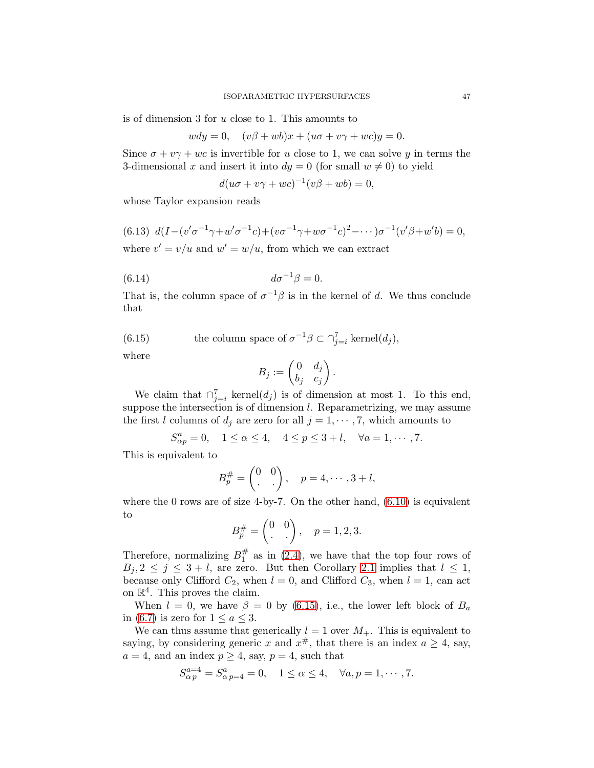is of dimension 3 for $u$ close to 1. This amounts to

$$wdy = 0, \quad (v\beta + wb)x + (u\sigma + v\gamma + wc)y = 0.$$

Since $\sigma + v\gamma + wc$ is invertible for $u$ close to 1, we can solve $y$ in terms the 3-dimensional $x$ and insert it into $dy = 0$ (for small $w \neq 0$) to yield

$$d(u\sigma + v\gamma + wc)^{-1}(v\beta + wb) = 0,$$

whose Taylor expansion reads

$$d(I - (v'\sigma^{-1}\gamma + w'\sigma^{-1}c) + (v\sigma^{-1}\gamma + w\sigma^{-1}c)^2 - \cdots)\sigma^{-1}(v'\beta + w'b) = 0, \tag{6.13}$$

where $v' = v/u$ and $w' = w/u$, from which we can extract

$$d\sigma^{-1}\beta = 0. \tag{6.14}$$

That is, the column space of $\sigma^{-1}\beta$ is in the kernel of $d$. We thus conclude that

$$\text{the column space of } \sigma^{-1}\beta \subset \cap_{j=i}^{7} \text{kernel}(d_j), \tag{6.15}$$

where

$$B_j := \begin{pmatrix} 0 & d_j \\ b_j & c_j \end{pmatrix}.$$

We claim that $\cap_{j=i}^{7} \text{kernel}(d_j)$ is of dimension at most 1. To this end, suppose the intersection is of dimension $l$. Reparametrizing, we may assume the first $l$ columns of $d_j$ are zero for all $j = 1, \cdots, 7$, which amounts to

$$S^a_{\alpha p} = 0, \quad 1 \leq \alpha \leq 4, \quad 4 \leq p \leq 3 + l, \quad \forall a = 1, \cdots, 7.$$

This is equivalent to

$$B^{\#}_p = \begin{pmatrix} 0 & 0 \\ \cdot & \cdot \end{pmatrix}, \quad p = 4, \cdots, 3 + l,$$

where the 0 rows are of size 4-by-7. On the other hand, (6.10) is equivalent to

$$B^{\#}_p = \begin{pmatrix} 0 & 0 \\ \cdot & \cdot \end{pmatrix}, \quad p = 1, 2, 3.$$

Therefore, normalizing $B^{\#}_1$ as in (2.4), we have that the top four rows of $B_j, 2 \leq j \leq 3 + l$, are zero. But then Corollary 2.1 implies that $l \leq 1$, because only Clifford $C_2$, when $l = 0$, and Clifford $C_3$, when $l = 1$, can act on $\mathbb{R}^4$. This proves the claim.

When $l = 0$, we have $\beta = 0$ by (6.15), i.e., the lower left block of $B_a$ in (6.7) is zero for $1 \leq a \leq 3$.

We can thus assume that generically $l = 1$ over $M_+$. This is equivalent to saying, by considering generic $x$ and $x^{\#}$, that there is an index $a \geq 4$, say, $a = 4$, and an index $p \geq 4$, say, $p = 4$, such that

$$S^{a=4}_{\alpha\, p} = S^{a}_{\alpha\, p=4} = 0, \quad 1 \leq \alpha \leq 4, \quad \forall a, p = 1, \cdots, 7.$$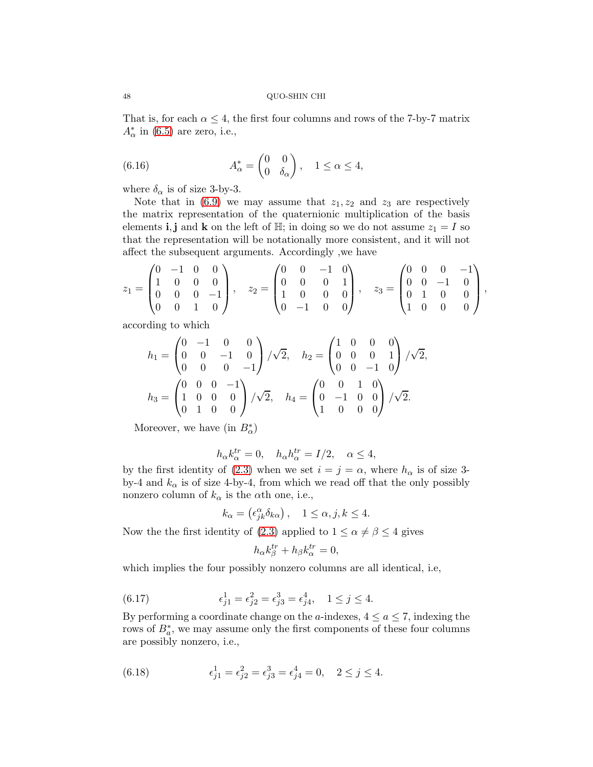That is, for each $\alpha \leq 4$, the first four columns and rows of the 7-by-7 matrix $A^*_\alpha$ in (6.5) are zero, i.e.,

$$A^*_\alpha = \begin{pmatrix} 0 & 0 \\ 0 & \delta_\alpha \end{pmatrix}, \quad 1 \leq \alpha \leq 4, \tag{6.16}$$

where $\delta_\alpha$ is of size 3-by-3.

Note that in (6.9) we may assume that $z_1, z_2$ and $z_3$ are respectively the matrix representation of the quaternionic multiplication of the basis elements $\mathbf{i}, \mathbf{j}$ and $\mathbf{k}$ on the left of $\mathbb{H}$; in doing so we do not assume $z_1 = I$ so that the representation will be notationally more consistent, and it will not affect the subsequent arguments. Accordingly ,we have

$$z_1 = \begin{pmatrix} 0 & -1 & 0 & 0 \\ 1 & 0 & 0 & 0 \\ 0 & 0 & 0 & -1 \\ 0 & 0 & 1 & 0 \end{pmatrix}, \quad z_2 = \begin{pmatrix} 0 & 0 & -1 & 0 \\ 0 & 0 & 0 & 1 \\ 1 & 0 & 0 & 0 \\ 0 & -1 & 0 & 0 \end{pmatrix}, \quad z_3 = \begin{pmatrix} 0 & 0 & 0 & -1 \\ 0 & 0 & -1 & 0 \\ 0 & 1 & 0 & 0 \\ 1 & 0 & 0 & 0 \end{pmatrix},$$

according to which

$$h_1 = \begin{pmatrix} 0 & -1 & 0 & 0 \\ 0 & 0 & -1 & 0 \\ 0 & 0 & 0 & -1 \end{pmatrix} / \sqrt{2}, \quad h_2 = \begin{pmatrix} 1 & 0 & 0 & 0 \\ 0 & 0 & 0 & 1 \\ 0 & 0 & -1 & 0 \end{pmatrix} / \sqrt{2},$$

$$h_3 = \begin{pmatrix} 0 & 0 & 0 & -1 \\ 1 & 0 & 0 & 0 \\ 0 & 1 & 0 & 0 \end{pmatrix} / \sqrt{2}, \quad h_4 = \begin{pmatrix} 0 & 0 & 1 & 0 \\ 0 & -1 & 0 & 0 \\ 1 & 0 & 0 & 0 \end{pmatrix} / \sqrt{2}.$$

Moreover, we have (in $B^*_\alpha$)

$$h_\alpha k_\alpha^{tr} = 0, \quad h_\alpha h_\alpha^{tr} = I/2, \quad \alpha \leq 4,$$

by the first identity of (2.3) when we set $i = j = \alpha$, where $h_\alpha$ is of size 3-by-4 and $k_\alpha$ is of size 4-by-4, from which we read off that the only possibly nonzero column of $k_\alpha$ is the $\alpha$th one, i.e.,

$$k_\alpha = \left(\epsilon^\alpha_{jk} \delta_{k\alpha}\right), \quad 1 \leq \alpha, j, k \leq 4.$$

Now the the first identity of (2.3) applied to $1 \leq \alpha \neq \beta \leq 4$ gives

$$h_\alpha k_\beta^{tr} + h_\beta k_\alpha^{tr} = 0,$$

which implies the four possibly nonzero columns are all identical, i.e,

$$\epsilon^1_{j1} = \epsilon^2_{j2} = \epsilon^3_{j3} = \epsilon^4_{j4}, \quad 1 \leq j \leq 4. \tag{6.17}$$

By performing a coordinate change on the $a$-indexes, $4 \leq a \leq 7$, indexing the rows of $B^*_a$, we may assume only the first components of these four columns are possibly nonzero, i.e.,

$$\epsilon^1_{j1} = \epsilon^2_{j2} = \epsilon^3_{j3} = \epsilon^4_{j4} = 0, \quad 2 \leq j \leq 4. \tag{6.18}$$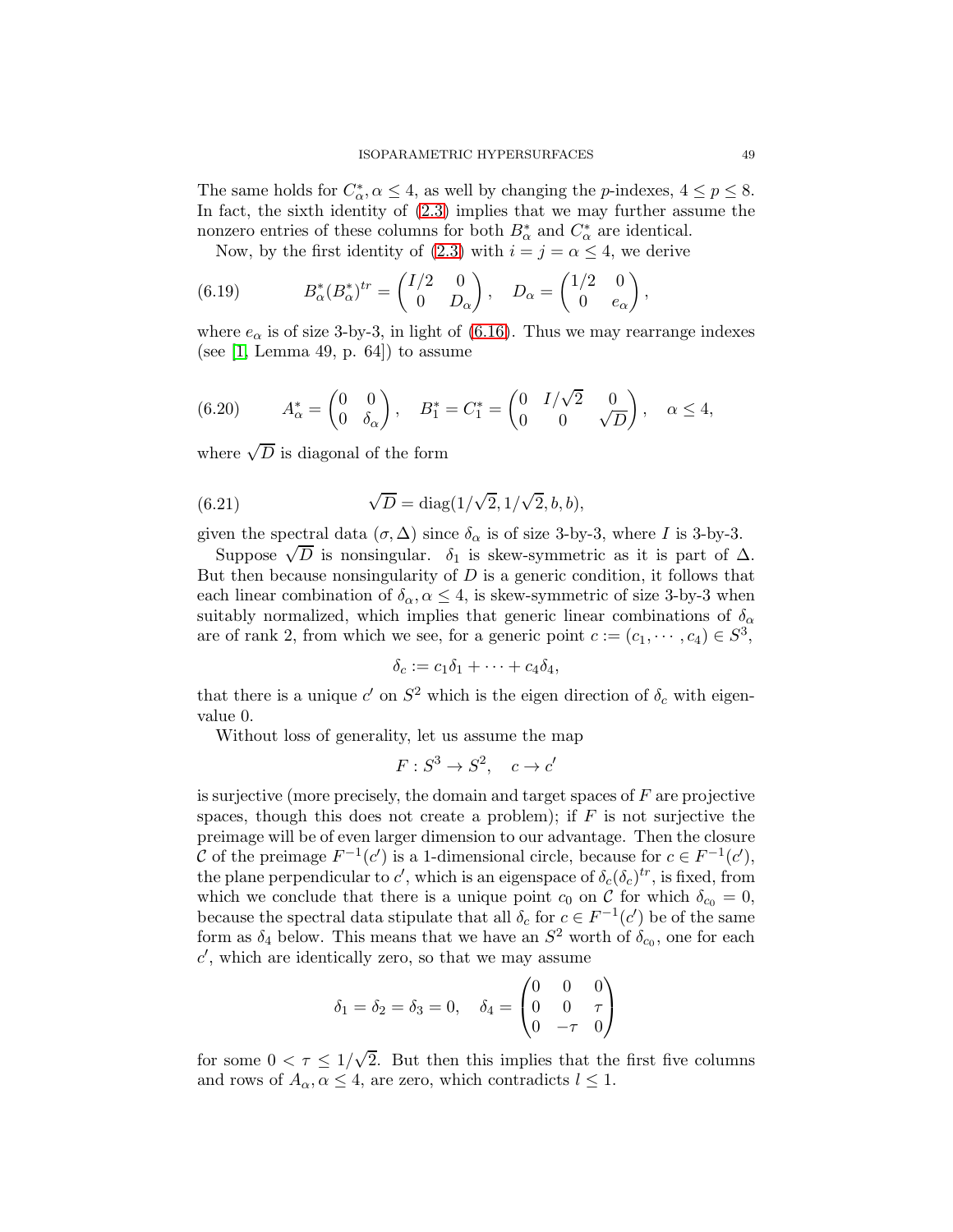The same holds for $C^*_\alpha, \alpha \leq 4$, as well by changing the $p$-indexes, $4 \leq p \leq 8$. In fact, the sixth identity of (2.3) implies that we may further assume the nonzero entries of these columns for both $B^*_\alpha$ and $C^*_\alpha$ are identical.

Now, by the first identity of (2.3) with $i = j = \alpha \leq 4$, we derive

$$B^*_\alpha (B^*_\alpha)^{tr} = \begin{pmatrix} I/2 & 0 \\ 0 & D_\alpha \end{pmatrix}, \quad D_\alpha = \begin{pmatrix} 1/2 & 0 \\ 0 & e_\alpha \end{pmatrix}, \tag{6.19}$$

where $e_\alpha$ is of size 3-by-3, in light of (6.16). Thus we may rearrange indexes (see [1, Lemma 49, p. 64]) to assume

$$A^*_\alpha = \begin{pmatrix} 0 & 0 \\ 0 & \delta_\alpha \end{pmatrix}, \quad B^*_1 = C^*_1 = \begin{pmatrix} 0 & I/\sqrt{2} & 0 \\ 0 & 0 & \sqrt{D} \end{pmatrix}, \quad \alpha \leq 4, \tag{6.20}$$

where $\sqrt{D}$ is diagonal of the form

$$\sqrt{D} = \operatorname{diag}(1/\sqrt{2}, 1/\sqrt{2}, b, b), \tag{6.21}$$

given the spectral data $(\sigma, \Delta)$ since $\delta_\alpha$ is of size 3-by-3, where $I$ is 3-by-3.

Suppose $\sqrt{D}$ is nonsingular. $\delta_1$ is skew-symmetric as it is part of $\Delta$. But then because nonsingularity of $D$ is a generic condition, it follows that each linear combination of $\delta_\alpha, \alpha \leq 4$, is skew-symmetric of size 3-by-3 when suitably normalized, which implies that generic linear combinations of $\delta_\alpha$ are of rank 2, from which we see, for a generic point $c := (c_1, \cdots, c_4) \in S^3$,

$$\delta_c := c_1\delta_1 + \cdots + c_4\delta_4,$$

that there is a unique $c'$ on $S^2$ which is the eigen direction of $\delta_c$ with eigenvalue 0.

Without loss of generality, let us assume the map

$$F : S^3 \to S^2, \quad c \to c'$$

is surjective (more precisely, the domain and target spaces of $F$ are projective spaces, though this does not create a problem); if $F$ is not surjective the preimage will be of even larger dimension to our advantage. Then the closure $\mathcal{C}$ of the preimage $F^{-1}(c')$ is a 1-dimensional circle, because for $c \in F^{-1}(c')$, the plane perpendicular to $c'$, which is an eigenspace of $\delta_c(\delta_c)^{tr}$, is fixed, from which we conclude that there is a unique point $c_0$ on $\mathcal{C}$ for which $\delta_{c_0} = 0$, because the spectral data stipulate that all $\delta_c$ for $c \in F^{-1}(c')$ be of the same form as $\delta_4$ below. This means that we have an $S^2$ worth of $\delta_{c_0}$, one for each $c'$, which are identically zero, so that we may assume

$$\delta_1 = \delta_2 = \delta_3 = 0, \quad \delta_4 = \begin{pmatrix} 0 & 0 & 0 \\ 0 & 0 & \tau \\ 0 & -\tau & 0 \end{pmatrix}$$

for some $0 < \tau \leq 1/\sqrt{2}$. But then this implies that the first five columns and rows of $A_\alpha, \alpha \leq 4$, are zero, which contradicts $l \leq 1$.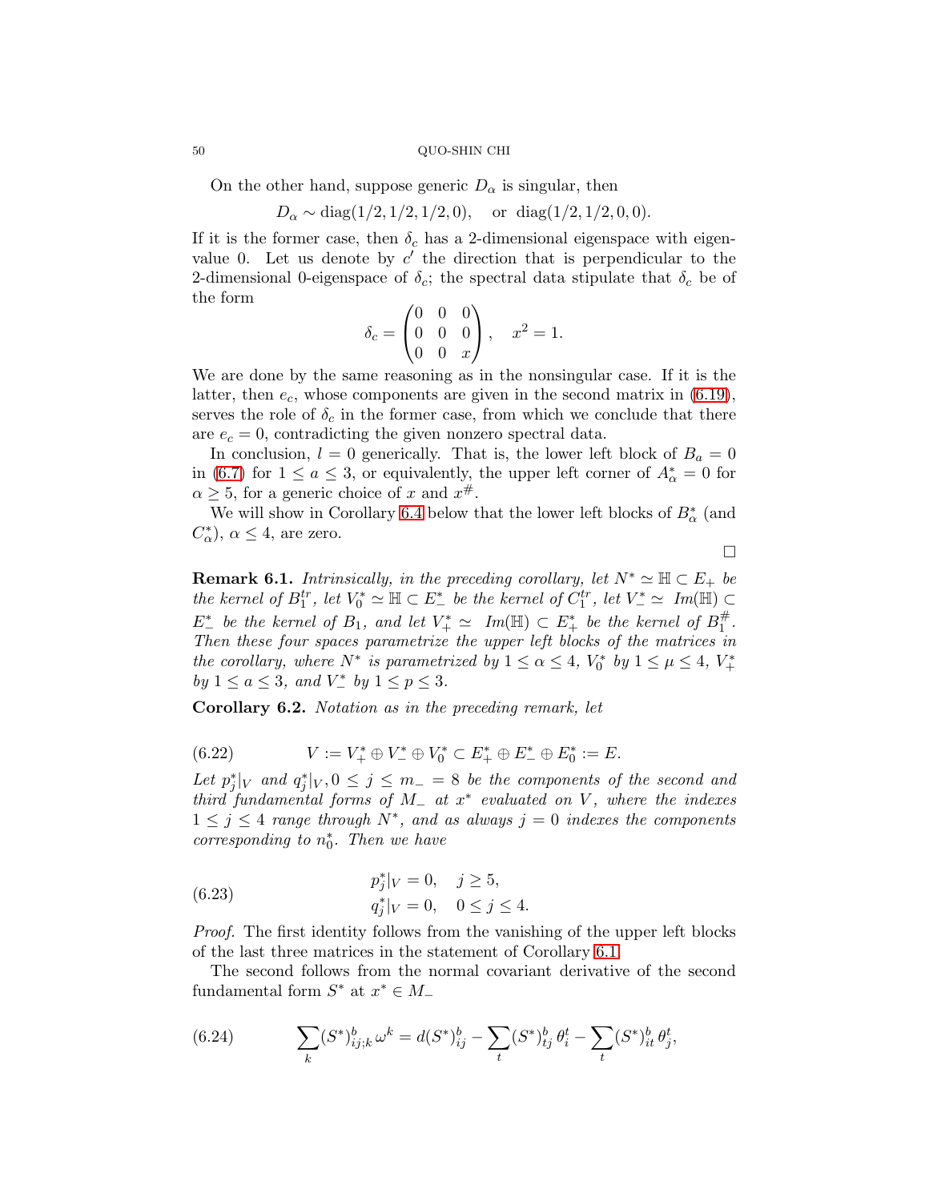On the other hand, suppose generic $D_\alpha$ is singular, then

$$D_\alpha \sim \operatorname{diag}(1/2, 1/2, 1/2, 0), \quad \text{or } \operatorname{diag}(1/2, 1/2, 0, 0).$$

If it is the former case, then $\delta_c$ has a 2-dimensional eigenspace with eigenvalue 0. Let us denote by $c'$ the direction that is perpendicular to the 2-dimensional 0-eigenspace of $\delta_c$; the spectral data stipulate that $\delta_c$ be of the form

$$\delta_c = \begin{pmatrix} 0 & 0 & 0 \\ 0 & 0 & 0 \\ 0 & 0 & x \end{pmatrix}, \quad x^2 = 1.$$

We are done by the same reasoning as in the nonsingular case. If it is the latter, then $e_c$, whose components are given in the second matrix in (6.19), serves the role of $\delta_c$ in the former case, from which we conclude that there are $e_c = 0$, contradicting the given nonzero spectral data.

In conclusion, $l = 0$ generically. That is, the lower left block of $B_a = 0$ in (6.7) for $1 \leq a \leq 3$, or equivalently, the upper left corner of $A^*_\alpha = 0$ for $\alpha \geq 5$, for a generic choice of $x$ and $x^\#$.

We will show in Corollary 6.4 below that the lower left blocks of $B^*_\alpha$ (and $C^*_\alpha$), $\alpha \leq 4$, are zero.

□

**Remark 6.1.** *Intrinsically, in the preceding corollary, let $N^* \simeq \mathbb{H} \subset E_+$ be the kernel of $B_1^{tr}$, let $V_0^* \simeq \mathbb{H} \subset E_-^*$ be the kernel of $C_1^{tr}$, let $V_-^* \simeq Im(\mathbb{H}) \subset E_-^*$ be the kernel of $B_1$, and let $V_+^* \simeq Im(\mathbb{H}) \subset E_+^*$ be the kernel of $B_1^\#$. Then these four spaces parametrize the upper left blocks of the matrices in the corollary, where $N^*$ is parametrized by $1 \leq \alpha \leq 4$, $V_0^*$ by $1 \leq \mu \leq 4$, $V_+^*$ by $1 \leq a \leq 3$, and $V_-^*$ by $1 \leq p \leq 3$.*

**Corollary 6.2.** *Notation as in the preceding remark, let*

$$V := V_+^* \oplus V_-^* \oplus V_0^* \subset E_+^* \oplus E_-^* \oplus E_0^* := E. \tag{6.22}$$

*Let $p_j^*|_V$ and $q_j^*|_V, 0 \leq j \leq m_- = 8$ be the components of the second and third fundamental forms of $M_-$ at $x^*$ evaluated on $V$, where the indexes $1 \leq j \leq 4$ range through $N^*$, and as always $j = 0$ indexes the components corresponding to $n_0^*$. Then we have*

$$\begin{aligned} p_j^*|_V &= 0, \quad j \geq 5, \\ q_j^*|_V &= 0, \quad 0 \leq j \leq 4. \end{aligned} \tag{6.23}$$

*Proof.* The first identity follows from the vanishing of the upper left blocks of the last three matrices in the statement of Corollary 6.1.

The second follows from the normal covariant derivative of the second fundamental form $S^*$ at $x^* \in M_-$

$$\sum_k (S^*)^b_{ij;k}\, \omega^k = d(S^*)^b_{ij} - \sum_t (S^*)^b_{tj}\, \theta^t_i - \sum_t (S^*)^b_{it}\, \theta^t_j, \tag{6.24}$$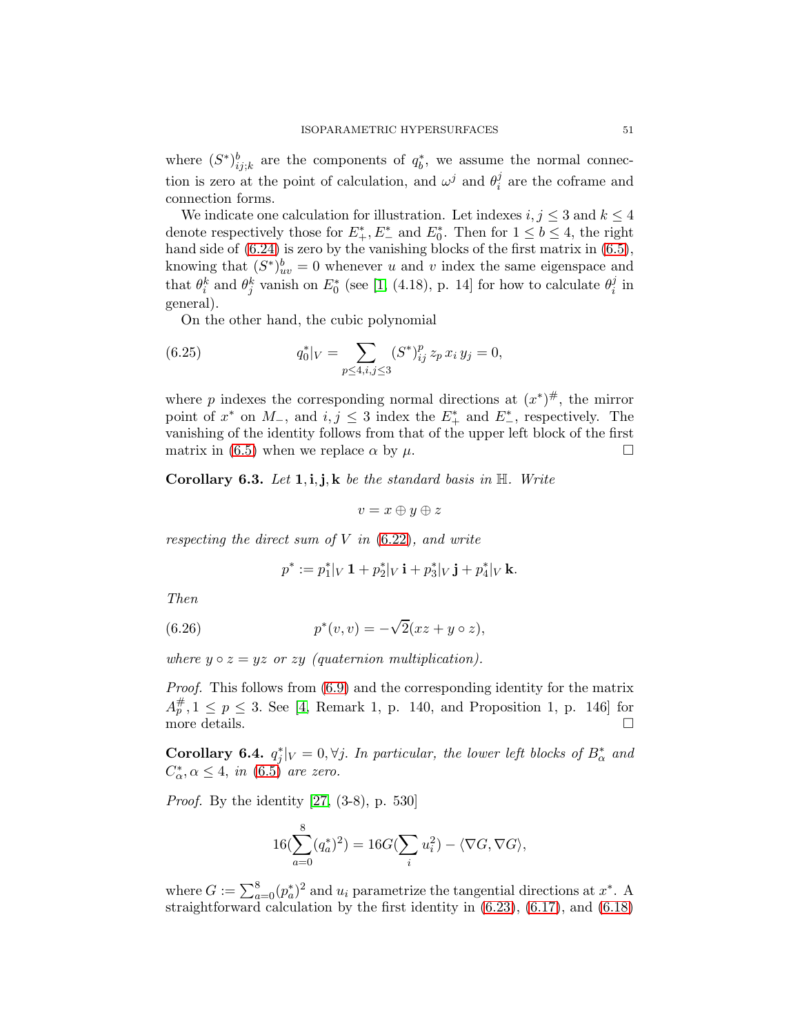where $(S^*)^b_{ij;k}$ are the components of $q^*_b$, we assume the normal connection is zero at the point of calculation, and $\omega^j$ and $\theta^j_i$ are the coframe and connection forms.

We indicate one calculation for illustration. Let indexes $i, j \leq 3$ and $k \leq 4$ denote respectively those for $E^*_+, E^*_-$ and $E^*_0$. Then for $1 \leq b \leq 4$, the right hand side of (6.24) is zero by the vanishing blocks of the first matrix in (6.5), knowing that $(S^*)^b_{uv} = 0$ whenever $u$ and $v$ index the same eigenspace and that $\theta^k_i$ and $\theta^k_j$ vanish on $E^*_0$ (see [1, (4.18), p. 14] for how to calculate $\theta^j_i$ in general).

On the other hand, the cubic polynomial

$$q^*_0|_V = \sum_{p \leq 4, i, j \leq 3} (S^*)^p_{ij}\, z_p\, x_i\, y_j = 0, \tag{6.25}$$

where $p$ indexes the corresponding normal directions at $(x^*)^\#$, the mirror point of $x^*$ on $M_-$, and $i, j \leq 3$ index the $E^*_+$ and $E^*_-$, respectively. The vanishing of the identity follows from that of the upper left block of the first matrix in (6.5) when we replace $\alpha$ by $\mu$. $\square$

**Corollary 6.3.** *Let* $\mathbf{1}, \mathbf{i}, \mathbf{j}, \mathbf{k}$ *be the standard basis in* $\mathbb{H}$. *Write*

$$v = x \oplus y \oplus z$$

*respecting the direct sum of* $V$ *in* (6.22)*, and write*

$$p^* := p^*_1|_V\, \mathbf{1} + p^*_2|_V\, \mathbf{i} + p^*_3|_V\, \mathbf{j} + p^*_4|_V\, \mathbf{k}.$$

*Then*

$$p^*(v, v) = -\sqrt{2}(xz + y \circ z), \tag{6.26}$$

*where* $y \circ z = yz$ *or* $zy$ *(quaternion multiplication).*

*Proof.* This follows from (6.9) and the corresponding identity for the matrix $A^\#_p, 1 \leq p \leq 3$. See [4, Remark 1, p. 140, and Proposition 1, p. 146] for more details. $\square$

**Corollary 6.4.** $q^*_j|_V = 0, \forall j$. *In particular, the lower left blocks of* $B^*_\alpha$ *and* $C^*_\alpha, \alpha \leq 4$, *in* (6.5) *are zero.*

*Proof.* By the identity [27, (3-8), p. 530]

$$16\Big(\sum_{a=0}^{8} (q^*_a)^2\Big) = 16G\Big(\sum_i u_i^2\Big) - \langle \nabla G, \nabla G \rangle,$$

where $G := \sum_{a=0}^{8} (p^*_a)^2$ and $u_i$ parametrize the tangential directions at $x^*$. A straightforward calculation by the first identity in (6.23), (6.17), and (6.18)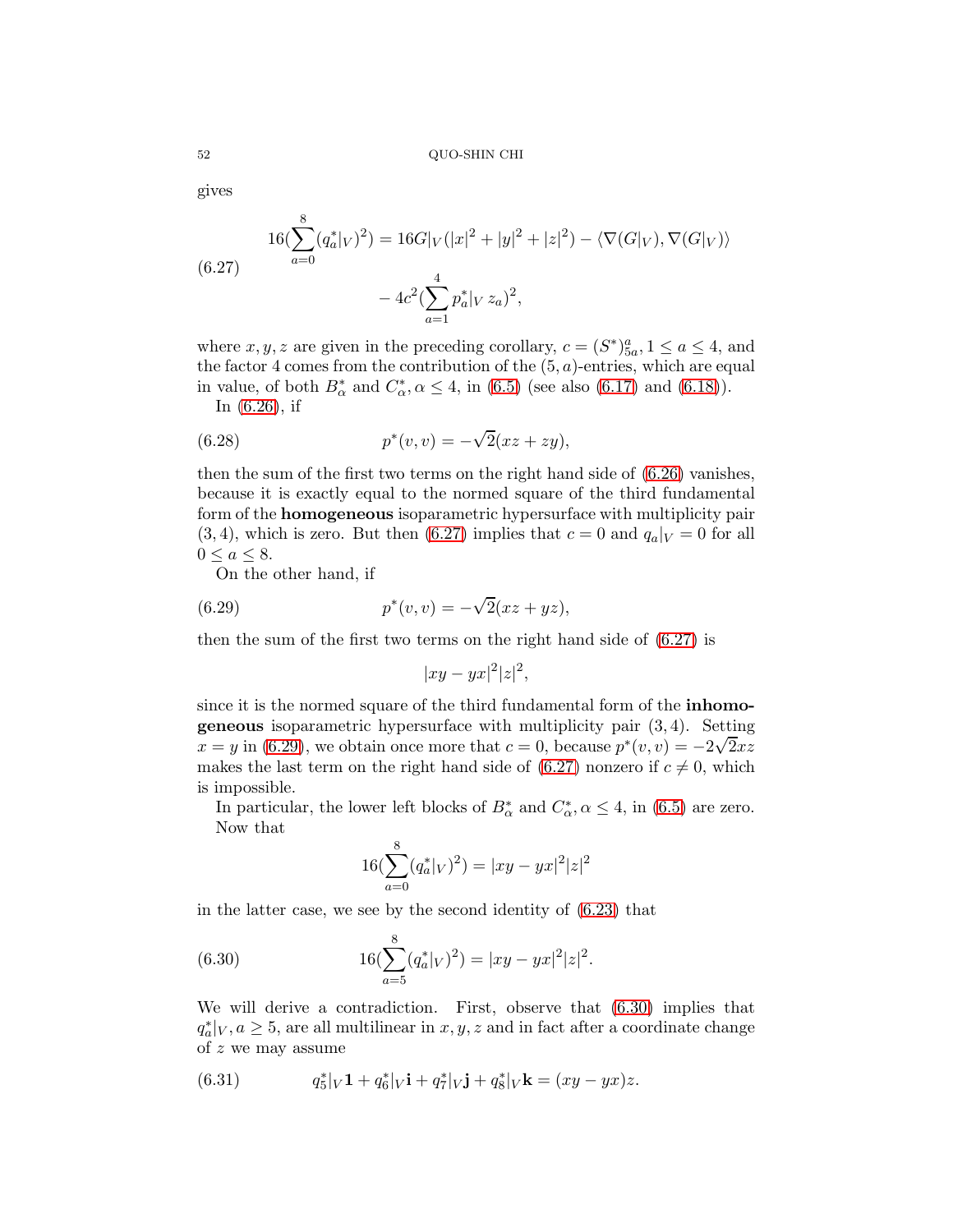gives

$$16(\sum_{a=0}^{8}(q_a^*|_V)^2) = 16G|_V(|x|^2+|y|^2+|z|^2) - \langle \nabla(G|_V), \nabla(G|_V)\rangle \tag{6.27}$$
$$- 4c^2(\sum_{a=1}^{4} p_a^*|_V\, z_a)^2,$$

where $x, y, z$ are given in the preceding corollary, $c = (S^*)^a_{5a}, 1 \le a \le 4$, and the factor 4 comes from the contribution of the $(5, a)$-entries, which are equal in value, of both $B^*_\alpha$ and $C^*_\alpha, \alpha \le 4$, in (6.5) (see also (6.17) and (6.18)).

In (6.26), if

$$p^*(v,v) = -\sqrt{2}(xz + zy), \tag{6.28}$$

then the sum of the first two terms on the right hand side of (6.26) vanishes, because it is exactly equal to the normed square of the third fundamental form of the **homogeneous** isoparametric hypersurface with multiplicity pair $(3, 4)$, which is zero. But then (6.27) implies that $c = 0$ and $q_a|_V = 0$ for all $0 \le a \le 8$.

On the other hand, if

$$p^*(v,v) = -\sqrt{2}(xz + yz), \tag{6.29}$$

then the sum of the first two terms on the right hand side of (6.27) is

$$|xy - yx|^2|z|^2,$$

since it is the normed square of the third fundamental form of the **inhomogeneous** isoparametric hypersurface with multiplicity pair $(3, 4)$. Setting $x = y$ in (6.29), we obtain once more that $c = 0$, because $p^*(v, v) = -2\sqrt{2}xz$ makes the last term on the right hand side of (6.27) nonzero if $c \neq 0$, which is impossible.

In particular, the lower left blocks of $B^*_\alpha$ and $C^*_\alpha, \alpha \le 4$, in (6.5) are zero.

Now that

$$16(\sum_{a=0}^{8}(q_a^*|_V)^2) = |xy - yx|^2|z|^2$$

in the latter case, we see by the second identity of (6.23) that

$$16(\sum_{a=5}^{8}(q_a^*|_V)^2) = |xy - yx|^2|z|^2. \tag{6.30}$$

We will derive a contradiction. First, observe that (6.30) implies that $q_a^*|_V, a \ge 5$, are all multilinear in $x, y, z$ and in fact after a coordinate change of $z$ we may assume

$$q_5^*|_V\mathbf{1} + q_6^*|_V\mathbf{i} + q_7^*|_V\mathbf{j} + q_8^*|_V\mathbf{k} = (xy - yx)z. \tag{6.31}$$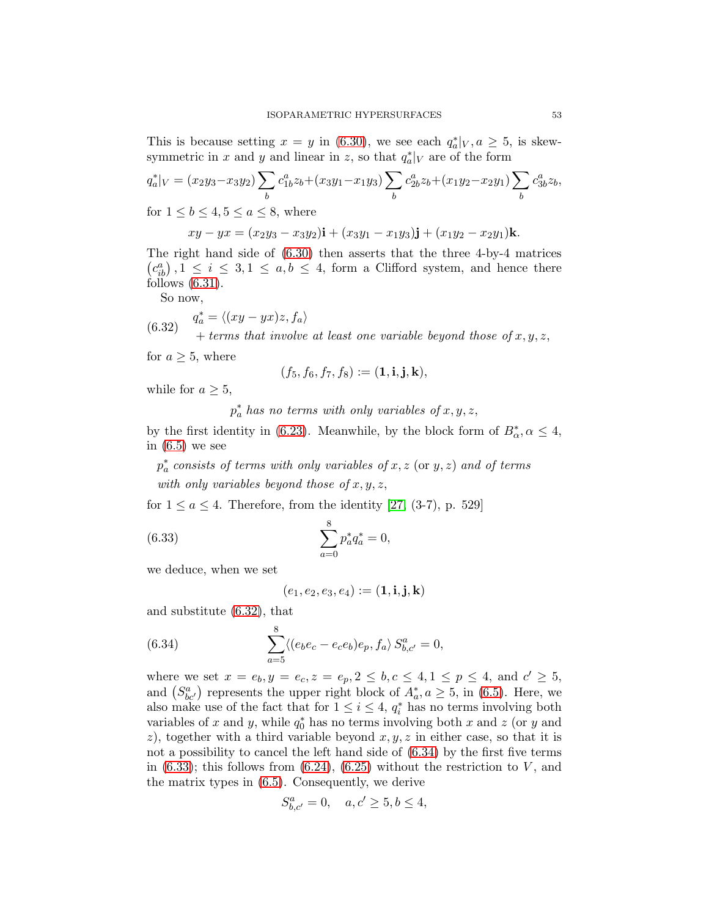This is because setting $x = y$ in (6.30), we see each $q_a^*|_V, a \geq 5$, is skew-symmetric in $x$ and $y$ and linear in $z$, so that $q_a^*|_V$ are of the form

$$q_a^*|_V = (x_2y_3 - x_3y_2)\sum_b c_{1b}^a z_b + (x_3y_1 - x_1y_3)\sum_b c_{2b}^a z_b + (x_1y_2 - x_2y_1)\sum_b c_{3b}^a z_b,$$

for $1 \leq b \leq 4, 5 \leq a \leq 8$, where

$$xy - yx = (x_2y_3 - x_3y_2)\mathbf{i} + (x_3y_1 - x_1y_3)\mathbf{j} + (x_1y_2 - x_2y_1)\mathbf{k}.$$

The right hand side of (6.30) then asserts that the three 4-by-4 matrices $\left(c_{ib}^a\right), 1 \leq i \leq 3, 1 \leq a, b \leq 4$, form a Clifford system, and hence there follows (6.31).

So now,

$$\begin{aligned} q_a^* &= \langle (xy - yx)z, f_a \rangle \\ &\quad + \textit{terms that involve at least one variable beyond those of } x, y, z, \end{aligned} \tag{6.32}$$

for $a \geq 5$, where

$$(f_5, f_6, f_7, f_8) := (\mathbf{1}, \mathbf{i}, \mathbf{j}, \mathbf{k}),$$

while for $a \geq 5$,

$$p_a^* \textit{ has no terms with only variables of } x, y, z,$$

by the first identity in (6.23). Meanwhile, by the block form of $B_\alpha^*, \alpha \leq 4$, in (6.5) we see

$p_a^*$ *consists of terms with only variables of* $x, z$ (or $y, z$) *and of terms with only variables beyond those of* $x, y, z$,

for $1 \leq a \leq 4$. Therefore, from the identity [27, (3-7), p. 529]

$$\sum_{a=0}^{8} p_a^* q_a^* = 0, \tag{6.33}$$

we deduce, when we set

$$(e_1, e_2, e_3, e_4) := (\mathbf{1}, \mathbf{i}, \mathbf{j}, \mathbf{k})$$

and substitute (6.32), that

$$\sum_{a=5}^{8} \langle (e_b e_c - e_c e_b)e_p, f_a \rangle \, S_{b,c'}^a = 0, \tag{6.34}$$

where we set $x = e_b, y = e_c, z = e_p, 2 \leq b, c \leq 4, 1 \leq p \leq 4$, and $c' \geq 5$, and $\left(S_{bc'}^a\right)$ represents the upper right block of $A_a^*, a \geq 5$, in (6.5). Here, we also make use of the fact that for $1 \leq i \leq 4$, $q_i^*$ has no terms involving both variables of $x$ and $y$, while $q_0^*$ has no terms involving both $x$ and $z$ (or $y$ and $z$), together with a third variable beyond $x, y, z$ in either case, so that it is not a possibility to cancel the left hand side of (6.34) by the first five terms in (6.33); this follows from (6.24), (6.25) without the restriction to $V$, and the matrix types in (6.5). Consequently, we derive

$$S_{b,c'}^a = 0, \quad a, c' \geq 5, b \leq 4,$$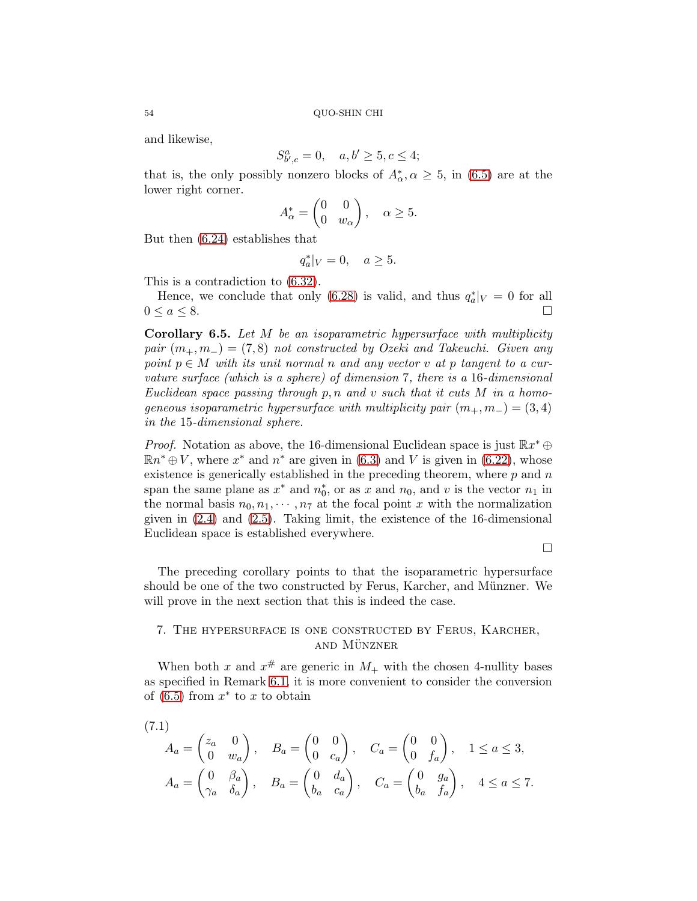and likewise,

$$S^a_{b',c} = 0, \quad a, b' \geq 5, c \leq 4;$$

that is, the only possibly nonzero blocks of $A^*_\alpha, \alpha \geq 5$, in (6.5) are at the lower right corner.

$$A^*_\alpha = \begin{pmatrix} 0 & 0 \\ 0 & w_\alpha \end{pmatrix}, \quad \alpha \geq 5.$$

But then (6.24) establishes that

$$q^*_a|_V = 0, \quad a \geq 5.$$

This is a contradiction to (6.32).

Hence, we conclude that only (6.28) is valid, and thus $q^*_a|_V = 0$ for all $0 \leq a \leq 8$. ☐

**Corollary 6.5.** *Let $M$ be an isoparametric hypersurface with multiplicity pair $(m_+, m_-) = (7, 8)$ not constructed by Ozeki and Takeuchi. Given any point $p \in M$ with its unit normal $n$ and any vector $v$ at $p$ tangent to a curvature surface (which is a sphere) of dimension 7, there is a 16-dimensional Euclidean space passing through $p, n$ and $v$ such that it cuts $M$ in a homogeneous isoparametric hypersurface with multiplicity pair $(m_+, m_-) = (3, 4)$ in the 15-dimensional sphere.*

*Proof.* Notation as above, the 16-dimensional Euclidean space is just $\mathbb{R}x^* \oplus \mathbb{R}n^* \oplus V$, where $x^*$ and $n^*$ are given in (6.3) and $V$ is given in (6.22), whose existence is generically established in the preceding theorem, where $p$ and $n$ span the same plane as $x^*$ and $n^*_0$, or as $x$ and $n_0$, and $v$ is the vector $n_1$ in the normal basis $n_0, n_1, \cdots, n_7$ at the focal point $x$ with the normalization given in (2.4) and (2.5). Taking limit, the existence of the 16-dimensional Euclidean space is established everywhere.

☐

The preceding corollary points to that the isoparametric hypersurface should be one of the two constructed by Ferus, Karcher, and Münzner. We will prove in the next section that this is indeed the case.

## 7. The hypersurface is one constructed by Ferus, Karcher, and Münzner

When both $x$ and $x^\#$ are generic in $M_+$ with the chosen 4-nullity bases as specified in Remark 6.1, it is more convenient to consider the conversion of (6.5) from $x^*$ to $x$ to obtain

(7.1)

$$A_a = \begin{pmatrix} z_a & 0 \\ 0 & w_a \end{pmatrix}, \quad B_a = \begin{pmatrix} 0 & 0 \\ 0 & c_a \end{pmatrix}, \quad C_a = \begin{pmatrix} 0 & 0 \\ 0 & f_a \end{pmatrix}, \quad 1 \leq a \leq 3,$$

$$A_a = \begin{pmatrix} 0 & \beta_a \\ \gamma_a & \delta_a \end{pmatrix}, \quad B_a = \begin{pmatrix} 0 & d_a \\ b_a & c_a \end{pmatrix}, \quad C_a = \begin{pmatrix} 0 & g_a \\ b_a & f_a \end{pmatrix}, \quad 4 \leq a \leq 7.$$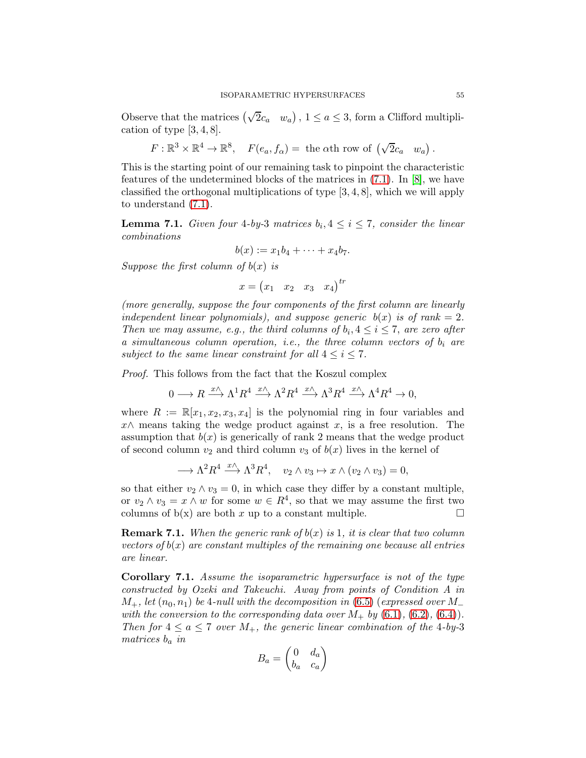Observe that the matrices $\begin{pmatrix}\sqrt{2}c_a & w_a\end{pmatrix}$, $1 \leq a \leq 3$, form a Clifford multiplication of type $[3, 4, 8]$.

$$F : \mathbb{R}^3 \times \mathbb{R}^4 \to \mathbb{R}^8, \quad F(e_a, f_\alpha) = \text{ the } \alpha\text{th row of } \begin{pmatrix}\sqrt{2}c_a & w_a\end{pmatrix}.$$

This is the starting point of our remaining task to pinpoint the characteristic features of the undetermined blocks of the matrices in (7.1). In [8], we have classified the orthogonal multiplications of type $[3, 4, 8]$, which we will apply to understand (7.1).

**Lemma 7.1.** *Given four 4-by-3 matrices $b_i, 4 \leq i \leq 7$, consider the linear combinations*

$$b(x) := x_1 b_4 + \cdots + x_4 b_7.$$

*Suppose the first column of $b(x)$ is*

$$x = \begin{pmatrix}x_1 & x_2 & x_3 & x_4\end{pmatrix}^{tr}$$

*(more generally, suppose the four components of the first column are linearly independent linear polynomials), and suppose generic $b(x)$ is of rank $= 2$. Then we may assume, e.g., the third columns of $b_i, 4 \leq i \leq 7$, are zero after a simultaneous column operation, i.e., the three column vectors of $b_i$ are subject to the same linear constraint for all $4 \leq i \leq 7$.*

*Proof.* This follows from the fact that the Koszul complex

$$0 \longrightarrow R \xrightarrow{x\wedge} \Lambda^1 R^4 \xrightarrow{x\wedge} \Lambda^2 R^4 \xrightarrow{x\wedge} \Lambda^3 R^4 \xrightarrow{x\wedge} \Lambda^4 R^4 \to 0,$$

where $R := \mathbb{R}[x_1, x_2, x_3, x_4]$ is the polynomial ring in four variables and $x\wedge$ means taking the wedge product against $x$, is a free resolution. The assumption that $b(x)$ is generically of rank 2 means that the wedge product of second column $v_2$ and third column $v_3$ of $b(x)$ lives in the kernel of

$$\longrightarrow \Lambda^2 R^4 \xrightarrow{x\wedge} \Lambda^3 R^4, \quad v_2 \wedge v_3 \mapsto x \wedge (v_2 \wedge v_3) = 0,$$

so that either $v_2 \wedge v_3 = 0$, in which case they differ by a constant multiple, or $v_2 \wedge v_3 = x \wedge w$ for some $w \in R^4$, so that we may assume the first two columns of b(x) are both $x$ up to a constant multiple. $\square$

**Remark 7.1.** *When the generic rank of $b(x)$ is 1, it is clear that two column vectors of $b(x)$ are constant multiples of the remaining one because all entries are linear.*

**Corollary 7.1.** *Assume the isoparametric hypersurface is not of the type constructed by Ozeki and Takeuchi. Away from points of Condition A in $M_+$, let $(n_0, n_1)$ be 4-null with the decomposition in (6.5) (expressed over $M_-$ with the conversion to the corresponding data over $M_+$ by (6.1), (6.2), (6.4)). Then for $4 \leq a \leq 7$ over $M_+$, the generic linear combination of the 4-by-3 matrices $b_a$ in*

$$B_a = \begin{pmatrix}0 & d_a \\ b_a & c_a\end{pmatrix}$$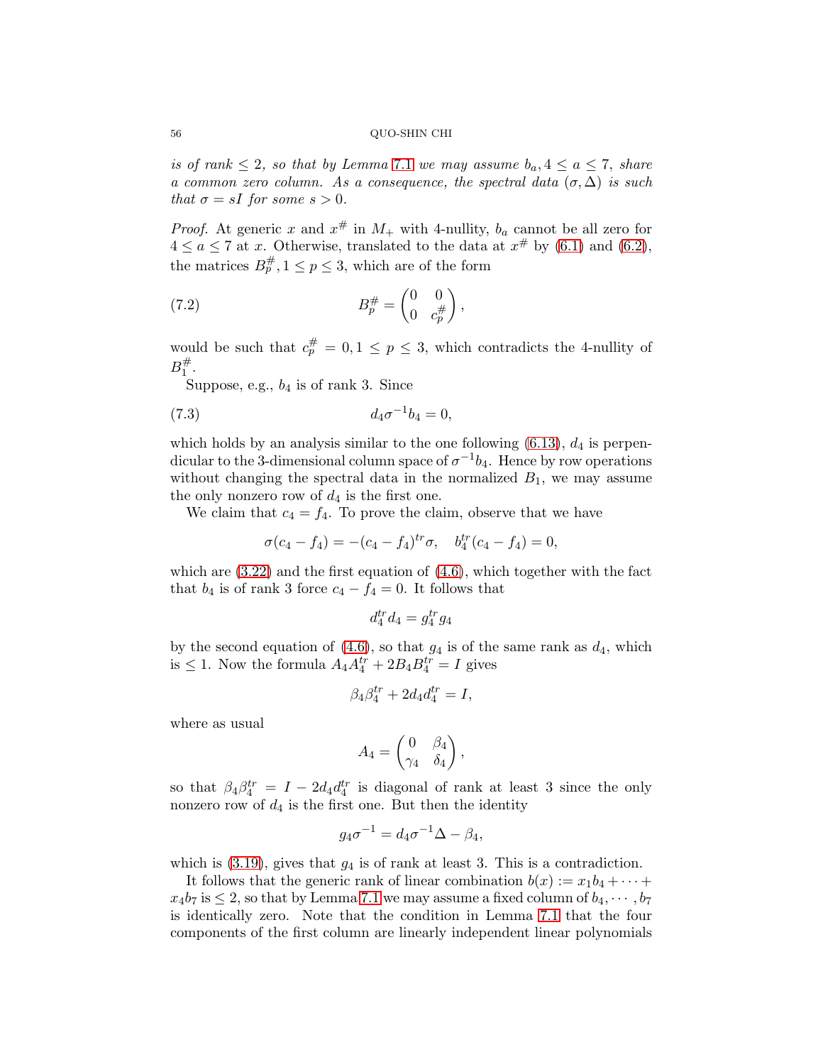*is of rank $\leq 2$, so that by Lemma 7.1 we may assume $b_a, 4 \leq a \leq 7$, share a common zero column. As a consequence, the spectral data $(\sigma, \Delta)$ is such that $\sigma = sI$ for some $s > 0$.*

*Proof.* At generic $x$ and $x^\#$ in $M_+$ with 4-nullity, $b_a$ cannot be all zero for $4 \leq a \leq 7$ at $x$. Otherwise, translated to the data at $x^\#$ by (6.1) and (6.2), the matrices $B_p^\#, 1 \leq p \leq 3$, which are of the form

$$B_p^\# = \begin{pmatrix} 0 & 0 \\ 0 & c_p^\# \end{pmatrix}, \tag{7.2}$$

would be such that $c_p^\# = 0, 1 \leq p \leq 3$, which contradicts the 4-nullity of $B_1^\#$.

Suppose, e.g., $b_4$ is of rank 3. Since

$$d_4 \sigma^{-1} b_4 = 0, \tag{7.3}$$

which holds by an analysis similar to the one following (6.13), $d_4$ is perpendicular to the 3-dimensional column space of $\sigma^{-1} b_4$. Hence by row operations without changing the spectral data in the normalized $B_1$, we may assume the only nonzero row of $d_4$ is the first one.

We claim that $c_4 = f_4$. To prove the claim, observe that we have

$$\sigma(c_4 - f_4) = -(c_4 - f_4)^{tr} \sigma, \quad b_4^{tr}(c_4 - f_4) = 0,$$

which are (3.22) and the first equation of (4.6), which together with the fact that $b_4$ is of rank 3 force $c_4 - f_4 = 0$. It follows that

$$d_4^{tr} d_4 = g_4^{tr} g_4$$

by the second equation of (4.6), so that $g_4$ is of the same rank as $d_4$, which is $\leq 1$. Now the formula $A_4 A_4^{tr} + 2B_4 B_4^{tr} = I$ gives

$$\beta_4 \beta_4^{tr} + 2d_4 d_4^{tr} = I,$$

where as usual

$$A_4 = \begin{pmatrix} 0 & \beta_4 \\ \gamma_4 & \delta_4 \end{pmatrix},$$

so that $\beta_4 \beta_4^{tr} = I - 2d_4 d_4^{tr}$ is diagonal of rank at least 3 since the only nonzero row of $d_4$ is the first one. But then the identity

$$g_4 \sigma^{-1} = d_4 \sigma^{-1} \Delta - \beta_4,$$

which is (3.19), gives that $g_4$ is of rank at least 3. This is a contradiction.

It follows that the generic rank of linear combination $b(x) := x_1 b_4 + \cdots + x_4 b_7$ is $\leq 2$, so that by Lemma 7.1 we may assume a fixed column of $b_4, \cdots, b_7$ is identically zero. Note that the condition in Lemma 7.1 that the four components of the first column are linearly independent linear polynomials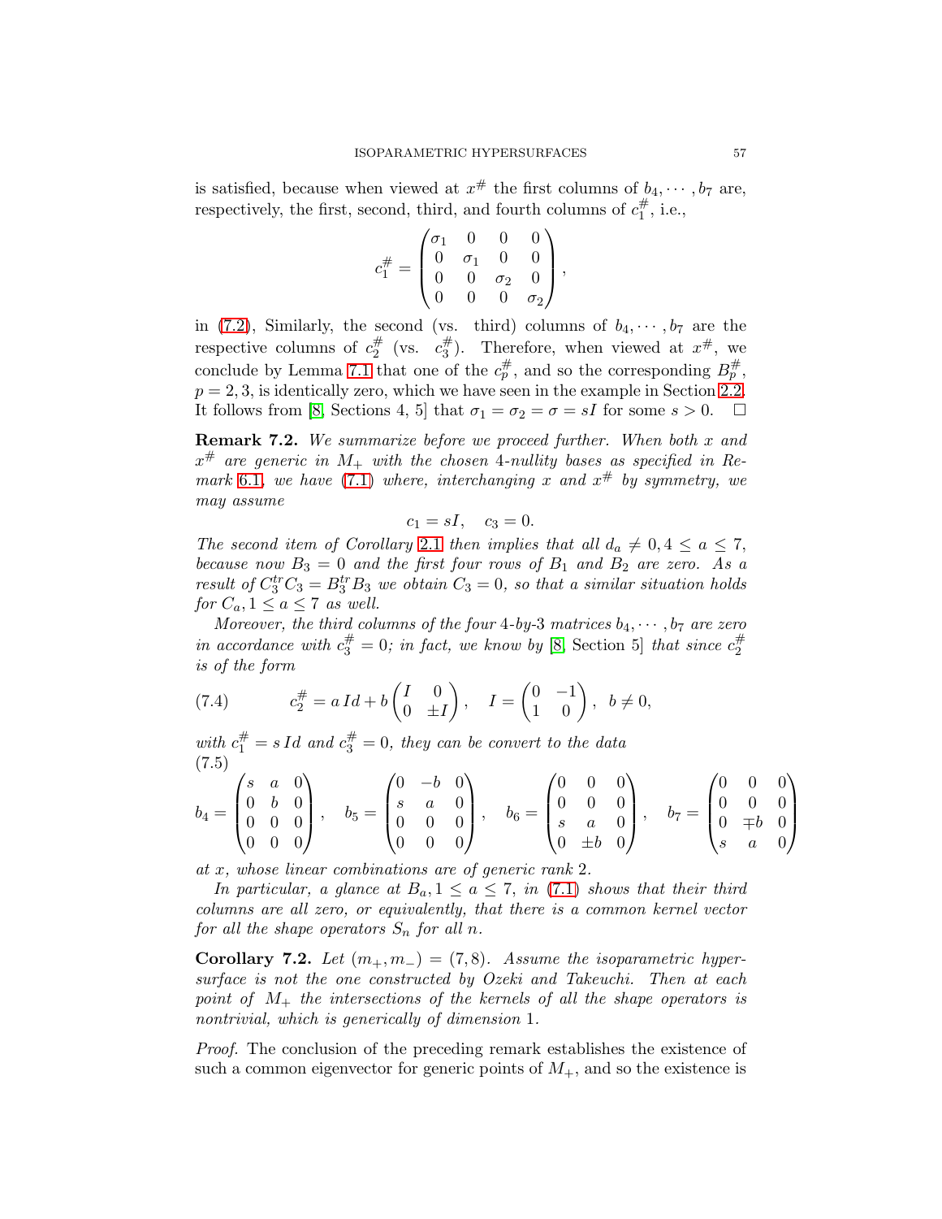is satisfied, because when viewed at $x^\#$ the first columns of $b_4, \cdots, b_7$ are, respectively, the first, second, third, and fourth columns of $c_1^\#$, i.e.,

$$c_1^\# = \begin{pmatrix} \sigma_1 & 0 & 0 & 0 \\ 0 & \sigma_1 & 0 & 0 \\ 0 & 0 & \sigma_2 & 0 \\ 0 & 0 & 0 & \sigma_2 \end{pmatrix},$$

in (7.2), Similarly, the second (vs. third) columns of $b_4, \cdots, b_7$ are the respective columns of $c_2^\#$ (vs. $c_3^\#$). Therefore, when viewed at $x^\#$, we conclude by Lemma 7.1 that one of the $c_p^\#$, and so the corresponding $B_p^\#$, $p = 2, 3$, is identically zero, which we have seen in the example in Section 2.2. It follows from [8, Sections 4, 5] that $\sigma_1 = \sigma_2 = \sigma = sI$ for some $s > 0$. $\square$

**Remark 7.2.** *We summarize before we proceed further. When both $x$ and $x^\#$ are generic in $M_+$ with the chosen 4-nullity bases as specified in Remark 6.1, we have (7.1) where, interchanging $x$ and $x^\#$ by symmetry, we may assume*

$$c_1 = sI, \quad c_3 = 0.$$

*The second item of Corollary 2.1 then implies that all $d_a \neq 0, 4 \leq a \leq 7$, because now $B_3 = 0$ and the first four rows of $B_1$ and $B_2$ are zero. As a result of $C_3^{tr} C_3 = B_3^{tr} B_3$ we obtain $C_3 = 0$, so that a similar situation holds for $C_a, 1 \leq a \leq 7$ as well.*

*Moreover, the third columns of the four 4-by-3 matrices $b_4, \cdots, b_7$ are zero in accordance with $c_3^\# = 0$; in fact, we know by [8, Section 5] that since $c_2^\#$ is of the form*

$$c_2^\# = a\, Id + b \begin{pmatrix} I & 0 \\ 0 & \pm I \end{pmatrix}, \quad I = \begin{pmatrix} 0 & -1 \\ 1 & 0 \end{pmatrix}, \;\; b \neq 0, \tag{7.4}$$

*with $c_1^\# = s\, Id$ and $c_3^\# = 0$, they can be convert to the data*

$$b_4 = \begin{pmatrix} s & a & 0 \\ 0 & b & 0 \\ 0 & 0 & 0 \\ 0 & 0 & 0 \end{pmatrix}, \quad b_5 = \begin{pmatrix} 0 & -b & 0 \\ s & a & 0 \\ 0 & 0 & 0 \\ 0 & 0 & 0 \end{pmatrix}, \quad b_6 = \begin{pmatrix} 0 & 0 & 0 \\ 0 & 0 & 0 \\ s & a & 0 \\ 0 & \pm b & 0 \end{pmatrix}, \quad b_7 = \begin{pmatrix} 0 & 0 & 0 \\ 0 & 0 & 0 \\ 0 & \mp b & 0 \\ s & a & 0 \end{pmatrix} \tag{7.5}$$

*at $x$, whose linear combinations are of generic rank 2.*

*In particular, a glance at $B_a, 1 \leq a \leq 7$, in (7.1) shows that their third columns are all zero, or equivalently, that there is a common kernel vector for all the shape operators $S_n$ for all $n$.*

**Corollary 7.2.** *Let $(m_+, m_-) = (7, 8)$. Assume the isoparametric hypersurface is not the one constructed by Ozeki and Takeuchi. Then at each point of $M_+$ the intersections of the kernels of all the shape operators is nontrivial, which is generically of dimension 1.*

*Proof.* The conclusion of the preceding remark establishes the existence of such a common eigenvector for generic points of $M_+$, and so the existence is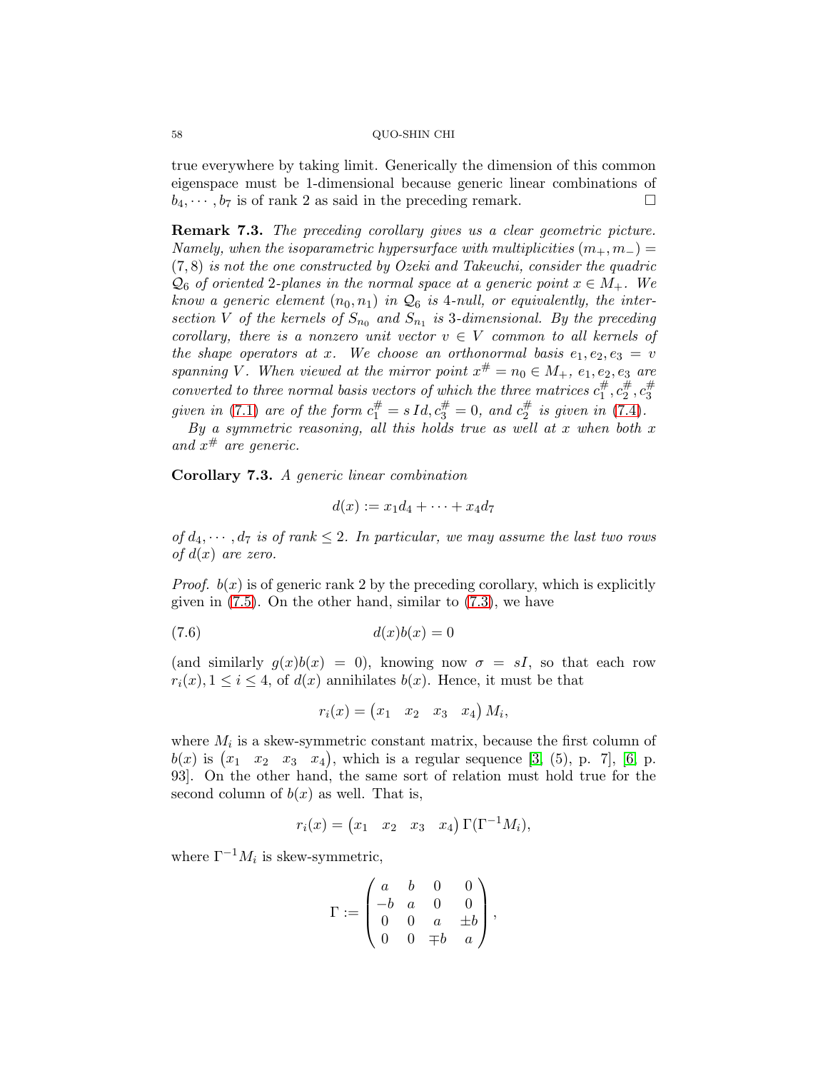true everywhere by taking limit. Generically the dimension of this common eigenspace must be 1-dimensional because generic linear combinations of $b_4, \cdots, b_7$ is of rank 2 as said in the preceding remark. $\square$

**Remark 7.3.** *The preceding corollary gives us a clear geometric picture. Namely, when the isoparametric hypersurface with multiplicities $(m_+, m_-) = (7,8)$ is not the one constructed by Ozeki and Takeuchi, consider the quadric $\mathcal{Q}_6$ of oriented 2-planes in the normal space at a generic point $x \in M_+$. We know a generic element $(n_0, n_1)$ in $\mathcal{Q}_6$ is 4-null, or equivalently, the intersection $V$ of the kernels of $S_{n_0}$ and $S_{n_1}$ is 3-dimensional. By the preceding corollary, there is a nonzero unit vector $v \in V$ common to all kernels of the shape operators at $x$. We choose an orthonormal basis $e_1, e_2, e_3 = v$ spanning $V$. When viewed at the mirror point $x^\# = n_0 \in M_+$, $e_1, e_2, e_3$ are converted to three normal basis vectors of which the three matrices $c_1^\#, c_2^\#, c_3^\#$ given in (7.1) are of the form $c_1^\# = s\,Id, c_3^\# = 0$, and $c_2^\#$ is given in (7.4).*

*By a symmetric reasoning, all this holds true as well at $x$ when both $x$ and $x^\#$ are generic.*

**Corollary 7.3.** *A generic linear combination*

$$d(x) := x_1 d_4 + \cdots + x_4 d_7$$

*of $d_4, \cdots, d_7$ is of rank $\leq 2$. In particular, we may assume the last two rows of $d(x)$ are zero.*

*Proof.* $b(x)$ is of generic rank 2 by the preceding corollary, which is explicitly given in (7.5). On the other hand, similar to (7.3), we have

$$d(x)b(x) = 0 \tag{7.6}$$

(and similarly $g(x)b(x) = 0$), knowing now $\sigma = sI$, so that each row $r_i(x), 1 \leq i \leq 4$, of $d(x)$ annihilates $b(x)$. Hence, it must be that

$$r_i(x) = \begin{pmatrix} x_1 & x_2 & x_3 & x_4 \end{pmatrix} M_i,$$

where $M_i$ is a skew-symmetric constant matrix, because the first column of $b(x)$ is $\begin{pmatrix} x_1 & x_2 & x_3 & x_4 \end{pmatrix}$, which is a regular sequence [3, (5), p. 7], [6, p. 93]. On the other hand, the same sort of relation must hold true for the second column of $b(x)$ as well. That is,

$$r_i(x) = \begin{pmatrix} x_1 & x_2 & x_3 & x_4 \end{pmatrix} \Gamma(\Gamma^{-1} M_i),$$

where $\Gamma^{-1} M_i$ is skew-symmetric,

$$\Gamma := \begin{pmatrix} a & b & 0 & 0 \\ -b & a & 0 & 0 \\ 0 & 0 & a & \pm b \\ 0 & 0 & \mp b & a \end{pmatrix},$$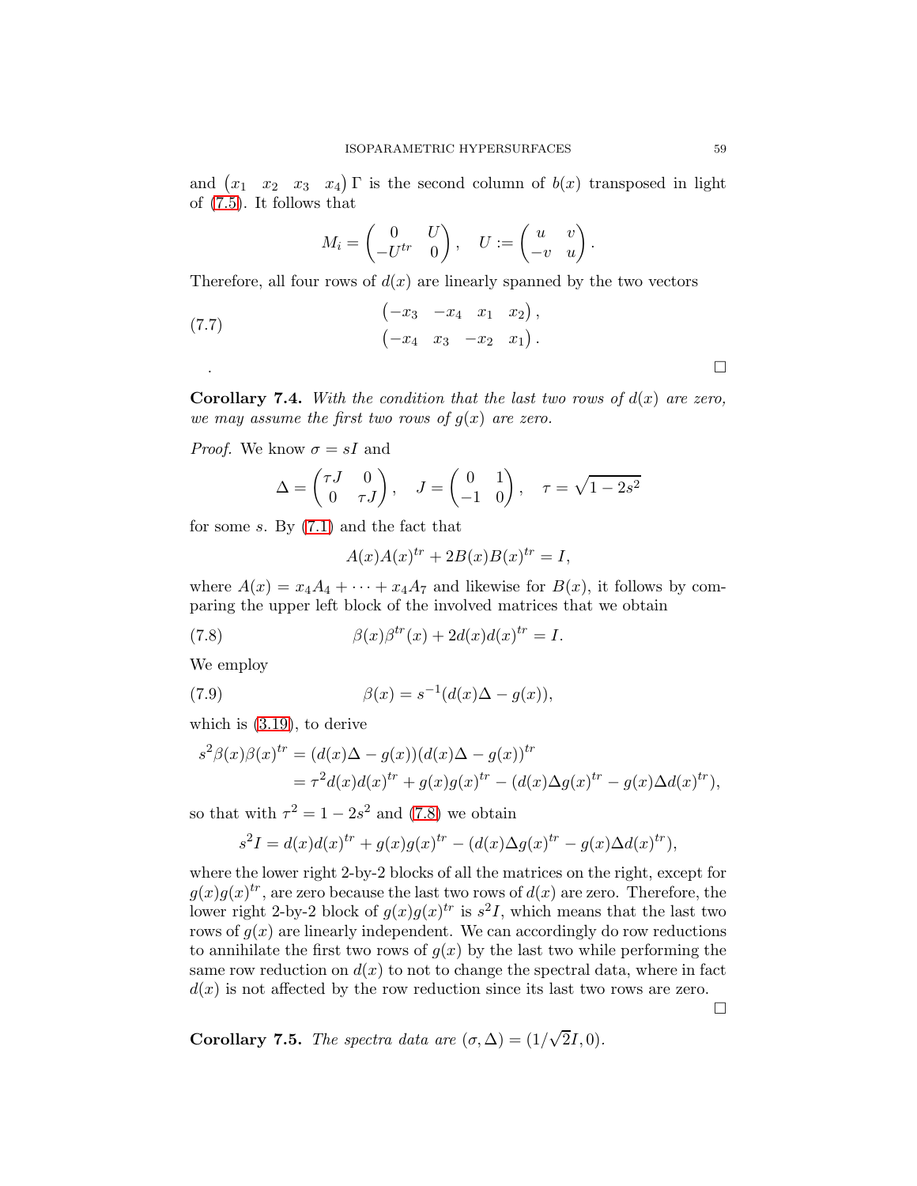and $\begin{pmatrix} x_1 & x_2 & x_3 & x_4 \end{pmatrix} \Gamma$ is the second column of $b(x)$ transposed in light of (7.5). It follows that

$$M_i = \begin{pmatrix} 0 & U \\ -U^{tr} & 0 \end{pmatrix}, \quad U := \begin{pmatrix} u & v \\ -v & u \end{pmatrix}.$$

Therefore, all four rows of $d(x)$ are linearly spanned by the two vectors

$$\begin{aligned} &\begin{pmatrix} -x_3 & -x_4 & x_1 & x_2 \end{pmatrix}, \\ &\begin{pmatrix} -x_4 & x_3 & -x_2 & x_1 \end{pmatrix}. \end{aligned} \tag{7.7}$$

. $\square$

**Corollary 7.4.** *With the condition that the last two rows of $d(x)$ are zero, we may assume the first two rows of $g(x)$ are zero.*

*Proof.* We know $\sigma = sI$ and

$$\Delta = \begin{pmatrix} \tau J & 0 \\ 0 & \tau J \end{pmatrix}, \quad J = \begin{pmatrix} 0 & 1 \\ -1 & 0 \end{pmatrix}, \quad \tau = \sqrt{1 - 2s^2}$$

for some $s$. By (7.1) and the fact that

$$A(x)A(x)^{tr} + 2B(x)B(x)^{tr} = I,$$

where $A(x) = x_4 A_4 + \cdots + x_4 A_7$ and likewise for $B(x)$, it follows by comparing the upper left block of the involved matrices that we obtain

$$\beta(x)\beta^{tr}(x) + 2d(x)d(x)^{tr} = I. \tag{7.8}$$

We employ

$$\beta(x) = s^{-1}(d(x)\Delta - g(x)), \tag{7.9}$$

which is (3.19), to derive

$$\begin{aligned} s^2 \beta(x)\beta(x)^{tr} &= (d(x)\Delta - g(x))(d(x)\Delta - g(x))^{tr} \\ &= \tau^2 d(x)d(x)^{tr} + g(x)g(x)^{tr} - (d(x)\Delta g(x)^{tr} - g(x)\Delta d(x)^{tr}), \end{aligned}$$

so that with $\tau^2 = 1 - 2s^2$ and (7.8) we obtain

$$s^2 I = d(x)d(x)^{tr} + g(x)g(x)^{tr} - (d(x)\Delta g(x)^{tr} - g(x)\Delta d(x)^{tr}),$$

where the lower right 2-by-2 blocks of all the matrices on the right, except for $g(x)g(x)^{tr}$, are zero because the last two rows of $d(x)$ are zero. Therefore, the lower right 2-by-2 block of $g(x)g(x)^{tr}$ is $s^2 I$, which means that the last two rows of $g(x)$ are linearly independent. We can accordingly do row reductions to annihilate the first two rows of $g(x)$ by the last two while performing the same row reduction on $d(x)$ to not to change the spectral data, where in fact $d(x)$ is not affected by the row reduction since its last two rows are zero.

$\square$

**Corollary 7.5.** *The spectra data are $(\sigma, \Delta) = (1/\sqrt{2}I, 0)$.*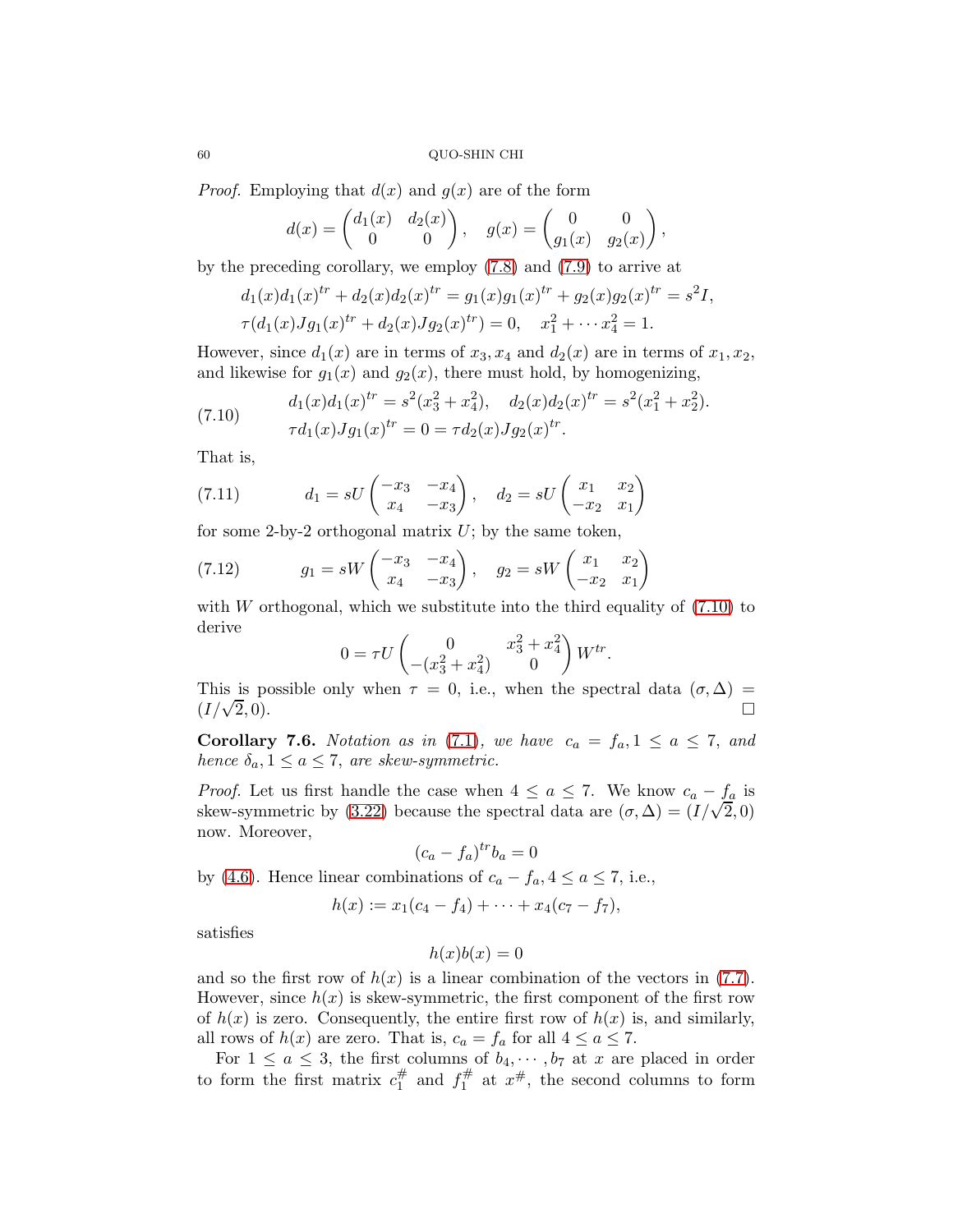*Proof.* Employing that $d(x)$ and $g(x)$ are of the form

$$d(x) = \begin{pmatrix} d_1(x) & d_2(x) \\ 0 & 0 \end{pmatrix}, \quad g(x) = \begin{pmatrix} 0 & 0 \\ g_1(x) & g_2(x) \end{pmatrix},$$

by the preceding corollary, we employ (7.8) and (7.9) to arrive at

$$\begin{aligned} &d_1(x)d_1(x)^{tr} + d_2(x)d_2(x)^{tr} = g_1(x)g_1(x)^{tr} + g_2(x)g_2(x)^{tr} = s^2 I, \\ &\tau(d_1(x)Jg_1(x)^{tr} + d_2(x)Jg_2(x)^{tr}) = 0, \quad x_1^2 + \cdots x_4^2 = 1. \end{aligned}$$

However, since $d_1(x)$ are in terms of $x_3, x_4$ and $d_2(x)$ are in terms of $x_1, x_2$, and likewise for $g_1(x)$ and $g_2(x)$, there must hold, by homogenizing,

$$\begin{aligned} &d_1(x)d_1(x)^{tr} = s^2(x_3^2 + x_4^2), \quad d_2(x)d_2(x)^{tr} = s^2(x_1^2 + x_2^2). \\ &\tau d_1(x)Jg_1(x)^{tr} = 0 = \tau d_2(x)Jg_2(x)^{tr}. \end{aligned} \tag{7.10}$$

That is,

$$d_1 = sU \begin{pmatrix} -x_3 & -x_4 \\ x_4 & -x_3 \end{pmatrix}, \quad d_2 = sU \begin{pmatrix} x_1 & x_2 \\ -x_2 & x_1 \end{pmatrix} \tag{7.11}$$

for some 2-by-2 orthogonal matrix $U$; by the same token,

$$g_1 = sW \begin{pmatrix} -x_3 & -x_4 \\ x_4 & -x_3 \end{pmatrix}, \quad g_2 = sW \begin{pmatrix} x_1 & x_2 \\ -x_2 & x_1 \end{pmatrix} \tag{7.12}$$

with $W$ orthogonal, which we substitute into the third equality of (7.10) to derive

$$0 = \tau U \begin{pmatrix} 0 & x_3^2 + x_4^2 \\ -(x_3^2 + x_4^2) & 0 \end{pmatrix} W^{tr}.$$

This is possible only when $\tau = 0$, i.e., when the spectral data $(\sigma, \Delta) = (I/\sqrt{2}, 0)$. □

**Corollary 7.6.** *Notation as in (7.1), we have $c_a = f_a, 1 \leq a \leq 7$, and hence $\delta_a, 1 \leq a \leq 7$, are skew-symmetric.*

*Proof.* Let us first handle the case when $4 \leq a \leq 7$. We know $c_a - f_a$ is skew-symmetric by (3.22) because the spectral data are $(\sigma, \Delta) = (I/\sqrt{2}, 0)$ now. Moreover,

$$(c_a - f_a)^{tr} b_a = 0$$

by (4.6). Hence linear combinations of $c_a - f_a, 4 \leq a \leq 7$, i.e.,

$$h(x) := x_1(c_4 - f_4) + \cdots + x_4(c_7 - f_7),$$

satisfies

$$h(x)b(x) = 0$$

and so the first row of $h(x)$ is a linear combination of the vectors in (7.7). However, since $h(x)$ is skew-symmetric, the first component of the first row of $h(x)$ is zero. Consequently, the entire first row of $h(x)$ is, and similarly, all rows of $h(x)$ are zero. That is, $c_a = f_a$ for all $4 \leq a \leq 7$.

For $1 \leq a \leq 3$, the first columns of $b_4, \cdots, b_7$ at $x$ are placed in order to form the first matrix $c_1^{\#}$ and $f_1^{\#}$ at $x^{\#}$, the second columns to form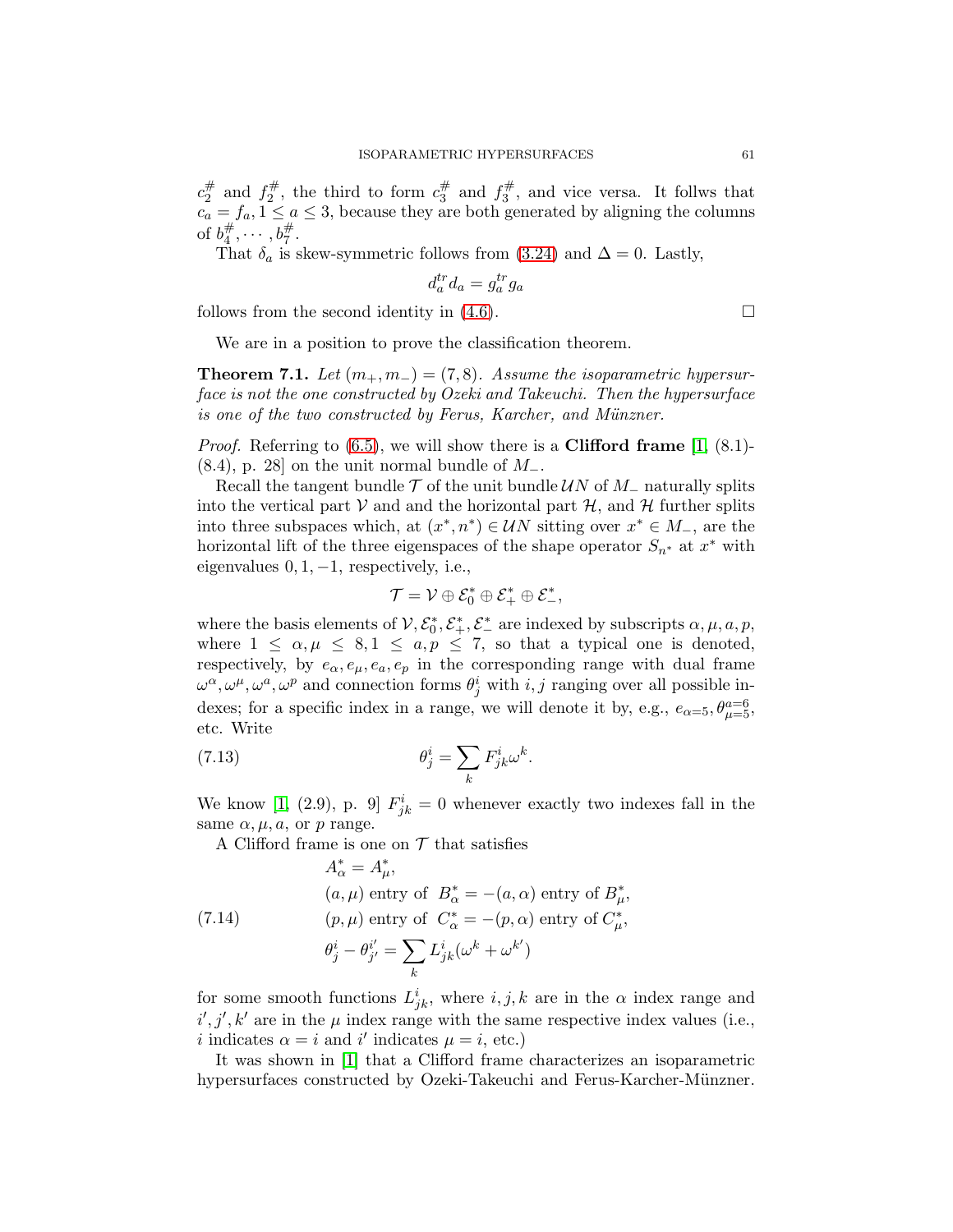$c_2^{\#}$ and $f_2^{\#}$, the third to form $c_3^{\#}$ and $f_3^{\#}$, and vice versa. It follws that $c_a = f_a, 1 \leq a \leq 3$, because they are both generated by aligning the columns of $b_4^{\#}, \cdots, b_7^{\#}$.

That $\delta_a$ is skew-symmetric follows from (3.24) and $\Delta = 0$. Lastly,

$$d_a^{tr} d_a = g_a^{tr} g_a$$

follows from the second identity in (4.6). □

We are in a position to prove the classification theorem.

**Theorem 7.1.** *Let $(m_+, m_-) = (7, 8)$. Assume the isoparametric hypersurface is not the one constructed by Ozeki and Takeuchi. Then the hypersurface is one of the two constructed by Ferus, Karcher, and Münzner.*

*Proof.* Referring to (6.5), we will show there is a **Clifford frame** [1, (8.1)-(8.4), p. 28] on the unit normal bundle of $M_-$.

Recall the tangent bundle $\mathcal{T}$ of the unit bundle $\mathcal{U}N$ of $M_-$ naturally splits into the vertical part $\mathcal{V}$ and and the horizontal part $\mathcal{H}$, and $\mathcal{H}$ further splits into three subspaces which, at $(x^*, n^*) \in \mathcal{U}N$ sitting over $x^* \in M_-$, are the horizontal lift of the three eigenspaces of the shape operator $S_{n^*}$ at $x^*$ with eigenvalues $0, 1, -1$, respectively, i.e.,

$$\mathcal{T} = \mathcal{V} \oplus \mathcal{E}_0^* \oplus \mathcal{E}_+^* \oplus \mathcal{E}_-^*,$$

where the basis elements of $\mathcal{V}, \mathcal{E}_0^*, \mathcal{E}_+^*, \mathcal{E}_-^*$ are indexed by subscripts $\alpha, \mu, a, p$, where $1 \leq \alpha, \mu \leq 8, 1 \leq a, p \leq 7$, so that a typical one is denoted, respectively, by $e_\alpha, e_\mu, e_a, e_p$ in the corresponding range with dual frame $\omega^\alpha, \omega^\mu, \omega^a, \omega^p$ and connection forms $\theta_j^i$ with $i, j$ ranging over all possible indexes; for a specific index in a range, we will denote it by, e.g., $e_{\alpha=5}, \theta_{\mu=5}^{a=6}$, etc. Write

$$\theta_j^i = \sum_k F_{jk}^i \omega^k. \tag{7.13}$$

We know [1, (2.9), p. 9] $F_{jk}^i = 0$ whenever exactly two indexes fall in the same $\alpha, \mu, a$, or $p$ range.

A Clifford frame is one on $\mathcal{T}$ that satisfies

$$\begin{aligned} &A_\alpha^* = A_\mu^*, \\ &(a, \mu) \text{ entry of } B_\alpha^* = -(a, \alpha) \text{ entry of } B_\mu^*, \\ &(p, \mu) \text{ entry of } C_\alpha^* = -(p, \alpha) \text{ entry of } C_\mu^*, \\ &\theta_j^i - \theta_{j'}^{i'} = \sum_k L_{jk}^i (\omega^k + \omega^{k'}) \end{aligned} \tag{7.14}$$

for some smooth functions $L_{jk}^i$, where $i, j, k$ are in the $\alpha$ index range and $i', j', k'$ are in the $\mu$ index range with the same respective index values (i.e., $i$ indicates $\alpha = i$ and $i'$ indicates $\mu = i$, etc.)

It was shown in [1] that a Clifford frame characterizes an isoparametric hypersurfaces constructed by Ozeki-Takeuchi and Ferus-Karcher-Münzner.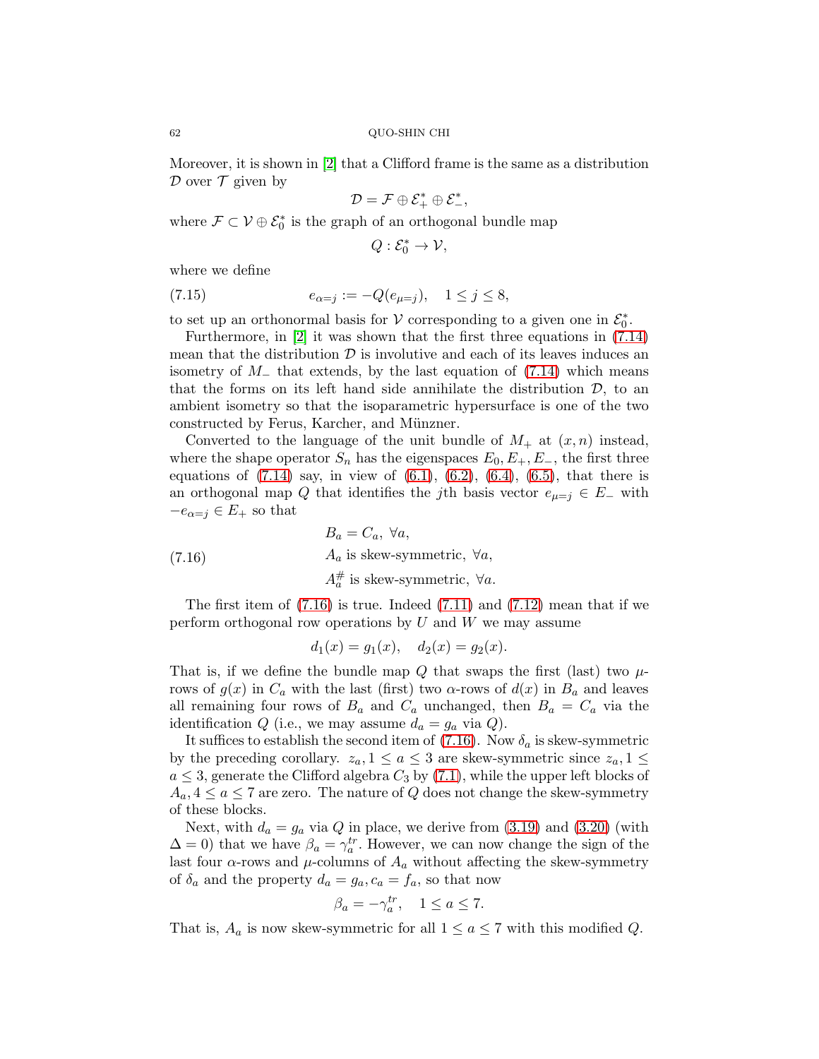Moreover, it is shown in [2] that a Clifford frame is the same as a distribution $\mathcal{D}$ over $\mathcal{T}$ given by

$$\mathcal{D} = \mathcal{F} \oplus \mathcal{E}_+^* \oplus \mathcal{E}_-^*,$$

where $\mathcal{F} \subset \mathcal{V} \oplus \mathcal{E}_0^*$ is the graph of an orthogonal bundle map

$$Q : \mathcal{E}_0^* \to \mathcal{V},$$

where we define

$$e_{\alpha=j} := -Q(e_{\mu=j}), \quad 1 \leq j \leq 8, \tag{7.15}$$

to set up an orthonormal basis for $\mathcal{V}$ corresponding to a given one in $\mathcal{E}_0^*$.

Furthermore, in [2] it was shown that the first three equations in (7.14) mean that the distribution $\mathcal{D}$ is involutive and each of its leaves induces an isometry of $M_-$ that extends, by the last equation of (7.14) which means that the forms on its left hand side annihilate the distribution $\mathcal{D}$, to an ambient isometry so that the isoparametric hypersurface is one of the two constructed by Ferus, Karcher, and Münzner.

Converted to the language of the unit bundle of $M_+$ at $(x, n)$ instead, where the shape operator $S_n$ has the eigenspaces $E_0, E_+, E_-$, the first three equations of (7.14) say, in view of (6.1), (6.2), (6.4), (6.5), that there is an orthogonal map $Q$ that identifies the $j$th basis vector $e_{\mu=j} \in E_-$ with $-e_{\alpha=j} \in E_+$ so that

$$\begin{aligned}
&B_a = C_a, \ \forall a, \\
&A_a \text{ is skew-symmetric}, \ \forall a, \\
&A_a^{\#} \text{ is skew-symmetric}, \ \forall a.
\end{aligned} \tag{7.16}$$

The first item of (7.16) is true. Indeed (7.11) and (7.12) mean that if we perform orthogonal row operations by $U$ and $W$ we may assume

$$d_1(x) = g_1(x), \quad d_2(x) = g_2(x).$$

That is, if we define the bundle map $Q$ that swaps the first (last) two $\mu$-rows of $g(x)$ in $C_a$ with the last (first) two $\alpha$-rows of $d(x)$ in $B_a$ and leaves all remaining four rows of $B_a$ and $C_a$ unchanged, then $B_a = C_a$ via the identification $Q$ (i.e., we may assume $d_a = g_a$ via $Q$).

It suffices to establish the second item of (7.16). Now $\delta_a$ is skew-symmetric by the preceding corollary. $z_a, 1 \leq a \leq 3$ are skew-symmetric since $z_a, 1 \leq a \leq 3$, generate the Clifford algebra $C_3$ by (7.1), while the upper left blocks of $A_a, 4 \leq a \leq 7$ are zero. The nature of $Q$ does not change the skew-symmetry of these blocks.

Next, with $d_a = g_a$ via $Q$ in place, we derive from (3.19) and (3.20) (with $\Delta = 0$) that we have $\beta_a = \gamma_a^{tr}$. However, we can now change the sign of the last four $\alpha$-rows and $\mu$-columns of $A_a$ without affecting the skew-symmetry of $\delta_a$ and the property $d_a = g_a, c_a = f_a$, so that now

$$\beta_a = -\gamma_a^{tr}, \quad 1 \leq a \leq 7.$$

That is, $A_a$ is now skew-symmetric for all $1 \leq a \leq 7$ with this modified $Q$.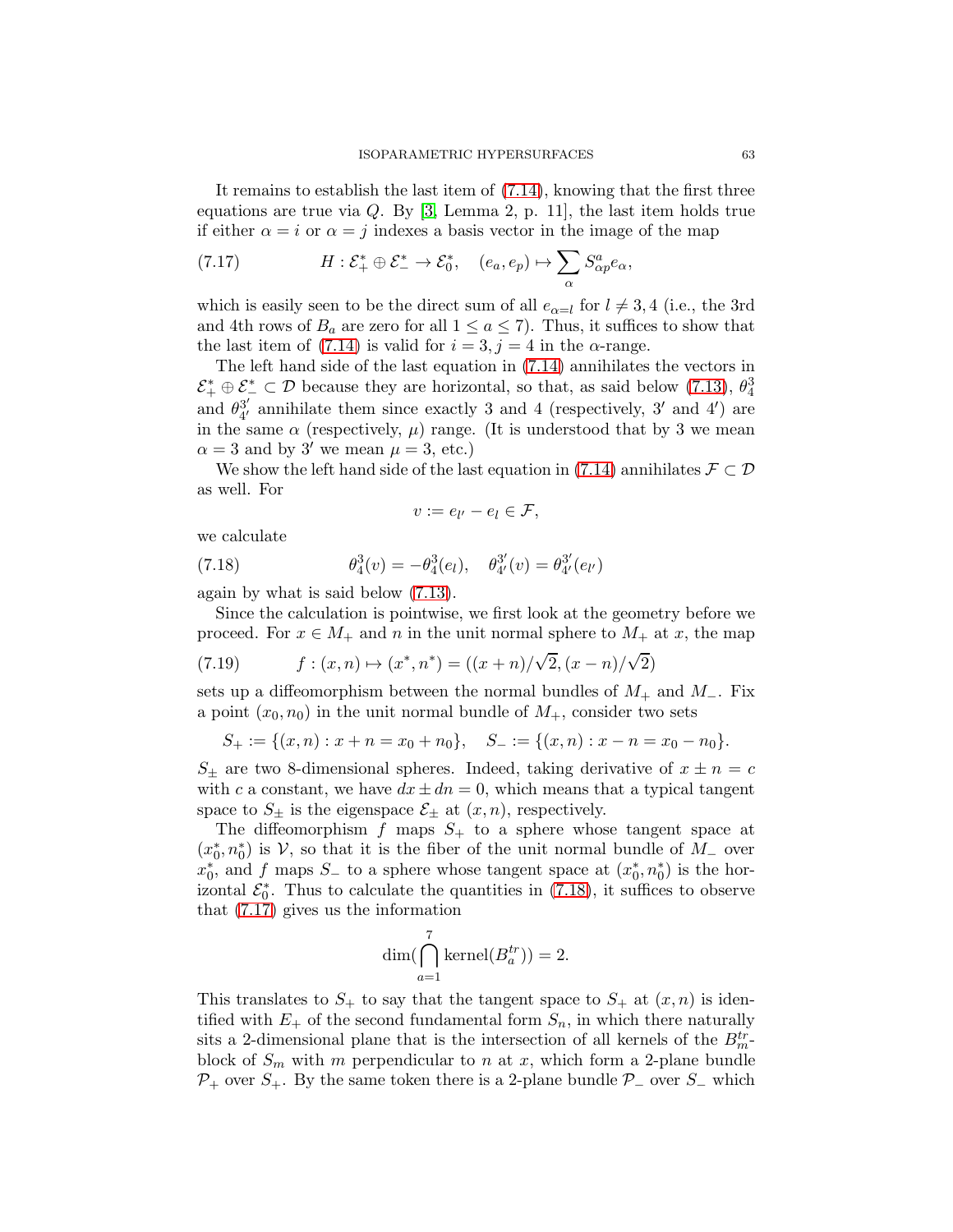It remains to establish the last item of (7.14), knowing that the first three equations are true via $Q$. By [3, Lemma 2, p. 11], the last item holds true if either $\alpha = i$ or $\alpha = j$ indexes a basis vector in the image of the map

$$H : \mathcal{E}_+^* \oplus \mathcal{E}_-^* \to \mathcal{E}_0^*, \quad (e_a, e_p) \mapsto \sum_\alpha S^a_{\alpha p} e_\alpha, \tag{7.17}$$

which is easily seen to be the direct sum of all $e_{\alpha=l}$ for $l \neq 3, 4$ (i.e., the 3rd and 4th rows of $B_a$ are zero for all $1 \leq a \leq 7$). Thus, it suffices to show that the last item of (7.14) is valid for $i = 3, j = 4$ in the $\alpha$-range.

The left hand side of the last equation in (7.14) annihilates the vectors in $\mathcal{E}_+^* \oplus \mathcal{E}_-^* \subset \mathcal{D}$ because they are horizontal, so that, as said below (7.13), $\theta_4^3$ and $\theta_{4'}^{3'}$ annihilate them since exactly 3 and 4 (respectively, $3'$ and $4'$) are in the same $\alpha$ (respectively, $\mu$) range. (It is understood that by 3 we mean $\alpha = 3$ and by $3'$ we mean $\mu = 3$, etc.)

We show the left hand side of the last equation in (7.14) annihilates $\mathcal{F} \subset \mathcal{D}$ as well. For

$$v := e_{l'} - e_l \in \mathcal{F},$$

we calculate

$$\theta_4^3(v) = -\theta_4^3(e_l), \quad \theta_{4'}^{3'}(v) = \theta_{4'}^{3'}(e_{l'}) \tag{7.18}$$

again by what is said below (7.13).

Since the calculation is pointwise, we first look at the geometry before we proceed. For $x \in M_+$ and $n$ in the unit normal sphere to $M_+$ at $x$, the map

$$f : (x, n) \mapsto (x^*, n^*) = ((x + n)/\sqrt{2}, (x - n)/\sqrt{2}) \tag{7.19}$$

sets up a diffeomorphism between the normal bundles of $M_+$ and $M_-$. Fix a point $(x_0, n_0)$ in the unit normal bundle of $M_+$, consider two sets

$$S_+ := \{(x, n) : x + n = x_0 + n_0\}, \quad S_- := \{(x, n) : x - n = x_0 - n_0\}.$$

$S_\pm$ are two 8-dimensional spheres. Indeed, taking derivative of $x \pm n = c$ with $c$ a constant, we have $dx \pm dn = 0$, which means that a typical tangent space to $S_\pm$ is the eigenspace $\mathcal{E}_\pm$ at $(x, n)$, respectively.

The diffeomorphism $f$ maps $S_+$ to a sphere whose tangent space at $(x_0^*, n_0^*)$ is $\mathcal{V}$, so that it is the fiber of the unit normal bundle of $M_-$ over $x_0^*$, and $f$ maps $S_-$ to a sphere whose tangent space at $(x_0^*, n_0^*)$ is the horizontal $\mathcal{E}_0^*$. Thus to calculate the quantities in (7.18), it suffices to observe that (7.17) gives us the information

$$\dim(\bigcap_{a=1}^{7} \text{kernel}(B_a^{tr})) = 2.$$

This translates to $S_+$ to say that the tangent space to $S_+$ at $(x, n)$ is identified with $E_+$ of the second fundamental form $S_n$, in which there naturally sits a 2-dimensional plane that is the intersection of all kernels of the $B_m^{tr}$-block of $S_m$ with $m$ perpendicular to $n$ at $x$, which form a 2-plane bundle $\mathcal{P}_+$ over $S_+$. By the same token there is a 2-plane bundle $\mathcal{P}_-$ over $S_-$ which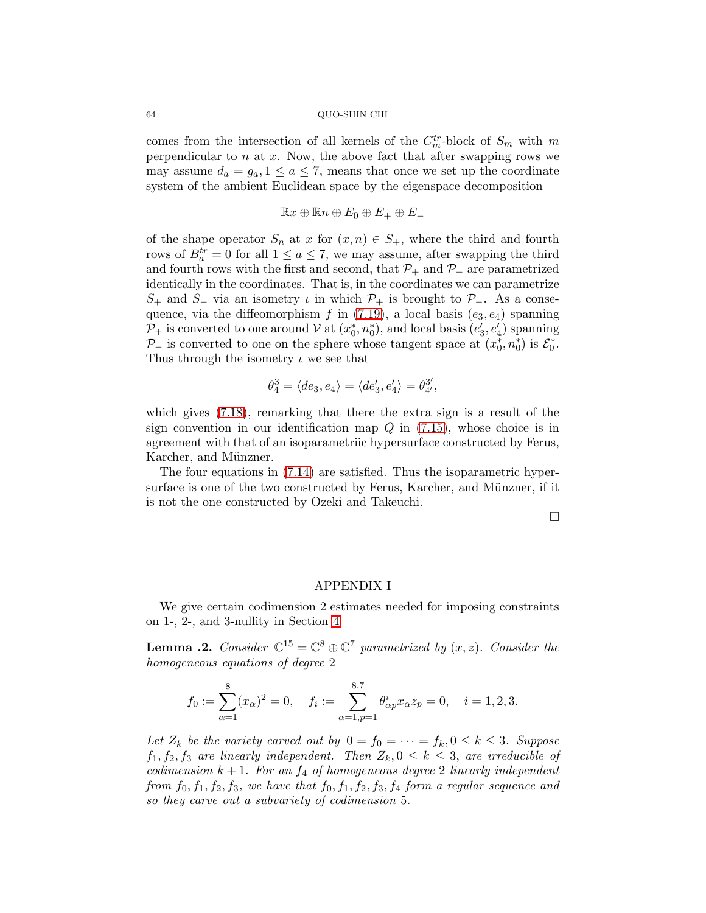comes from the intersection of all kernels of the $C_m^{tr}$-block of $S_m$ with $m$ perpendicular to $n$ at $x$. Now, the above fact that after swapping rows we may assume $d_a = g_a, 1 \leq a \leq 7$, means that once we set up the coordinate system of the ambient Euclidean space by the eigenspace decomposition

$$\mathbb{R}x \oplus \mathbb{R}n \oplus E_0 \oplus E_+ \oplus E_-$$

of the shape operator $S_n$ at $x$ for $(x, n) \in S_+$, where the third and fourth rows of $B_a^{tr} = 0$ for all $1 \leq a \leq 7$, we may assume, after swapping the third and fourth rows with the first and second, that $\mathcal{P}_+$ and $\mathcal{P}_-$ are parametrized identically in the coordinates. That is, in the coordinates we can parametrize $S_+$ and $S_-$ via an isometry $\iota$ in which $\mathcal{P}_+$ is brought to $\mathcal{P}_-$. As a consequence, via the diffeomorphism $f$ in (7.19), a local basis $(e_3, e_4)$ spanning $\mathcal{P}_+$ is converted to one around $\mathcal{V}$ at $(x_0^*, n_0^*)$, and local basis $(e_3', e_4')$ spanning $\mathcal{P}_-$ is converted to one on the sphere whose tangent space at $(x_0^*, n_0^*)$ is $\mathcal{E}_0^*$. Thus through the isometry $\iota$ we see that

$$\theta_4^3 = \langle de_3, e_4 \rangle = \langle de_3', e_4' \rangle = \theta_{4'}^{3'},$$

which gives (7.18), remarking that there the extra sign is a result of the sign convention in our identification map $Q$ in (7.15), whose choice is in agreement with that of an isoparametriic hypersurface constructed by Ferus, Karcher, and Münzner.

The four equations in (7.14) are satisfied. Thus the isoparametric hypersurface is one of the two constructed by Ferus, Karcher, and Münzner, if it is not the one constructed by Ozeki and Takeuchi.

□

## APPENDIX I

We give certain codimension 2 estimates needed for imposing constraints on 1-, 2-, and 3-nullity in Section 4.

**Lemma .2.** *Consider $\mathbb{C}^{15} = \mathbb{C}^8 \oplus \mathbb{C}^7$ parametrized by $(x, z)$. Consider the homogeneous equations of degree 2*

$$f_0 := \sum_{\alpha=1}^{8} (x_\alpha)^2 = 0, \quad f_i := \sum_{\alpha=1, p=1}^{8,7} \theta_{\alpha p}^i x_\alpha z_p = 0, \quad i = 1, 2, 3.$$

*Let $Z_k$ be the variety carved out by $0 = f_0 = \cdots = f_k, 0 \leq k \leq 3$. Suppose $f_1, f_2, f_3$ are linearly independent. Then $Z_k, 0 \leq k \leq 3$, are irreducible of codimension $k+1$. For an $f_4$ of homogeneous degree 2 linearly independent from $f_0, f_1, f_2, f_3$, we have that $f_0, f_1, f_2, f_3, f_4$ form a regular sequence and so they carve out a subvariety of codimension 5.*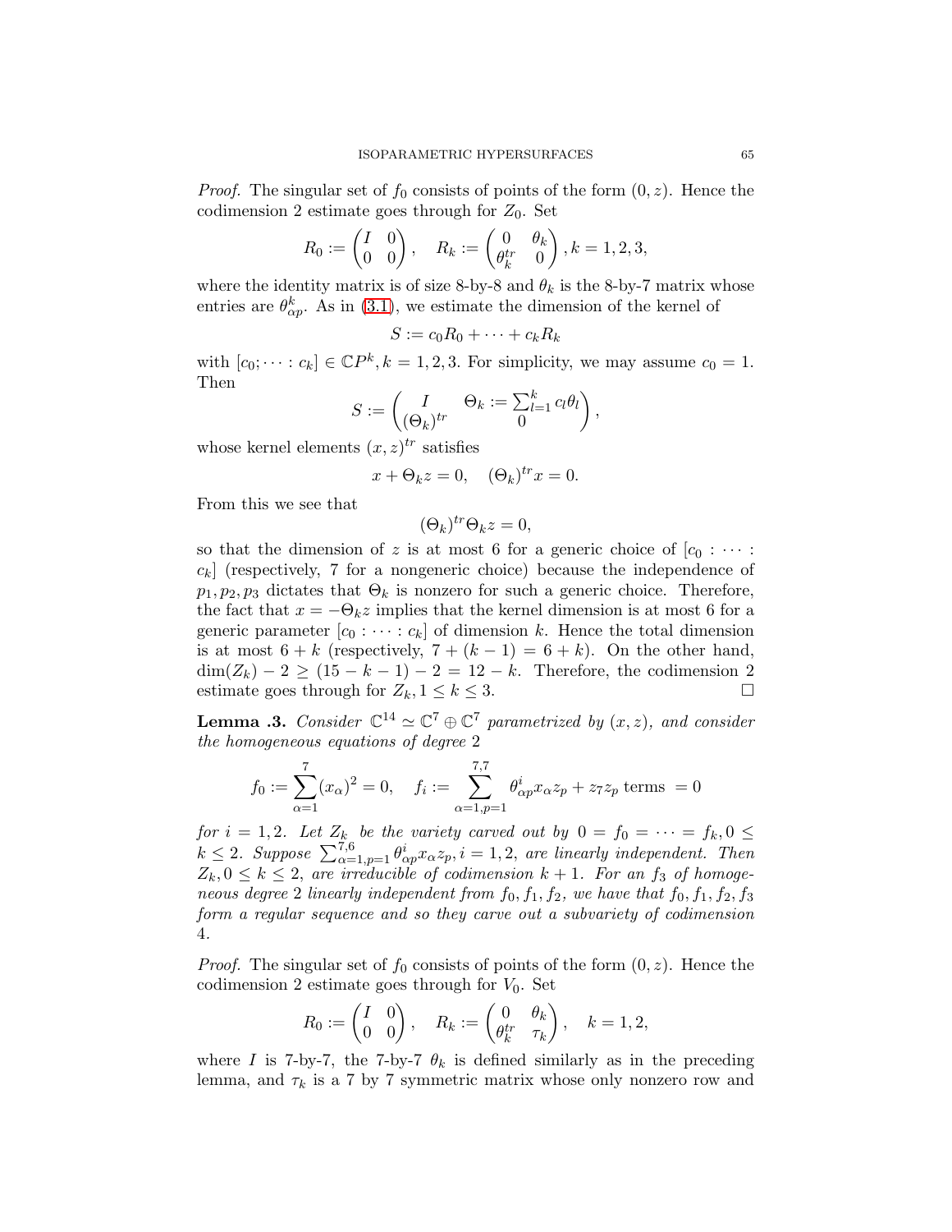*Proof.* The singular set of $f_0$ consists of points of the form $(0, z)$. Hence the codimension 2 estimate goes through for $Z_0$. Set

$$R_0 := \begin{pmatrix} I & 0 \\ 0 & 0 \end{pmatrix}, \quad R_k := \begin{pmatrix} 0 & \theta_k \\ \theta_k^{tr} & 0 \end{pmatrix}, k = 1, 2, 3,$$

where the identity matrix is of size 8-by-8 and $\theta_k$ is the 8-by-7 matrix whose entries are $\theta^k_{\alpha p}$. As in (3.1), we estimate the dimension of the kernel of

$$S := c_0 R_0 + \cdots + c_k R_k$$

with $[c_0; \cdots : c_k] \in \mathbb{C}P^k, k = 1, 2, 3$. For simplicity, we may assume $c_0 = 1$. Then

$$S := \begin{pmatrix} I & \Theta_k := \sum_{l=1}^k c_l \theta_l \\ (\Theta_k)^{tr} & 0 \end{pmatrix},$$

whose kernel elements $(x, z)^{tr}$ satisfies

$$x + \Theta_k z = 0, \quad (\Theta_k)^{tr} x = 0.$$

From this we see that

$$(\Theta_k)^{tr} \Theta_k z = 0,$$

so that the dimension of $z$ is at most 6 for a generic choice of $[c_0 : \cdots : c_k]$ (respectively, 7 for a nongeneric choice) because the independence of $p_1, p_2, p_3$ dictates that $\Theta_k$ is nonzero for such a generic choice. Therefore, the fact that $x = -\Theta_k z$ implies that the kernel dimension is at most 6 for a generic parameter $[c_0 : \cdots : c_k]$ of dimension $k$. Hence the total dimension is at most $6 + k$ (respectively, $7 + (k - 1) = 6 + k$). On the other hand, $\dim(Z_k) - 2 \geq (15 - k - 1) - 2 = 12 - k$. Therefore, the codimension 2 estimate goes through for $Z_k, 1 \leq k \leq 3$. $\square$

**Lemma .3.** *Consider $\mathbb{C}^{14} \simeq \mathbb{C}^7 \oplus \mathbb{C}^7$ parametrized by $(x, z)$, and consider the homogeneous equations of degree 2*

$$f_0 := \sum_{\alpha=1}^{7} (x_\alpha)^2 = 0, \quad f_i := \sum_{\alpha=1, p=1}^{7,7} \theta^i_{\alpha p} x_\alpha z_p + z_7 z_p \text{ terms } = 0$$

*for $i = 1, 2$. Let $Z_k$ be the variety carved out by $0 = f_0 = \cdots = f_k, 0 \leq k \leq 2$. Suppose $\sum_{\alpha=1,p=1}^{7,6} \theta^i_{\alpha p} x_\alpha z_p, i = 1, 2$, are linearly independent. Then $Z_k, 0 \leq k \leq 2$, are irreducible of codimension $k + 1$. For an $f_3$ of homogeneous degree 2 linearly independent from $f_0, f_1, f_2$, we have that $f_0, f_1, f_2, f_3$ form a regular sequence and so they carve out a subvariety of codimension 4.*

*Proof.* The singular set of $f_0$ consists of points of the form $(0, z)$. Hence the codimension 2 estimate goes through for $V_0$. Set

$$R_0 := \begin{pmatrix} I & 0 \\ 0 & 0 \end{pmatrix}, \quad R_k := \begin{pmatrix} 0 & \theta_k \\ \theta_k^{tr} & \tau_k \end{pmatrix}, \quad k = 1, 2,$$

where $I$ is 7-by-7, the 7-by-7 $\theta_k$ is defined similarly as in the preceding lemma, and $\tau_k$ is a 7 by 7 symmetric matrix whose only nonzero row and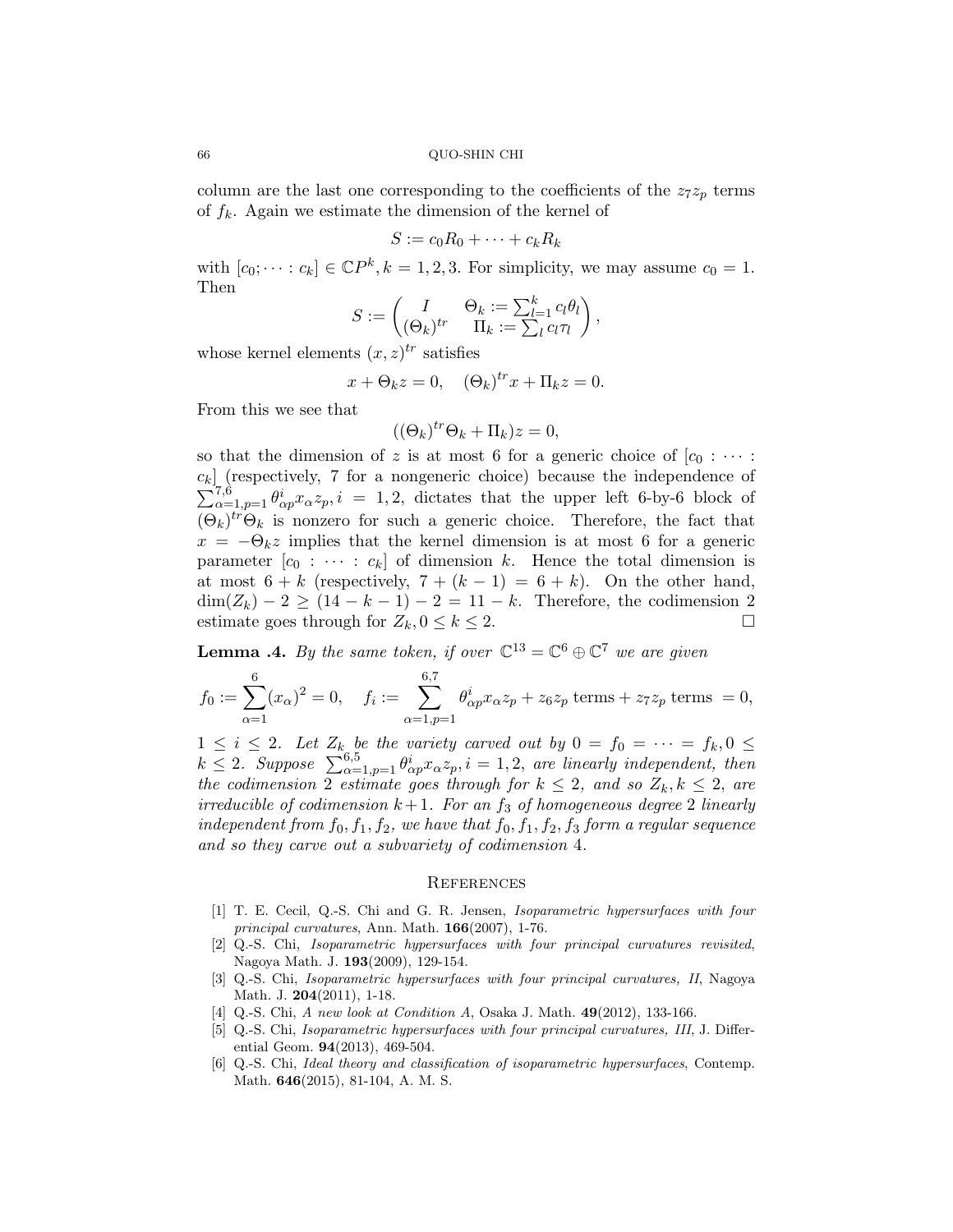column are the last one corresponding to the coefficients of the $z_7 z_p$ terms of $f_k$. Again we estimate the dimension of the kernel of

$$S := c_0 R_0 + \cdots + c_k R_k$$

with $[c_0; \cdots : c_k] \in \mathbb{C}P^k, k = 1, 2, 3$. For simplicity, we may assume $c_0 = 1$. Then

$$S := \begin{pmatrix} I & \Theta_k := \sum_{l=1}^k c_l \theta_l \\ (\Theta_k)^{tr} & \Pi_k := \sum_l c_l \tau_l \end{pmatrix},$$

whose kernel elements $(x, z)^{tr}$ satisfies

$$x + \Theta_k z = 0, \quad (\Theta_k)^{tr} x + \Pi_k z = 0.$$

From this we see that

$$((\Theta_k)^{tr} \Theta_k + \Pi_k) z = 0,$$

so that the dimension of $z$ is at most 6 for a generic choice of $[c_0 : \cdots : c_k]$ (respectively, 7 for a nongeneric choice) because the independence of $\sum_{\alpha=1,p=1}^{7,6} \theta^i_{\alpha p} x_\alpha z_p, i = 1, 2$, dictates that the upper left 6-by-6 block of $(\Theta_k)^{tr} \Theta_k$ is nonzero for such a generic choice. Therefore, the fact that $x = -\Theta_k z$ implies that the kernel dimension is at most 6 for a generic parameter $[c_0 : \cdots : c_k]$ of dimension $k$. Hence the total dimension is at most $6 + k$ (respectively, $7 + (k - 1) = 6 + k$). On the other hand, $\dim(Z_k) - 2 \geq (14 - k - 1) - 2 = 11 - k$. Therefore, the codimension 2 estimate goes through for $Z_k, 0 \leq k \leq 2$. $\square$

**Lemma .4.** *By the same token, if over $\mathbb{C}^{13} = \mathbb{C}^6 \oplus \mathbb{C}^7$ we are given*

$$f_0 := \sum_{\alpha=1}^{6} (x_\alpha)^2 = 0, \quad f_i := \sum_{\alpha=1,p=1}^{6,7} \theta^i_{\alpha p} x_\alpha z_p + z_6 z_p \text{ terms} + z_7 z_p \text{ terms } = 0,$$

*$1 \leq i \leq 2$. Let $Z_k$ be the variety carved out by $0 = f_0 = \cdots = f_k, 0 \leq k \leq 2$. Suppose $\sum_{\alpha=1,p=1}^{6,5} \theta^i_{\alpha p} x_\alpha z_p, i = 1, 2$, are linearly independent, then the codimension 2 estimate goes through for $k \leq 2$, and so $Z_k, k \leq 2$, are irreducible of codimension $k+1$. For an $f_3$ of homogeneous degree 2 linearly independent from $f_0, f_1, f_2$, we have that $f_0, f_1, f_2, f_3$ form a regular sequence and so they carve out a subvariety of codimension 4.*

## References

[1] T. E. Cecil, Q.-S. Chi and G. R. Jensen, *Isoparametric hypersurfaces with four principal curvatures*, Ann. Math. **166**(2007), 1-76.

[2] Q.-S. Chi, *Isoparametric hypersurfaces with four principal curvatures revisited*, Nagoya Math. J. **193**(2009), 129-154.

[3] Q.-S. Chi, *Isoparametric hypersurfaces with four principal curvatures, II*, Nagoya Math. J. **204**(2011), 1-18.

[4] Q.-S. Chi, *A new look at Condition A*, Osaka J. Math. **49**(2012), 133-166.

[5] Q.-S. Chi, *Isoparametric hypersurfaces with four principal curvatures, III*, J. Differential Geom. **94**(2013), 469-504.

[6] Q.-S. Chi, *Ideal theory and classification of isoparametric hypersurfaces*, Contemp. Math. **646**(2015), 81-104, A. M. S.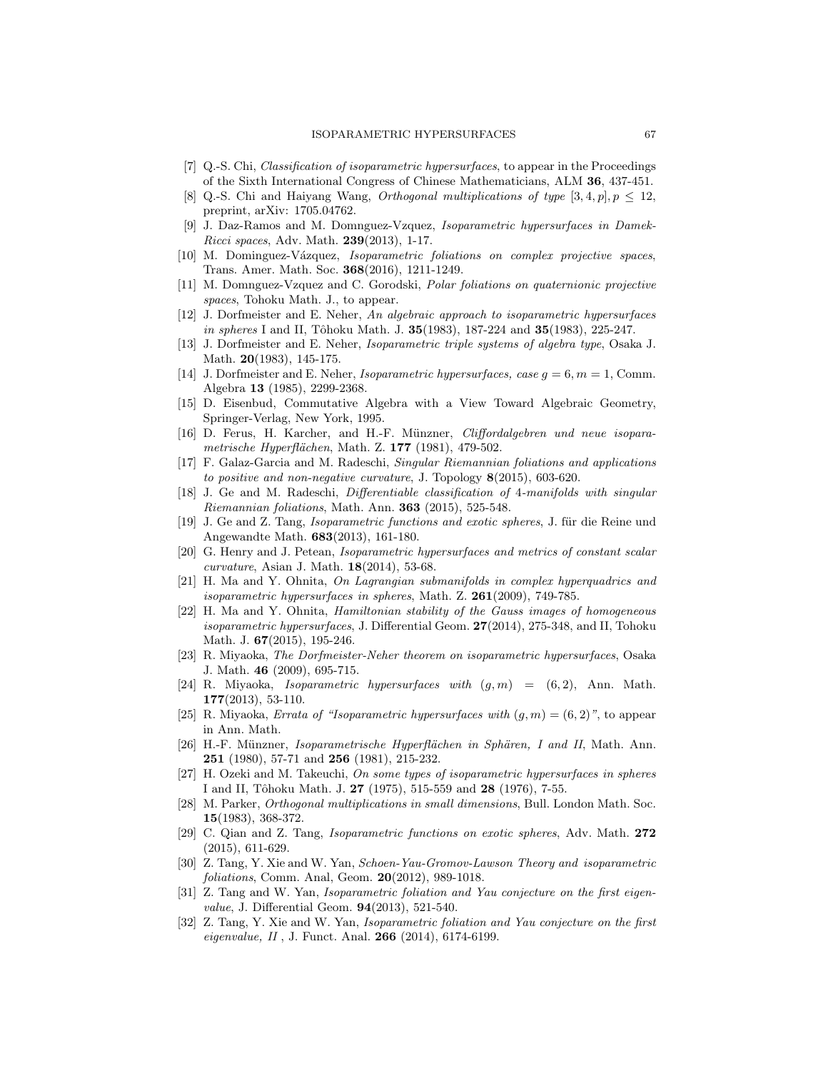[7] Q.-S. Chi, *Classification of isoparametric hypersurfaces*, to appear in the Proceedings of the Sixth International Congress of Chinese Mathematicians, ALM **36**, 437-451.

[8] Q.-S. Chi and Haiyang Wang, *Orthogonal multiplications of type* $[3,4,p], p \leq 12$, preprint, arXiv: 1705.04762.

[9] J. Daz-Ramos and M. Domnguez-Vzquez, *Isoparametric hypersurfaces in Damek-Ricci spaces*, Adv. Math. **239**(2013), 1-17.

[10] M. Dominguez-Vázquez, *Isoparametric foliations on complex projective spaces*, Trans. Amer. Math. Soc. **368**(2016), 1211-1249.

[11] M. Domnguez-Vzquez and C. Gorodski, *Polar foliations on quaternionic projective spaces*, Tohoku Math. J., to appear.

[12] J. Dorfmeister and E. Neher, *An algebraic approach to isoparametric hypersurfaces in spheres* I and II, Tôhoku Math. J. **35**(1983), 187-224 and **35**(1983), 225-247.

[13] J. Dorfmeister and E. Neher, *Isoparametric triple systems of algebra type*, Osaka J. Math. **20**(1983), 145-175.

[14] J. Dorfmeister and E. Neher, *Isoparametric hypersurfaces, case* $g = 6, m = 1$, Comm. Algebra **13** (1985), 2299-2368.

[15] D. Eisenbud, Commutative Algebra with a View Toward Algebraic Geometry, Springer-Verlag, New York, 1995.

[16] D. Ferus, H. Karcher, and H.-F. Münzner, *Cliffordalgebren und neue isoparametrische Hyperflächen*, Math. Z. **177** (1981), 479-502.

[17] F. Galaz-Garcia and M. Radeschi, *Singular Riemannian foliations and applications to positive and non-negative curvature*, J. Topology **8**(2015), 603-620.

[18] J. Ge and M. Radeschi, *Differentiable classification of* 4*-manifolds with singular Riemannian foliations*, Math. Ann. **363** (2015), 525-548.

[19] J. Ge and Z. Tang, *Isoparametric functions and exotic spheres*, J. für die Reine und Angewandte Math. **683**(2013), 161-180.

[20] G. Henry and J. Petean, *Isoparametric hypersurfaces and metrics of constant scalar curvature*, Asian J. Math. **18**(2014), 53-68.

[21] H. Ma and Y. Ohnita, *On Lagrangian submanifolds in complex hyperquadrics and isoparametric hypersurfaces in spheres*, Math. Z. **261**(2009), 749-785.

[22] H. Ma and Y. Ohnita, *Hamiltonian stability of the Gauss images of homogeneous isoparametric hypersurfaces*, J. Differential Geom. **27**(2014), 275-348, and II, Tohoku Math. J. **67**(2015), 195-246.

[23] R. Miyaoka, *The Dorfmeister-Neher theorem on isoparametric hypersurfaces*, Osaka J. Math. **46** (2009), 695-715.

[24] R. Miyaoka, *Isoparametric hypersurfaces with* $(g, m) = (6, 2)$, Ann. Math. **177**(2013), 53-110.

[25] R. Miyaoka, *Errata of "Isoparametric hypersurfaces with* $(g, m) = (6, 2)$*"*, to appear in Ann. Math.

[26] H.-F. Münzner, *Isoparametrische Hyperflächen in Sphären, I and II*, Math. Ann. **251** (1980), 57-71 and **256** (1981), 215-232.

[27] H. Ozeki and M. Takeuchi, *On some types of isoparametric hypersurfaces in spheres* I and II, Tôhoku Math. J. **27** (1975), 515-559 and **28** (1976), 7-55.

[28] M. Parker, *Orthogonal multiplications in small dimensions*, Bull. London Math. Soc. **15**(1983), 368-372.

[29] C. Qian and Z. Tang, *Isoparametric functions on exotic spheres*, Adv. Math. **272** (2015), 611-629.

[30] Z. Tang, Y. Xie and W. Yan, *Schoen-Yau-Gromov-Lawson Theory and isoparametric foliations*, Comm. Anal, Geom. **20**(2012), 989-1018.

[31] Z. Tang and W. Yan, *Isoparametric foliation and Yau conjecture on the first eigenvalue*, J. Differential Geom. **94**(2013), 521-540.

[32] Z. Tang, Y. Xie and W. Yan, *Isoparametric foliation and Yau conjecture on the first eigenvalue, II* , J. Funct. Anal. **266** (2014), 6174-6199.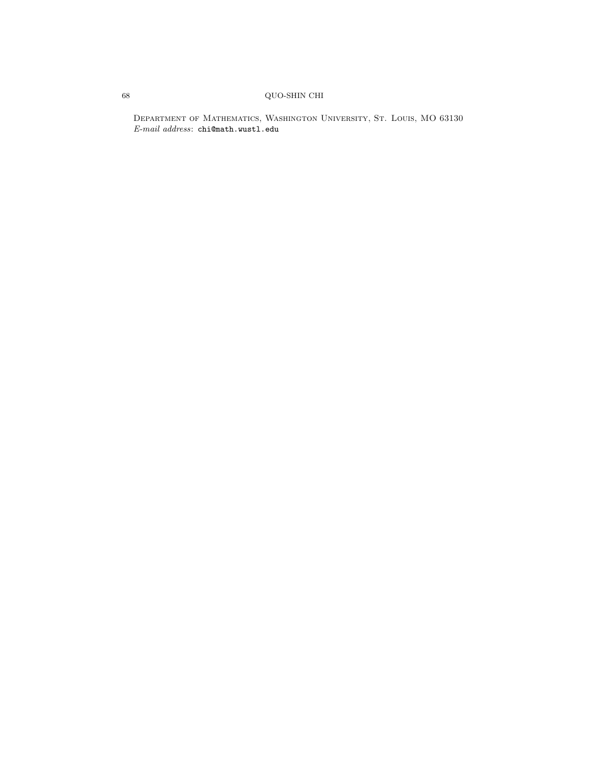Department of Mathematics, Washington University, St. Louis, MO 63130
*E-mail address*: chi@math.wustl.edu